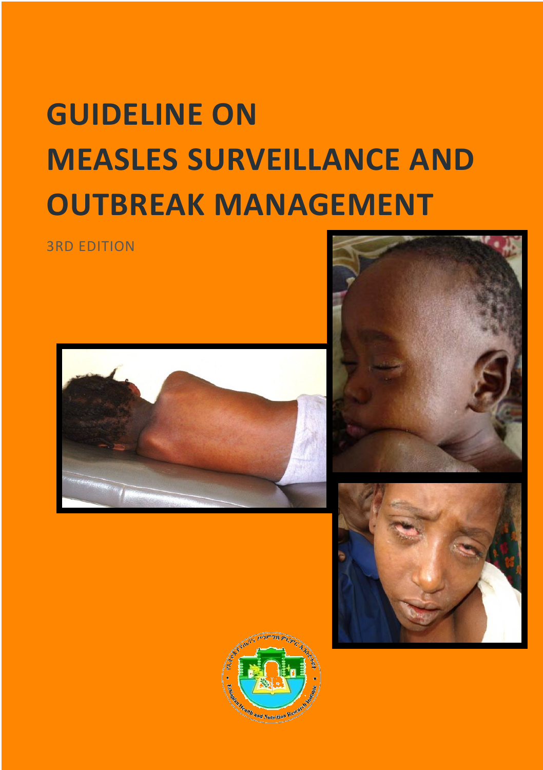# GUIDELINE ON MEASLES SURVEILLANCE AND OUTBREAK MANAGEMENT

3RD EDITION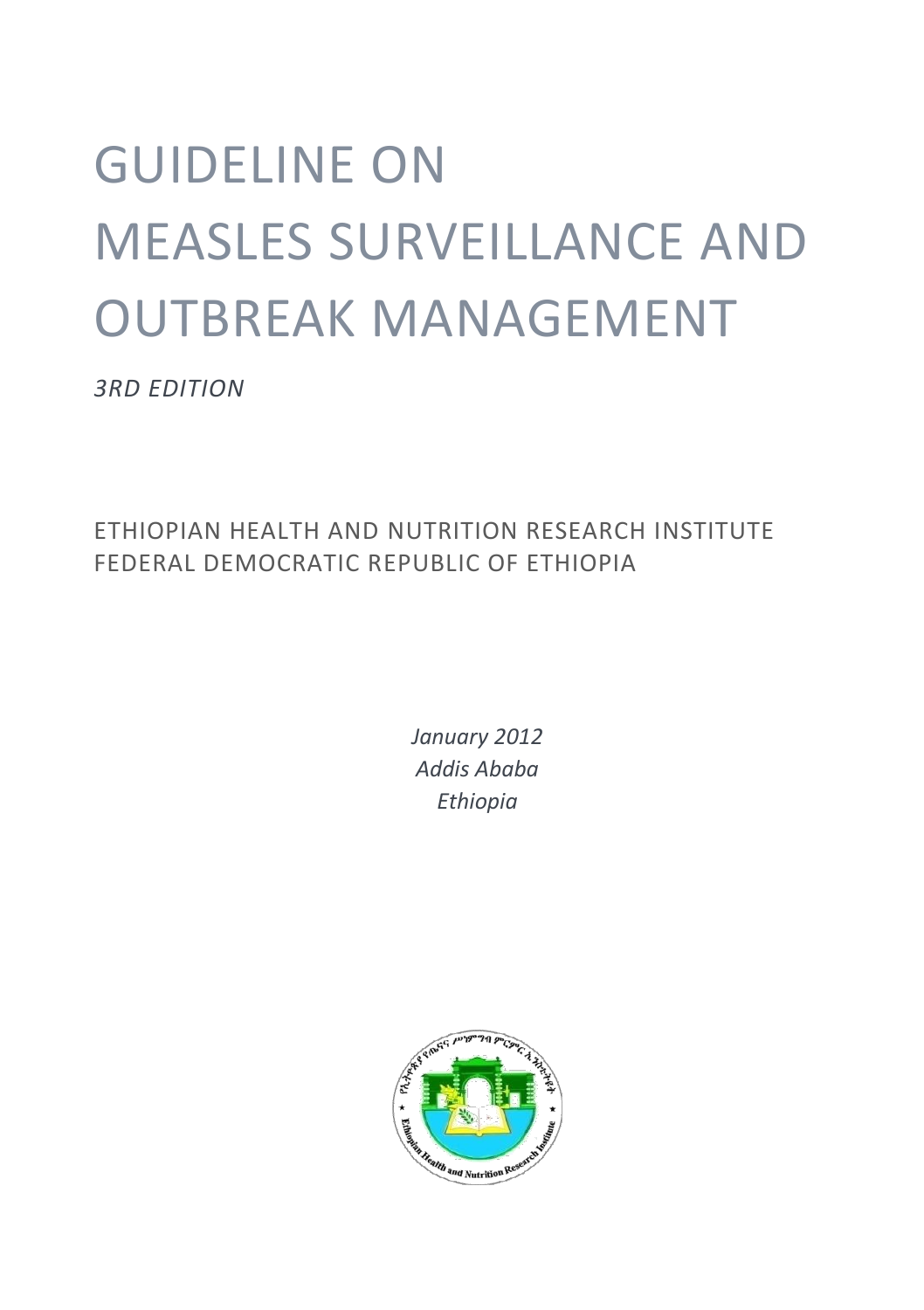# GUIDELINE ON MEASLES SURVEILLANCE AND OUTBREAK MANAGEMENT

*3RD EDITION*

ETHIOPIAN HEALTH AND NUTRITION RESEARCH INSTITUTE
FEDERAL DEMOCRATIC REPUBLIC OF ETHIOPIA

*January 2012*
*Addis Ababa*
*Ethiopia*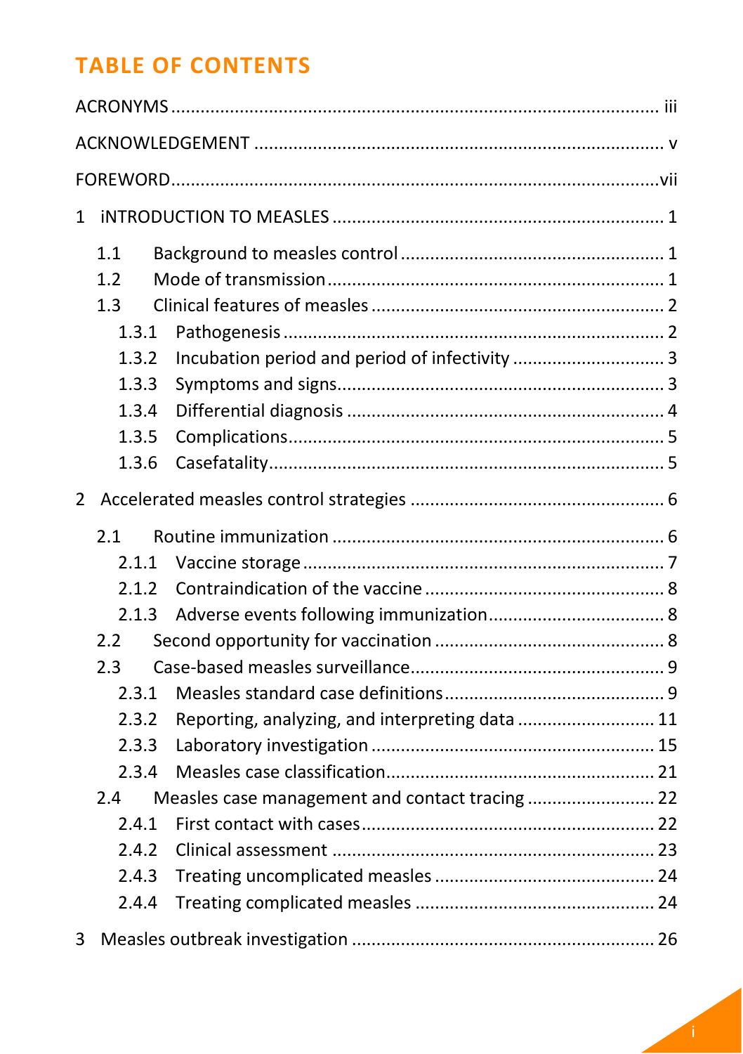# TABLE OF CONTENTS

ACRONYMS ................................................................................ iii

ACKNOWLEDGEMENT ................................................................. v

FOREWORD..............................................................................vii

1 iNTRODUCTION TO MEASLES ................................................. 1

- 1.1 Background to measles control ............................................ 1
- 1.2 Mode of transmission ........................................................ 1
- 1.3 Clinical features of measles ............................................... 2
  - 1.3.1 Pathogenesis ............................................................ 2
  - 1.3.2 Incubation period and period of infectivity ....................... 3
  - 1.3.3 Symptoms and signs.................................................... 3
  - 1.3.4 Differential diagnosis .................................................. 4
  - 1.3.5 Complications............................................................. 5
  - 1.3.6 Casefatality................................................................ 5

2 Accelerated measles control strategies ..................................... 6

- 2.1 Routine immunization ....................................................... 6
  - 2.1.1 Vaccine storage .......................................................... 7
  - 2.1.2 Contraindication of the vaccine ...................................... 8
  - 2.1.3 Adverse events following immunization............................ 8
- 2.2 Second opportunity for vaccination ...................................... 8
- 2.3 Case-based measles surveillance.......................................... 9
  - 2.3.1 Measles standard case definitions ................................... 9
  - 2.3.2 Reporting, analyzing, and interpreting data ...................... 11
  - 2.3.3 Laboratory investigation ............................................. 15
  - 2.3.4 Measles case classification........................................... 21
- 2.4 Measles case management and contact tracing ..................... 22
  - 2.4.1 First contact with cases............................................... 22
  - 2.4.2 Clinical assessment ................................................... 23
  - 2.4.3 Treating uncomplicated measles .................................... 24
  - 2.4.4 Treating complicated measles ....................................... 24

3 Measles outbreak investigation .............................................. 26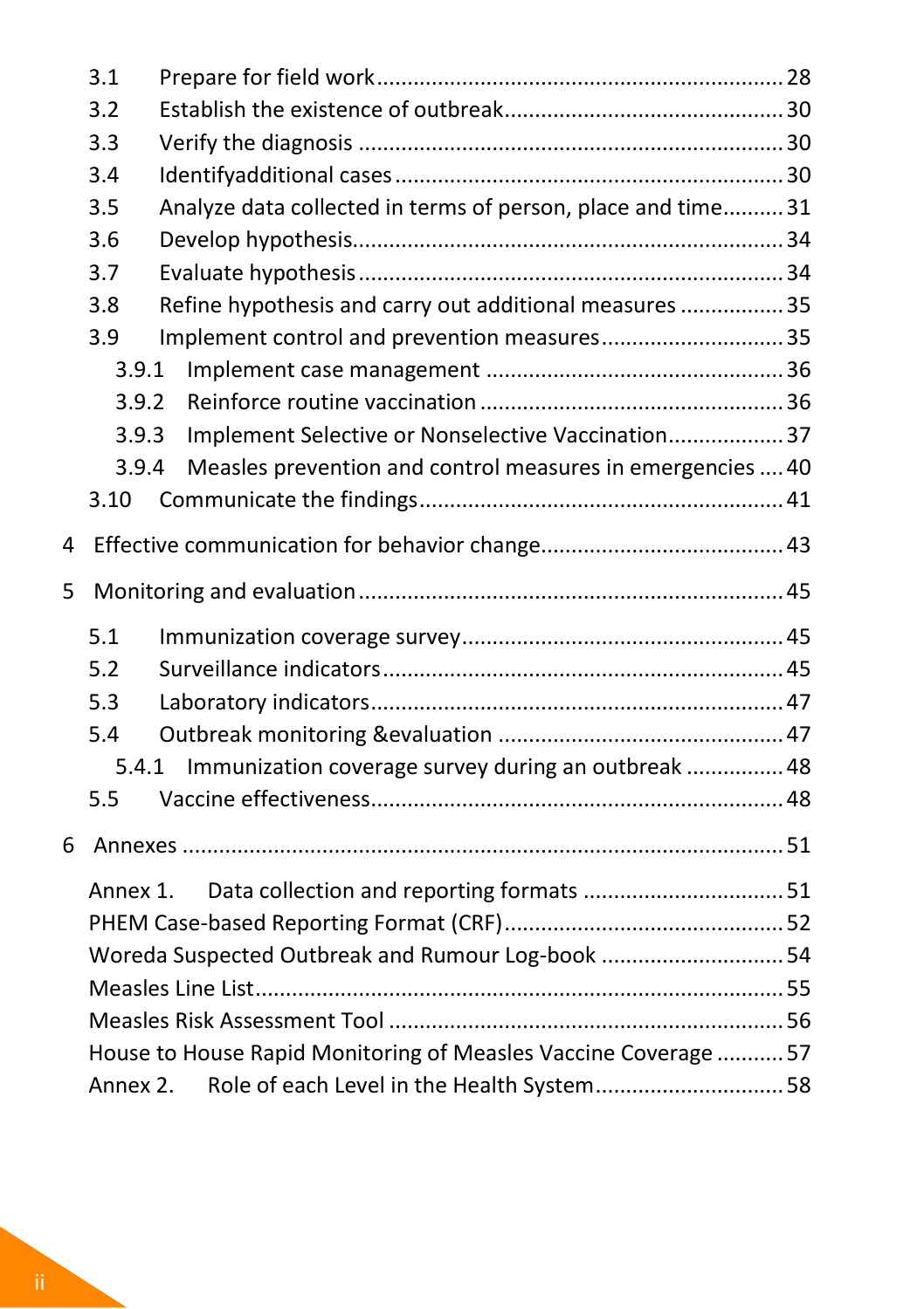- 3.1 Prepare for field work ..... 28
- 3.2 Establish the existence of outbreak ..... 30
- 3.3 Verify the diagnosis ..... 30
- 3.4 Identifyadditional cases ..... 30
- 3.5 Analyze data collected in terms of person, place and time ..... 31
- 3.6 Develop hypothesis ..... 34
- 3.7 Evaluate hypothesis ..... 34
- 3.8 Refine hypothesis and carry out additional measures ..... 35
- 3.9 Implement control and prevention measures ..... 35
  - 3.9.1 Implement case management ..... 36
  - 3.9.2 Reinforce routine vaccination ..... 36
  - 3.9.3 Implement Selective or Nonselective Vaccination ..... 37
  - 3.9.4 Measles prevention and control measures in emergencies ..... 40
- 3.10 Communicate the findings ..... 41

4 Effective communication for behavior change ..... 43

5 Monitoring and evaluation ..... 45

- 5.1 Immunization coverage survey ..... 45
- 5.2 Surveillance indicators ..... 45
- 5.3 Laboratory indicators ..... 47
- 5.4 Outbreak monitoring &evaluation ..... 47
  - 5.4.1 Immunization coverage survey during an outbreak ..... 48
- 5.5 Vaccine effectiveness ..... 48

6 Annexes ..... 51

- Annex 1. Data collection and reporting formats ..... 51
- PHEM Case-based Reporting Format (CRF) ..... 52
- Woreda Suspected Outbreak and Rumour Log-book ..... 54
- Measles Line List ..... 55
- Measles Risk Assessment Tool ..... 56
- House to House Rapid Monitoring of Measles Vaccine Coverage ..... 57
- Annex 2. Role of each Level in the Health System ..... 58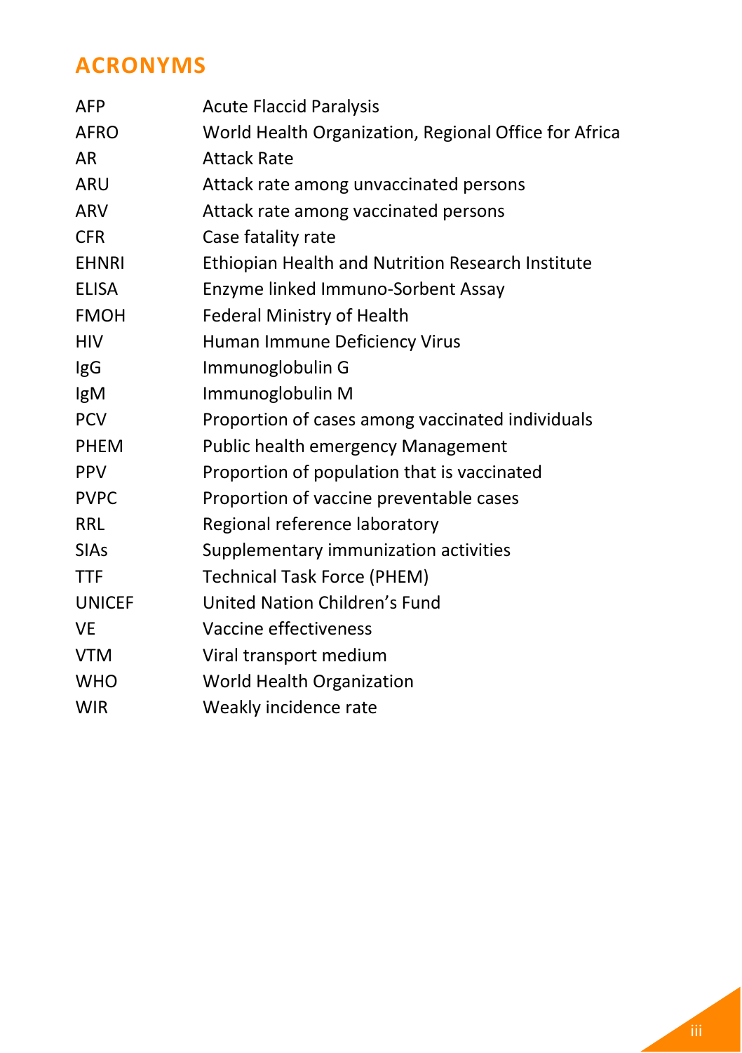## ACRONYMS

| | |
|---|---|
| AFP | Acute Flaccid Paralysis |
| AFRO | World Health Organization, Regional Office for Africa |
| AR | Attack Rate |
| ARU | Attack rate among unvaccinated persons |
| ARV | Attack rate among vaccinated persons |
| CFR | Case fatality rate |
| EHNRI | Ethiopian Health and Nutrition Research Institute |
| ELISA | Enzyme linked Immuno-Sorbent Assay |
| FMOH | Federal Ministry of Health |
| HIV | Human Immune Deficiency Virus |
| IgG | Immunoglobulin G |
| IgM | Immunoglobulin M |
| PCV | Proportion of cases among vaccinated individuals |
| PHEM | Public health emergency Management |
| PPV | Proportion of population that is vaccinated |
| PVPC | Proportion of vaccine preventable cases |
| RRL | Regional reference laboratory |
| SIAs | Supplementary immunization activities |
| TTF | Technical Task Force (PHEM) |
| UNICEF | United Nation Children's Fund |
| VE | Vaccine effectiveness |
| VTM | Viral transport medium |
| WHO | World Health Organization |
| WIR | Weakly incidence rate |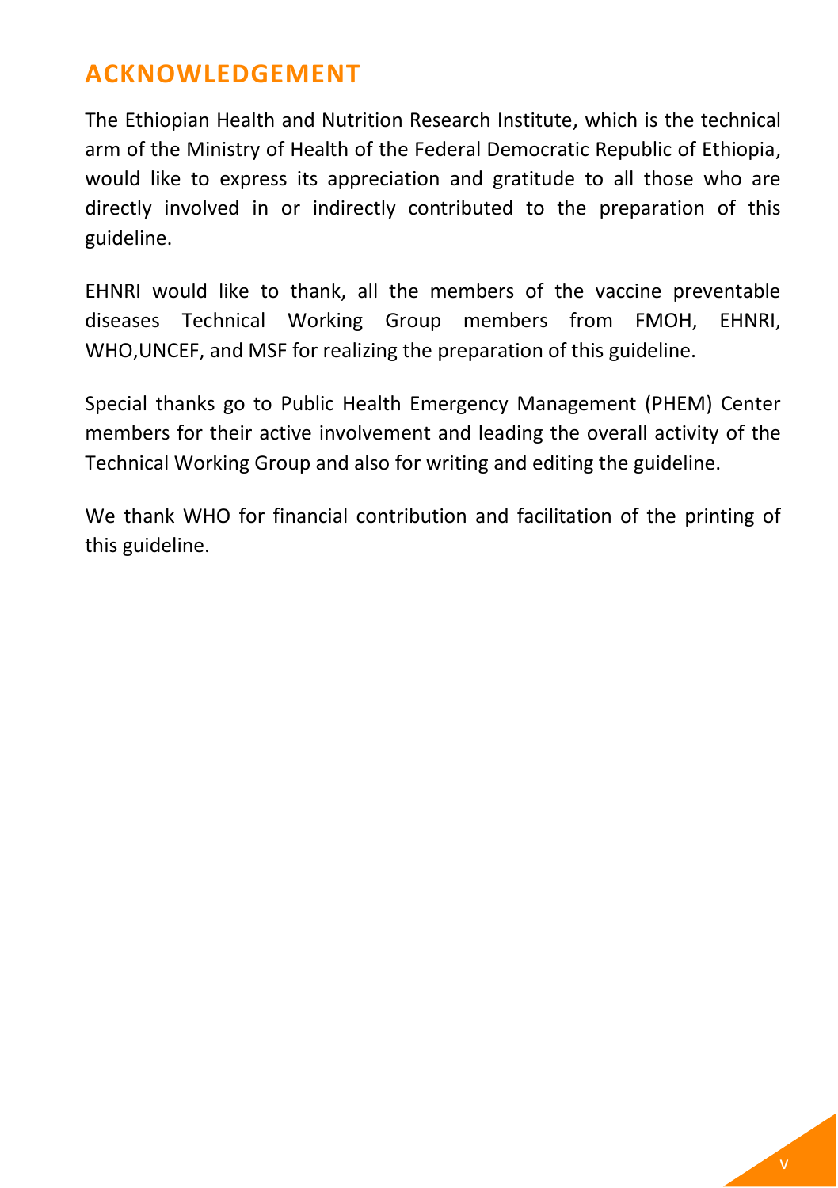# ACKNOWLEDGEMENT

The Ethiopian Health and Nutrition Research Institute, which is the technical arm of the Ministry of Health of the Federal Democratic Republic of Ethiopia, would like to express its appreciation and gratitude to all those who are directly involved in or indirectly contributed to the preparation of this guideline.

EHNRI would like to thank, all the members of the vaccine preventable diseases Technical Working Group members from FMOH, EHNRI, WHO,UNCEF, and MSF for realizing the preparation of this guideline.

Special thanks go to Public Health Emergency Management (PHEM) Center members for their active involvement and leading the overall activity of the Technical Working Group and also for writing and editing the guideline.

We thank WHO for financial contribution and facilitation of the printing of this guideline.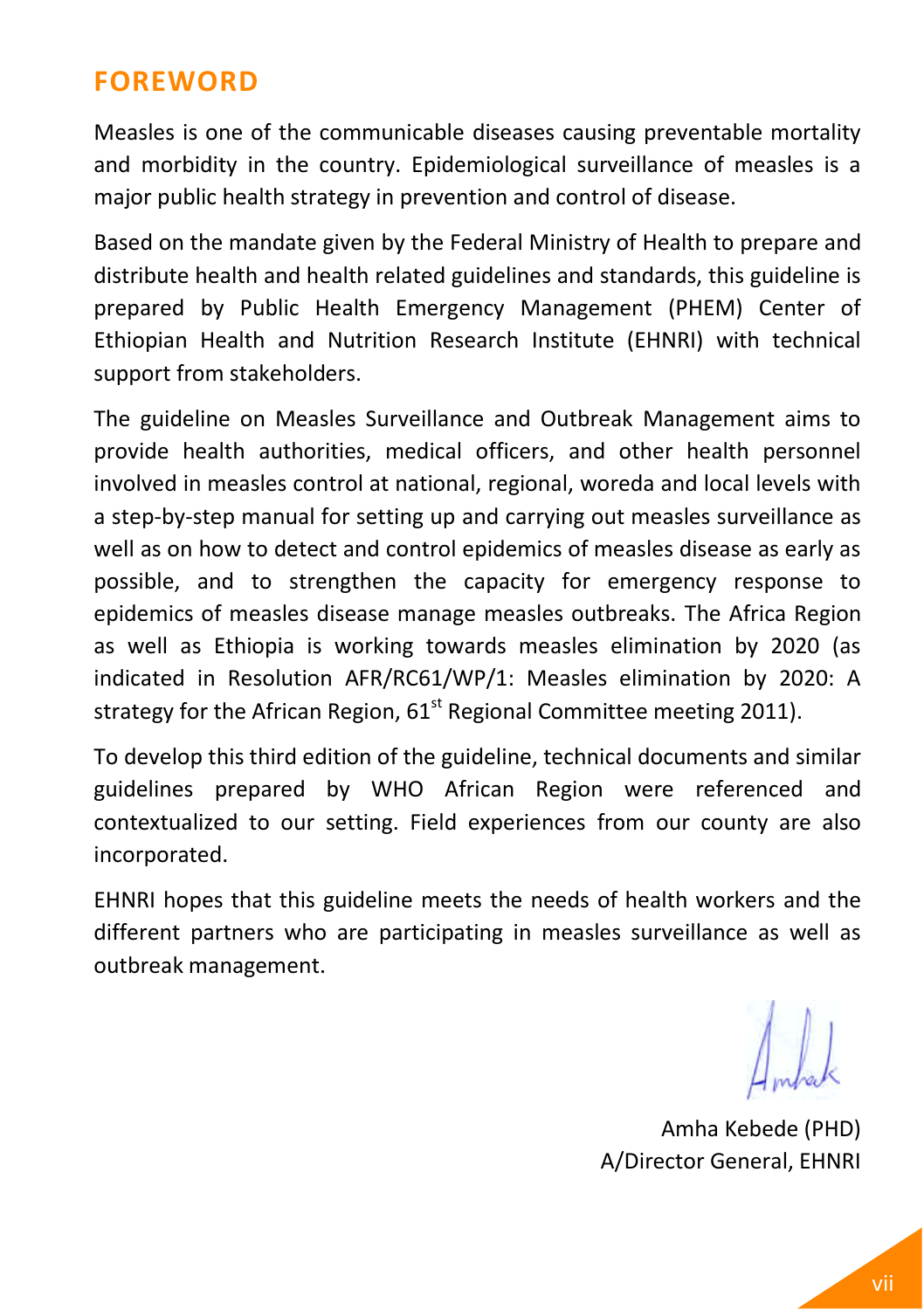## FOREWORD

Measles is one of the communicable diseases causing preventable mortality and morbidity in the country. Epidemiological surveillance of measles is a major public health strategy in prevention and control of disease.

Based on the mandate given by the Federal Ministry of Health to prepare and distribute health and health related guidelines and standards, this guideline is prepared by Public Health Emergency Management (PHEM) Center of Ethiopian Health and Nutrition Research Institute (EHNRI) with technical support from stakeholders.

The guideline on Measles Surveillance and Outbreak Management aims to provide health authorities, medical officers, and other health personnel involved in measles control at national, regional, woreda and local levels with a step-by-step manual for setting up and carrying out measles surveillance as well as on how to detect and control epidemics of measles disease as early as possible, and to strengthen the capacity for emergency response to epidemics of measles disease manage measles outbreaks. The Africa Region as well as Ethiopia is working towards measles elimination by 2020 (as indicated in Resolution AFR/RC61/WP/1: Measles elimination by 2020: A strategy for the African Region, 61st Regional Committee meeting 2011).

To develop this third edition of the guideline, technical documents and similar guidelines prepared by WHO African Region were referenced and contextualized to our setting. Field experiences from our county are also incorporated.

EHNRI hopes that this guideline meets the needs of health workers and the different partners who are participating in measles surveillance as well as outbreak management.

Amha Kebede (PHD)
A/Director General, EHNRI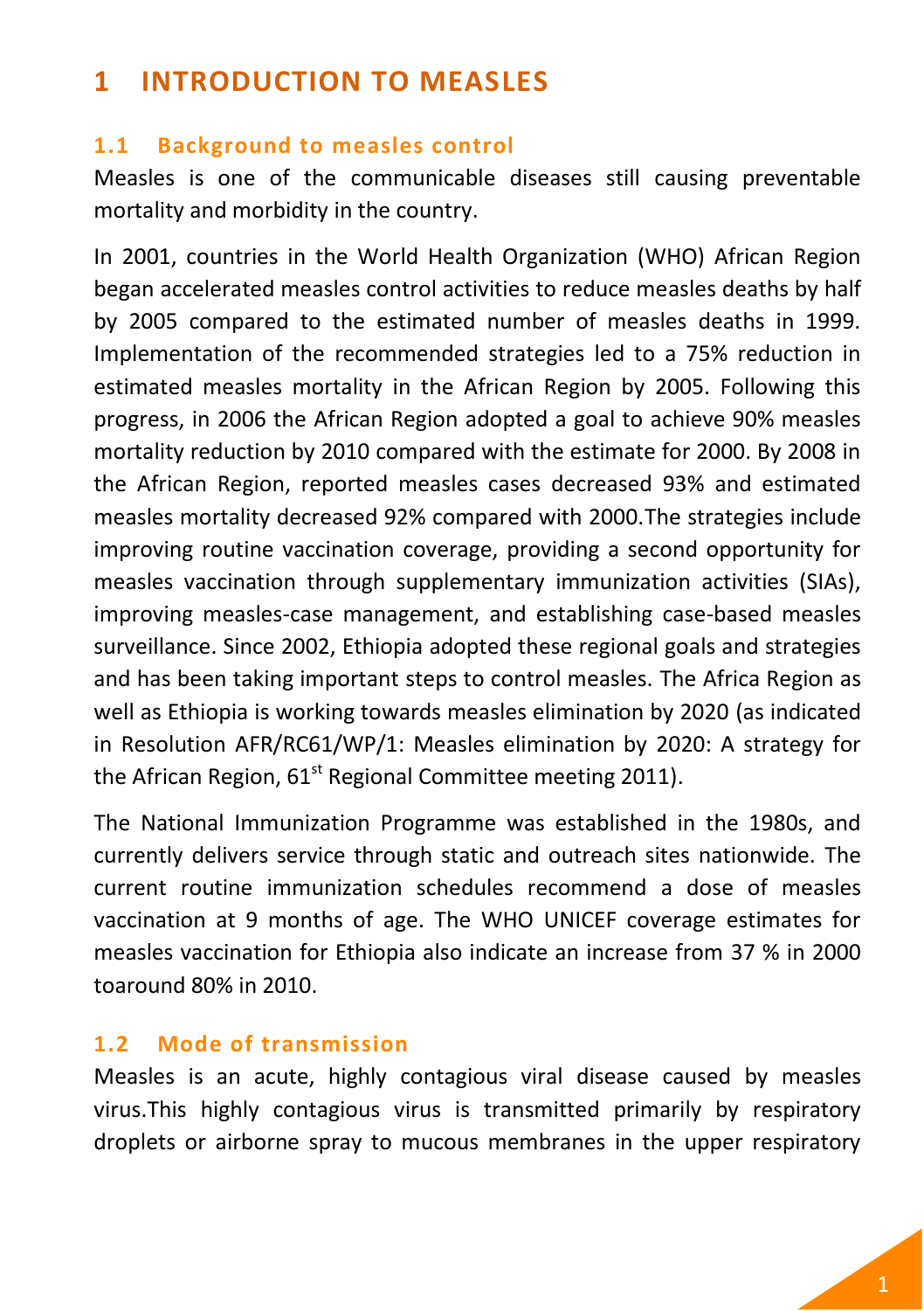# 1 INTRODUCTION TO MEASLES

## 1.1 Background to measles control

Measles is one of the communicable diseases still causing preventable mortality and morbidity in the country.

In 2001, countries in the World Health Organization (WHO) African Region began accelerated measles control activities to reduce measles deaths by half by 2005 compared to the estimated number of measles deaths in 1999. Implementation of the recommended strategies led to a 75% reduction in estimated measles mortality in the African Region by 2005. Following this progress, in 2006 the African Region adopted a goal to achieve 90% measles mortality reduction by 2010 compared with the estimate for 2000. By 2008 in the African Region, reported measles cases decreased 93% and estimated measles mortality decreased 92% compared with 2000.The strategies include improving routine vaccination coverage, providing a second opportunity for measles vaccination through supplementary immunization activities (SIAs), improving measles-case management, and establishing case-based measles surveillance. Since 2002, Ethiopia adopted these regional goals and strategies and has been taking important steps to control measles. The Africa Region as well as Ethiopia is working towards measles elimination by 2020 (as indicated in Resolution AFR/RC61/WP/1: Measles elimination by 2020: A strategy for the African Region, 61st Regional Committee meeting 2011).

The National Immunization Programme was established in the 1980s, and currently delivers service through static and outreach sites nationwide. The current routine immunization schedules recommend a dose of measles vaccination at 9 months of age. The WHO UNICEF coverage estimates for measles vaccination for Ethiopia also indicate an increase from 37 % in 2000 toaround 80% in 2010.

## 1.2 Mode of transmission

Measles is an acute, highly contagious viral disease caused by measles virus.This highly contagious virus is transmitted primarily by respiratory droplets or airborne spray to mucous membranes in the upper respiratory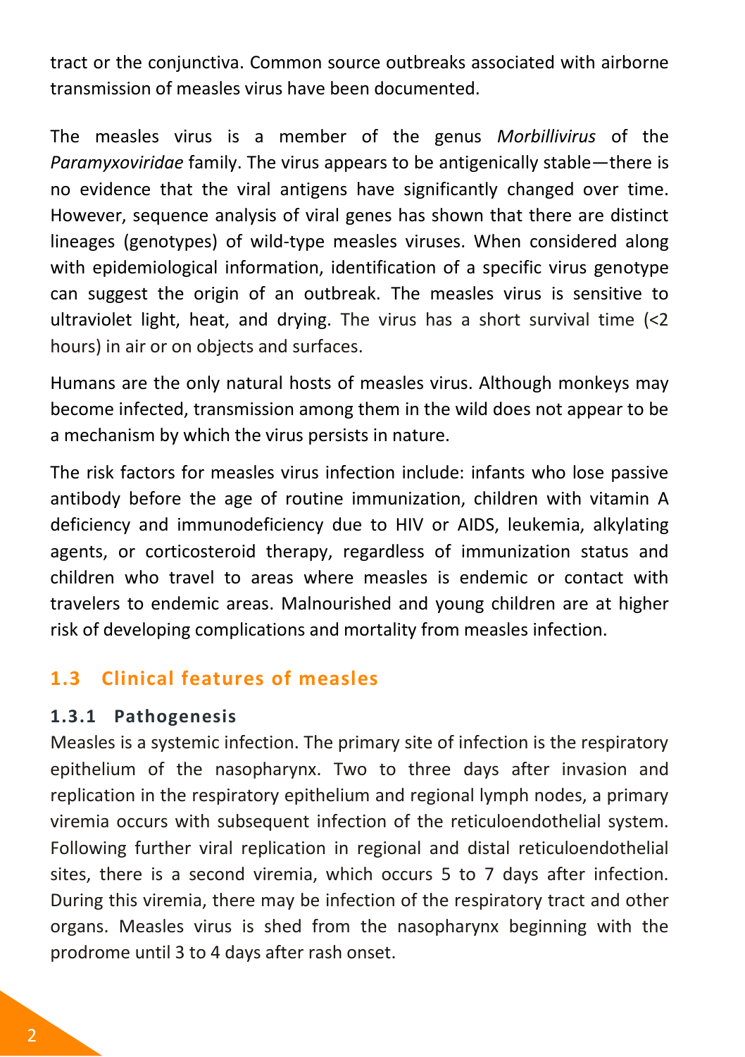tract or the conjunctiva. Common source outbreaks associated with airborne transmission of measles virus have been documented.

The measles virus is a member of the genus *Morbillivirus* of the *Paramyxoviridae* family. The virus appears to be antigenically stable—there is no evidence that the viral antigens have significantly changed over time. However, sequence analysis of viral genes has shown that there are distinct lineages (genotypes) of wild-type measles viruses. When considered along with epidemiological information, identification of a specific virus genotype can suggest the origin of an outbreak. The measles virus is sensitive to ultraviolet light, heat, and drying. The virus has a short survival time (<2 hours) in air or on objects and surfaces.

Humans are the only natural hosts of measles virus. Although monkeys may become infected, transmission among them in the wild does not appear to be a mechanism by which the virus persists in nature.

The risk factors for measles virus infection include: infants who lose passive antibody before the age of routine immunization, children with vitamin A deficiency and immunodeficiency due to HIV or AIDS, leukemia, alkylating agents, or corticosteroid therapy, regardless of immunization status and children who travel to areas where measles is endemic or contact with travelers to endemic areas. Malnourished and young children are at higher risk of developing complications and mortality from measles infection.

## 1.3 Clinical features of measles

### 1.3.1 Pathogenesis

Measles is a systemic infection. The primary site of infection is the respiratory epithelium of the nasopharynx. Two to three days after invasion and replication in the respiratory epithelium and regional lymph nodes, a primary viremia occurs with subsequent infection of the reticuloendothelial system. Following further viral replication in regional and distal reticuloendothelial sites, there is a second viremia, which occurs 5 to 7 days after infection. During this viremia, there may be infection of the respiratory tract and other organs. Measles virus is shed from the nasopharynx beginning with the prodrome until 3 to 4 days after rash onset.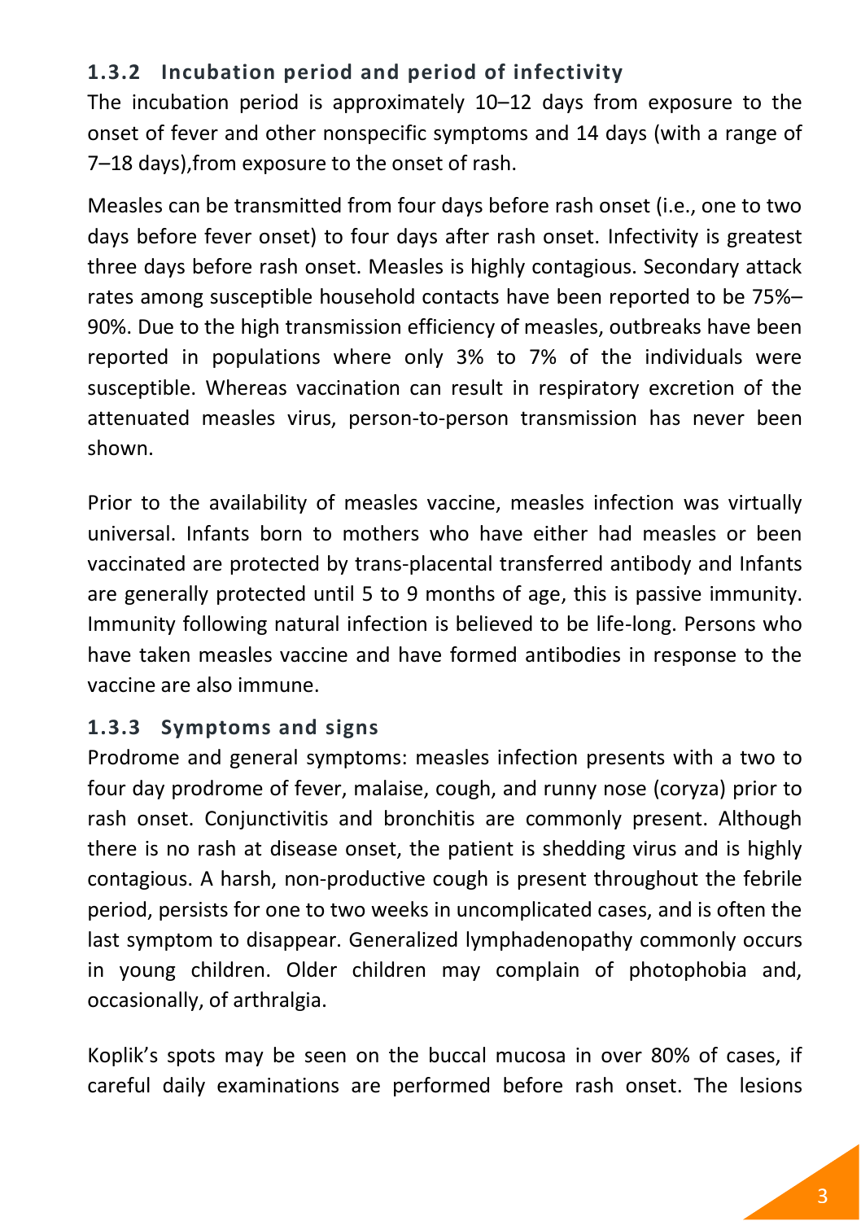### 1.3.2 Incubation period and period of infectivity

The incubation period is approximately 10–12 days from exposure to the onset of fever and other nonspecific symptoms and 14 days (with a range of 7–18 days),from exposure to the onset of rash.

Measles can be transmitted from four days before rash onset (i.e., one to two days before fever onset) to four days after rash onset. Infectivity is greatest three days before rash onset. Measles is highly contagious. Secondary attack rates among susceptible household contacts have been reported to be 75%–90%. Due to the high transmission efficiency of measles, outbreaks have been reported in populations where only 3% to 7% of the individuals were susceptible. Whereas vaccination can result in respiratory excretion of the attenuated measles virus, person-to-person transmission has never been shown.

Prior to the availability of measles vaccine, measles infection was virtually universal. Infants born to mothers who have either had measles or been vaccinated are protected by trans-placental transferred antibody and Infants are generally protected until 5 to 9 months of age, this is passive immunity. Immunity following natural infection is believed to be life-long. Persons who have taken measles vaccine and have formed antibodies in response to the vaccine are also immune.

### 1.3.3 Symptoms and signs

Prodrome and general symptoms: measles infection presents with a two to four day prodrome of fever, malaise, cough, and runny nose (coryza) prior to rash onset. Conjunctivitis and bronchitis are commonly present. Although there is no rash at disease onset, the patient is shedding virus and is highly contagious. A harsh, non-productive cough is present throughout the febrile period, persists for one to two weeks in uncomplicated cases, and is often the last symptom to disappear. Generalized lymphadenopathy commonly occurs in young children. Older children may complain of photophobia and, occasionally, of arthralgia.

Koplik's spots may be seen on the buccal mucosa in over 80% of cases, if careful daily examinations are performed before rash onset. The lesions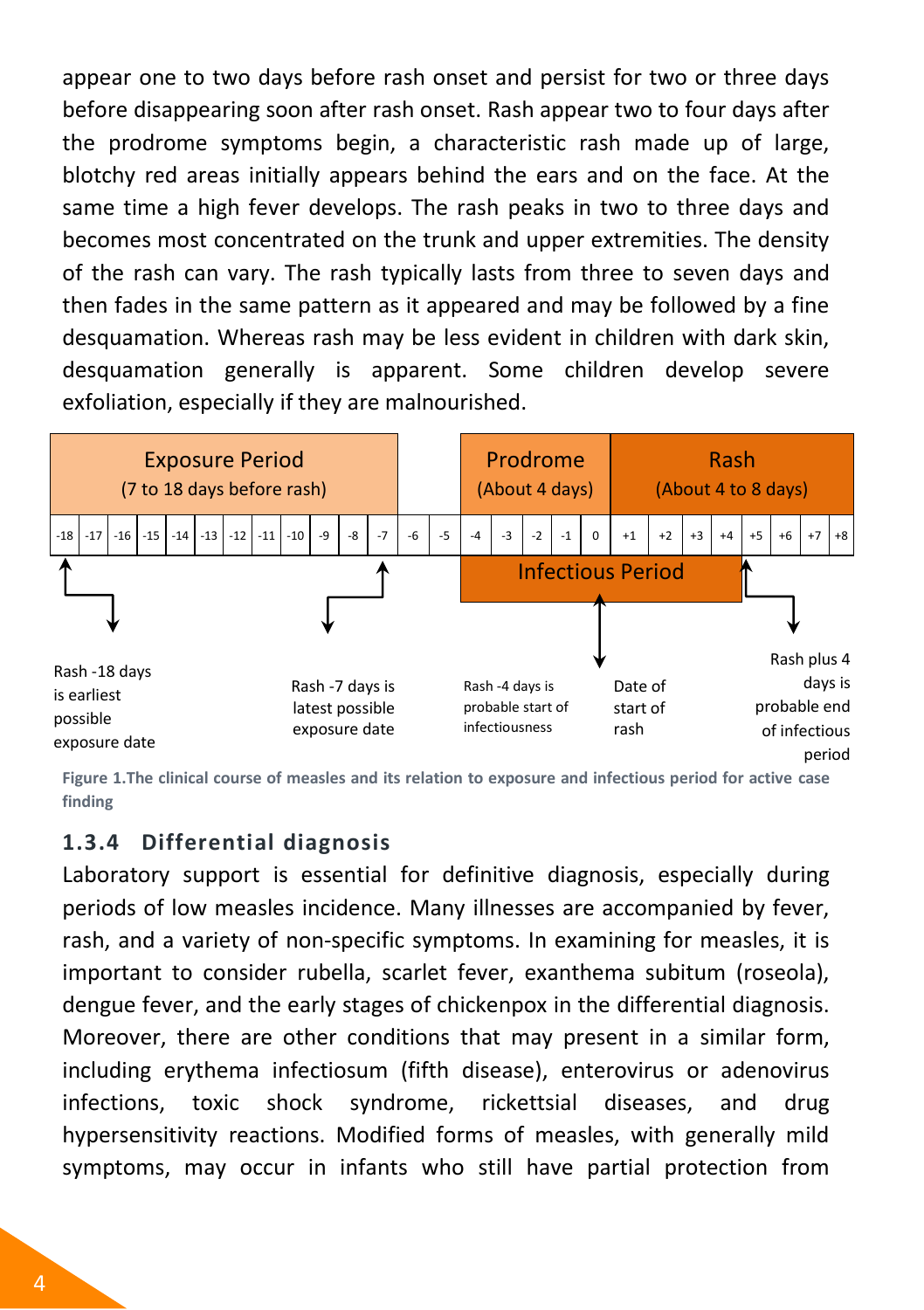appear one to two days before rash onset and persist for two or three days before disappearing soon after rash onset. Rash appear two to four days after the prodrome symptoms begin, a characteristic rash made up of large, blotchy red areas initially appears behind the ears and on the face. At the same time a high fever develops. The rash peaks in two to three days and becomes most concentrated on the trunk and upper extremities. The density of the rash can vary. The rash typically lasts from three to seven days and then fades in the same pattern as it appeared and may be followed by a fine desquamation. Whereas rash may be less evident in children with dark skin, desquamation generally is apparent. Some children develop severe exfoliation, especially if they are malnourished.

| Exposure Period (7 to 18 days before rash) | | | | | | | | | | | | | | Prodrome (About 4 days) | | | | | Rash (About 4 to 8 days) | | | | | | | |
|---|---|---|---|---|---|---|---|---|---|---|---|---|---|---|---|---|---|---|---|---|---|---|---|---|---|---|
| -18 | -17 | -16 | -15 | -14 | -13 | -12 | -11 | -10 | -9 | -8 | -7 | -6 | -5 | -4 | -3 | -2 | -1 | 0 | +1 | +2 | +3 | +4 | +5 | +6 | +7 | +8 |

Infectious Period

- Rash -18 days is earliest possible exposure date
- Rash -7 days is latest possible exposure date
- Rash -4 days is probable start of infectiousness
- Date of start of rash
- Rash plus 4 days is probable end of infectious period

**Figure 1.The clinical course of measles and its relation to exposure and infectious period for active case finding**

### 1.3.4 Differential diagnosis

Laboratory support is essential for definitive diagnosis, especially during periods of low measles incidence. Many illnesses are accompanied by fever, rash, and a variety of non-specific symptoms. In examining for measles, it is important to consider rubella, scarlet fever, exanthema subitum (roseola), dengue fever, and the early stages of chickenpox in the differential diagnosis. Moreover, there are other conditions that may present in a similar form, including erythema infectiosum (fifth disease), enterovirus or adenovirus infections, toxic shock syndrome, rickettsial diseases, and drug hypersensitivity reactions. Modified forms of measles, with generally mild symptoms, may occur in infants who still have partial protection from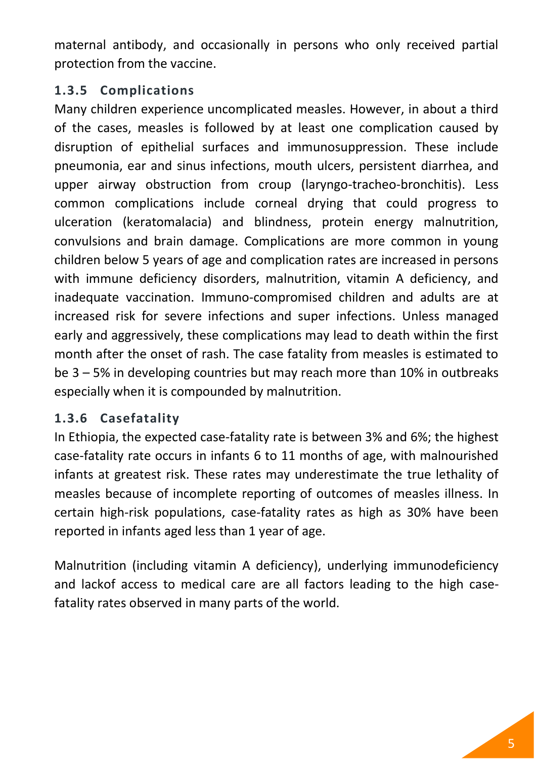maternal antibody, and occasionally in persons who only received partial protection from the vaccine.

### 1.3.5 Complications

Many children experience uncomplicated measles. However, in about a third of the cases, measles is followed by at least one complication caused by disruption of epithelial surfaces and immunosuppression. These include pneumonia, ear and sinus infections, mouth ulcers, persistent diarrhea, and upper airway obstruction from croup (laryngo-tracheo-bronchitis). Less common complications include corneal drying that could progress to ulceration (keratomalacia) and blindness, protein energy malnutrition, convulsions and brain damage. Complications are more common in young children below 5 years of age and complication rates are increased in persons with immune deficiency disorders, malnutrition, vitamin A deficiency, and inadequate vaccination. Immuno-compromised children and adults are at increased risk for severe infections and super infections. Unless managed early and aggressively, these complications may lead to death within the first month after the onset of rash. The case fatality from measles is estimated to be 3 – 5% in developing countries but may reach more than 10% in outbreaks especially when it is compounded by malnutrition.

### 1.3.6 Casefatality

In Ethiopia, the expected case-fatality rate is between 3% and 6%; the highest case-fatality rate occurs in infants 6 to 11 months of age, with malnourished infants at greatest risk. These rates may underestimate the true lethality of measles because of incomplete reporting of outcomes of measles illness. In certain high-risk populations, case-fatality rates as high as 30% have been reported in infants aged less than 1 year of age.

Malnutrition (including vitamin A deficiency), underlying immunodeficiency and lackof access to medical care are all factors leading to the high case-fatality rates observed in many parts of the world.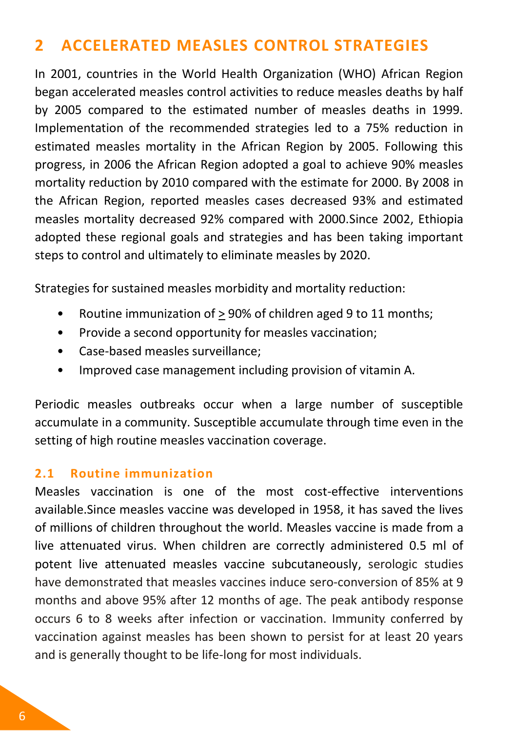## 2 ACCELERATED MEASLES CONTROL STRATEGIES

In 2001, countries in the World Health Organization (WHO) African Region began accelerated measles control activities to reduce measles deaths by half by 2005 compared to the estimated number of measles deaths in 1999. Implementation of the recommended strategies led to a 75% reduction in estimated measles mortality in the African Region by 2005. Following this progress, in 2006 the African Region adopted a goal to achieve 90% measles mortality reduction by 2010 compared with the estimate for 2000. By 2008 in the African Region, reported measles cases decreased 93% and estimated measles mortality decreased 92% compared with 2000.Since 2002, Ethiopia adopted these regional goals and strategies and has been taking important steps to control and ultimately to eliminate measles by 2020.

Strategies for sustained measles morbidity and mortality reduction:

- Routine immunization of ≥ 90% of children aged 9 to 11 months;
- Provide a second opportunity for measles vaccination;
- Case-based measles surveillance;
- Improved case management including provision of vitamin A.

Periodic measles outbreaks occur when a large number of susceptible accumulate in a community. Susceptible accumulate through time even in the setting of high routine measles vaccination coverage.

### 2.1 Routine immunization

Measles vaccination is one of the most cost-effective interventions available.Since measles vaccine was developed in 1958, it has saved the lives of millions of children throughout the world. Measles vaccine is made from a live attenuated virus. When children are correctly administered 0.5 ml of potent live attenuated measles vaccine subcutaneously, serologic studies have demonstrated that measles vaccines induce sero-conversion of 85% at 9 months and above 95% after 12 months of age. The peak antibody response occurs 6 to 8 weeks after infection or vaccination. Immunity conferred by vaccination against measles has been shown to persist for at least 20 years and is generally thought to be life-long for most individuals.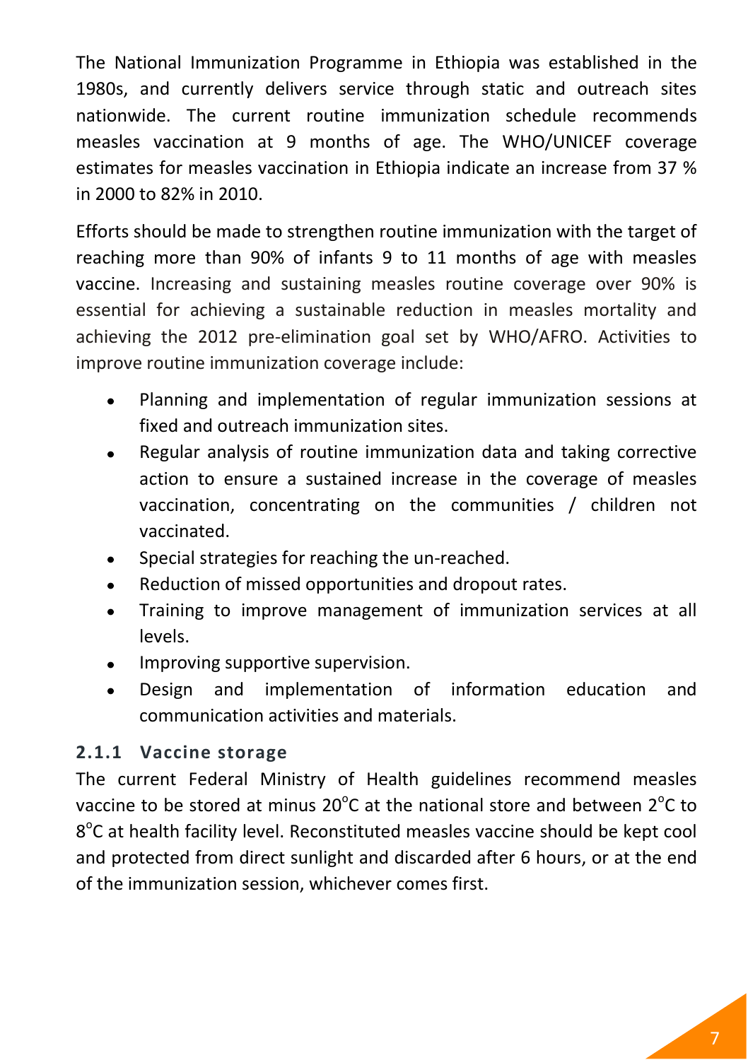The National Immunization Programme in Ethiopia was established in the 1980s, and currently delivers service through static and outreach sites nationwide. The current routine immunization schedule recommends measles vaccination at 9 months of age. The WHO/UNICEF coverage estimates for measles vaccination in Ethiopia indicate an increase from 37 % in 2000 to 82% in 2010.

Efforts should be made to strengthen routine immunization with the target of reaching more than 90% of infants 9 to 11 months of age with measles vaccine. Increasing and sustaining measles routine coverage over 90% is essential for achieving a sustainable reduction in measles mortality and achieving the 2012 pre-elimination goal set by WHO/AFRO. Activities to improve routine immunization coverage include:

- Planning and implementation of regular immunization sessions at fixed and outreach immunization sites.
- Regular analysis of routine immunization data and taking corrective action to ensure a sustained increase in the coverage of measles vaccination, concentrating on the communities / children not vaccinated.
- Special strategies for reaching the un-reached.
- Reduction of missed opportunities and dropout rates.
- Training to improve management of immunization services at all levels.
- Improving supportive supervision.
- Design and implementation of information education and communication activities and materials.

### 2.1.1 Vaccine storage

The current Federal Ministry of Health guidelines recommend measles vaccine to be stored at minus 20°C at the national store and between 2°C to 8°C at health facility level. Reconstituted measles vaccine should be kept cool and protected from direct sunlight and discarded after 6 hours, or at the end of the immunization session, whichever comes first.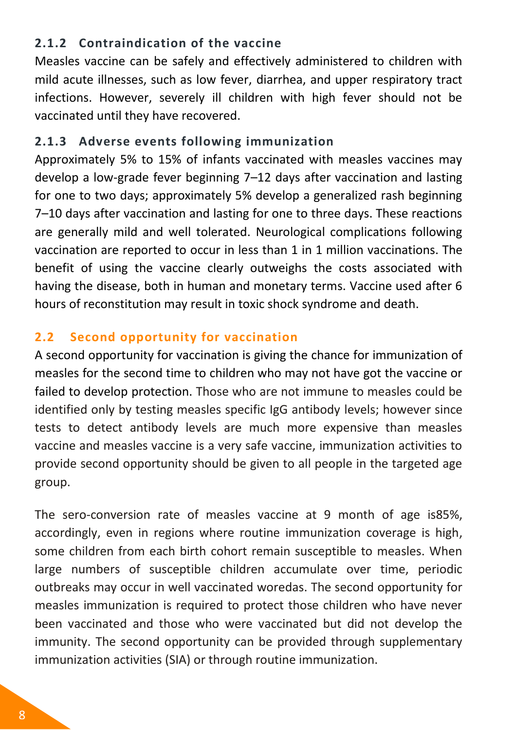### 2.1.2 Contraindication of the vaccine

Measles vaccine can be safely and effectively administered to children with mild acute illnesses, such as low fever, diarrhea, and upper respiratory tract infections. However, severely ill children with high fever should not be vaccinated until they have recovered.

### 2.1.3 Adverse events following immunization

Approximately 5% to 15% of infants vaccinated with measles vaccines may develop a low-grade fever beginning 7–12 days after vaccination and lasting for one to two days; approximately 5% develop a generalized rash beginning 7–10 days after vaccination and lasting for one to three days. These reactions are generally mild and well tolerated. Neurological complications following vaccination are reported to occur in less than 1 in 1 million vaccinations. The benefit of using the vaccine clearly outweighs the costs associated with having the disease, both in human and monetary terms. Vaccine used after 6 hours of reconstitution may result in toxic shock syndrome and death.

## 2.2 Second opportunity for vaccination

A second opportunity for vaccination is giving the chance for immunization of measles for the second time to children who may not have got the vaccine or failed to develop protection. Those who are not immune to measles could be identified only by testing measles specific IgG antibody levels; however since tests to detect antibody levels are much more expensive than measles vaccine and measles vaccine is a very safe vaccine, immunization activities to provide second opportunity should be given to all people in the targeted age group.

The sero-conversion rate of measles vaccine at 9 month of age is85%, accordingly, even in regions where routine immunization coverage is high, some children from each birth cohort remain susceptible to measles. When large numbers of susceptible children accumulate over time, periodic outbreaks may occur in well vaccinated woredas. The second opportunity for measles immunization is required to protect those children who have never been vaccinated and those who were vaccinated but did not develop the immunity. The second opportunity can be provided through supplementary immunization activities (SIA) or through routine immunization.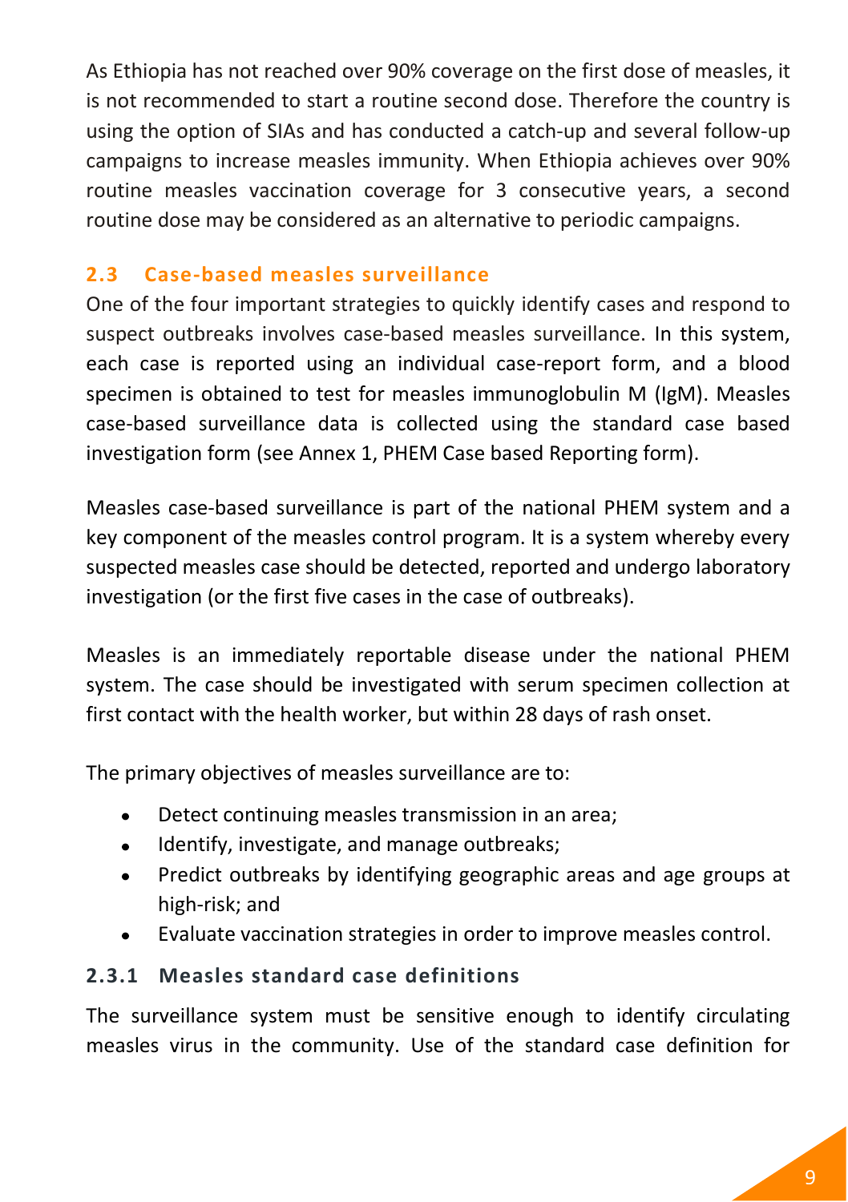As Ethiopia has not reached over 90% coverage on the first dose of measles, it is not recommended to start a routine second dose. Therefore the country is using the option of SIAs and has conducted a catch-up and several follow-up campaigns to increase measles immunity. When Ethiopia achieves over 90% routine measles vaccination coverage for 3 consecutive years, a second routine dose may be considered as an alternative to periodic campaigns.

### 2.3 Case-based measles surveillance

One of the four important strategies to quickly identify cases and respond to suspect outbreaks involves case-based measles surveillance. In this system, each case is reported using an individual case-report form, and a blood specimen is obtained to test for measles immunoglobulin M (IgM). Measles case-based surveillance data is collected using the standard case based investigation form (see Annex 1, PHEM Case based Reporting form).

Measles case-based surveillance is part of the national PHEM system and a key component of the measles control program. It is a system whereby every suspected measles case should be detected, reported and undergo laboratory investigation (or the first five cases in the case of outbreaks).

Measles is an immediately reportable disease under the national PHEM system. The case should be investigated with serum specimen collection at first contact with the health worker, but within 28 days of rash onset.

The primary objectives of measles surveillance are to:

- Detect continuing measles transmission in an area;
- Identify, investigate, and manage outbreaks;
- Predict outbreaks by identifying geographic areas and age groups at high-risk; and
- Evaluate vaccination strategies in order to improve measles control.

#### 2.3.1 Measles standard case definitions

The surveillance system must be sensitive enough to identify circulating measles virus in the community. Use of the standard case definition for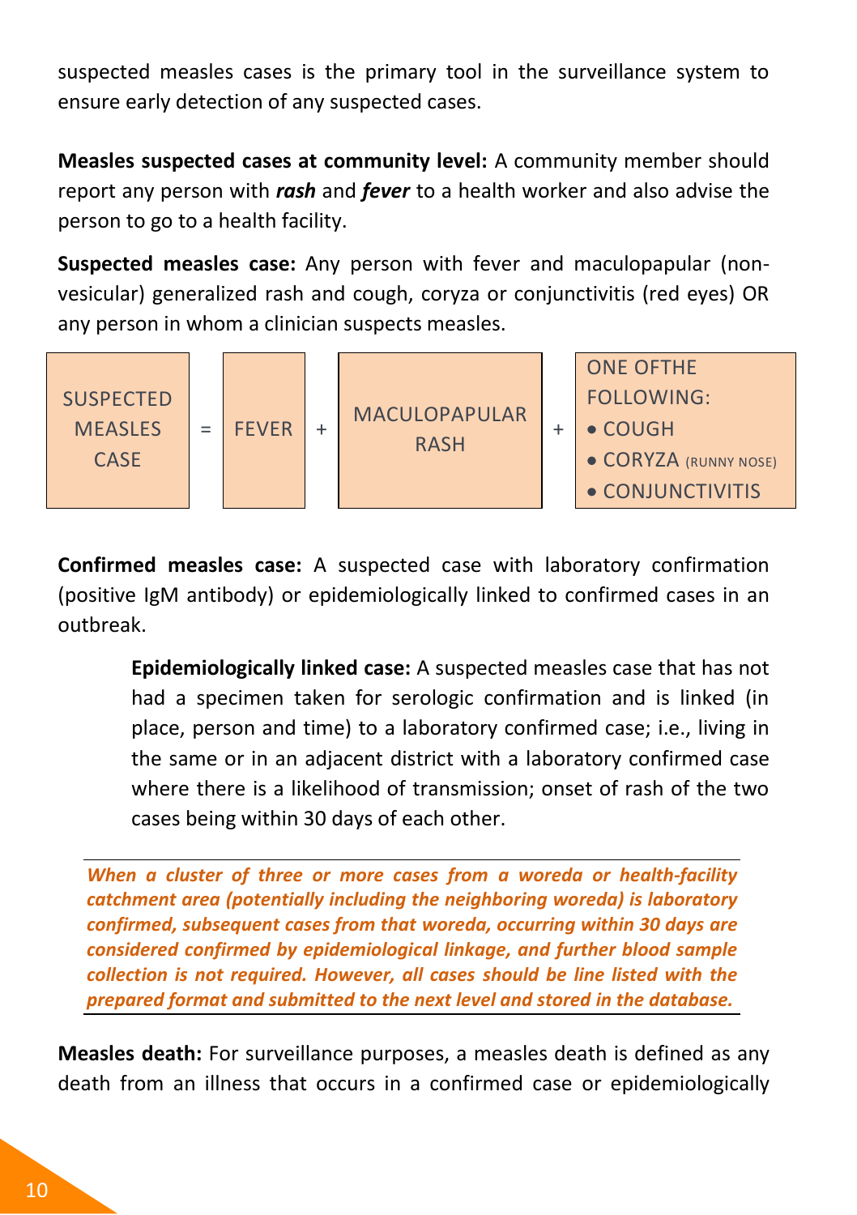suspected measles cases is the primary tool in the surveillance system to ensure early detection of any suspected cases.

**Measles suspected cases at community level:** A community member should report any person with ***rash*** and ***fever*** to a health worker and also advise the person to go to a health facility.

**Suspected measles case:** Any person with fever and maculopapular (non-vesicular) generalized rash and cough, coryza or conjunctivitis (red eyes) OR any person in whom a clinician suspects measles.

| SUSPECTED MEASLES CASE | = | FEVER | + | MACULOPAPULAR RASH | + | ONE OFTHE FOLLOWING: • COUGH • CORYZA (RUNNY NOSE) • CONJUNCTIVITIS |
|---|---|---|---|---|---|---|

**Confirmed measles case:** A suspected case with laboratory confirmation (positive IgM antibody) or epidemiologically linked to confirmed cases in an outbreak.

> **Epidemiologically linked case:** A suspected measles case that has not had a specimen taken for serologic confirmation and is linked (in place, person and time) to a laboratory confirmed case; i.e., living in the same or in an adjacent district with a laboratory confirmed case where there is a likelihood of transmission; onset of rash of the two cases being within 30 days of each other.

***When a cluster of three or more cases from a woreda or health-facility catchment area (potentially including the neighboring woreda) is laboratory confirmed, subsequent cases from that woreda, occurring within 30 days are considered confirmed by epidemiological linkage, and further blood sample collection is not required. However, all cases should be line listed with the prepared format and submitted to the next level and stored in the database.***

**Measles death:** For surveillance purposes, a measles death is defined as any death from an illness that occurs in a confirmed case or epidemiologically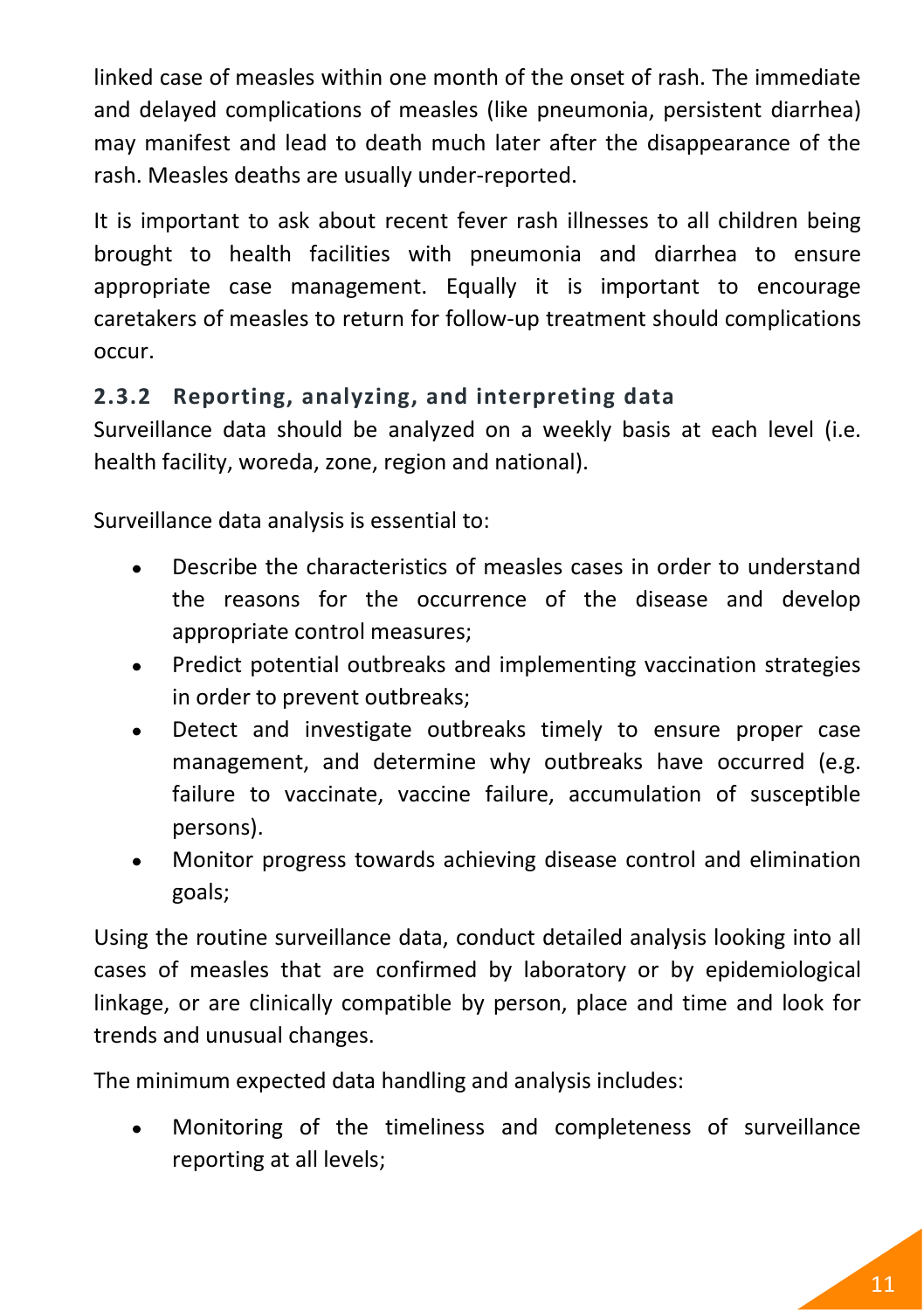linked case of measles within one month of the onset of rash. The immediate and delayed complications of measles (like pneumonia, persistent diarrhea) may manifest and lead to death much later after the disappearance of the rash. Measles deaths are usually under-reported.

It is important to ask about recent fever rash illnesses to all children being brought to health facilities with pneumonia and diarrhea to ensure appropriate case management. Equally it is important to encourage caretakers of measles to return for follow-up treatment should complications occur.

### 2.3.2 Reporting, analyzing, and interpreting data

Surveillance data should be analyzed on a weekly basis at each level (i.e. health facility, woreda, zone, region and national).

Surveillance data analysis is essential to:

- Describe the characteristics of measles cases in order to understand the reasons for the occurrence of the disease and develop appropriate control measures;
- Predict potential outbreaks and implementing vaccination strategies in order to prevent outbreaks;
- Detect and investigate outbreaks timely to ensure proper case management, and determine why outbreaks have occurred (e.g. failure to vaccinate, vaccine failure, accumulation of susceptible persons).
- Monitor progress towards achieving disease control and elimination goals;

Using the routine surveillance data, conduct detailed analysis looking into all cases of measles that are confirmed by laboratory or by epidemiological linkage, or are clinically compatible by person, place and time and look for trends and unusual changes.

The minimum expected data handling and analysis includes:

- Monitoring of the timeliness and completeness of surveillance reporting at all levels;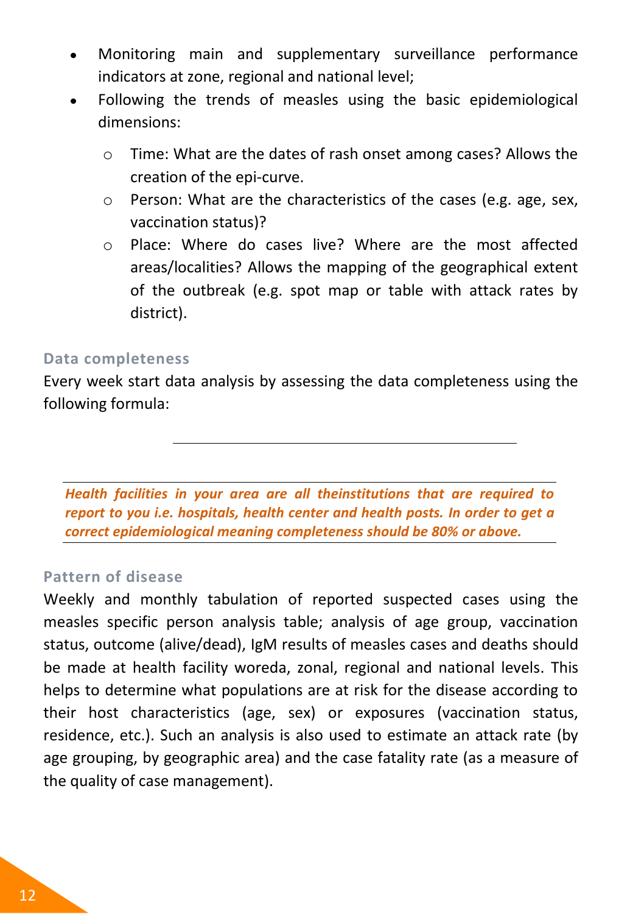- Monitoring main and supplementary surveillance performance indicators at zone, regional and national level;
- Following the trends of measles using the basic epidemiological dimensions:
  - Time: What are the dates of rash onset among cases? Allows the creation of the epi-curve.
  - Person: What are the characteristics of the cases (e.g. age, sex, vaccination status)?
  - Place: Where do cases live? Where are the most affected areas/localities? Allows the mapping of the geographical extent of the outbreak (e.g. spot map or table with attack rates by district).

### Data completeness

Every week start data analysis by assessing the data completeness using the following formula:

---

***Health facilities in your area are all theinstitutions that are required to report to you i.e. hospitals, health center and health posts. In order to get a correct epidemiological meaning completeness should be 80% or above.***

### Pattern of disease

Weekly and monthly tabulation of reported suspected cases using the measles specific person analysis table; analysis of age group, vaccination status, outcome (alive/dead), IgM results of measles cases and deaths should be made at health facility woreda, zonal, regional and national levels. This helps to determine what populations are at risk for the disease according to their host characteristics (age, sex) or exposures (vaccination status, residence, etc.). Such an analysis is also used to estimate an attack rate (by age grouping, by geographic area) and the case fatality rate (as a measure of the quality of case management).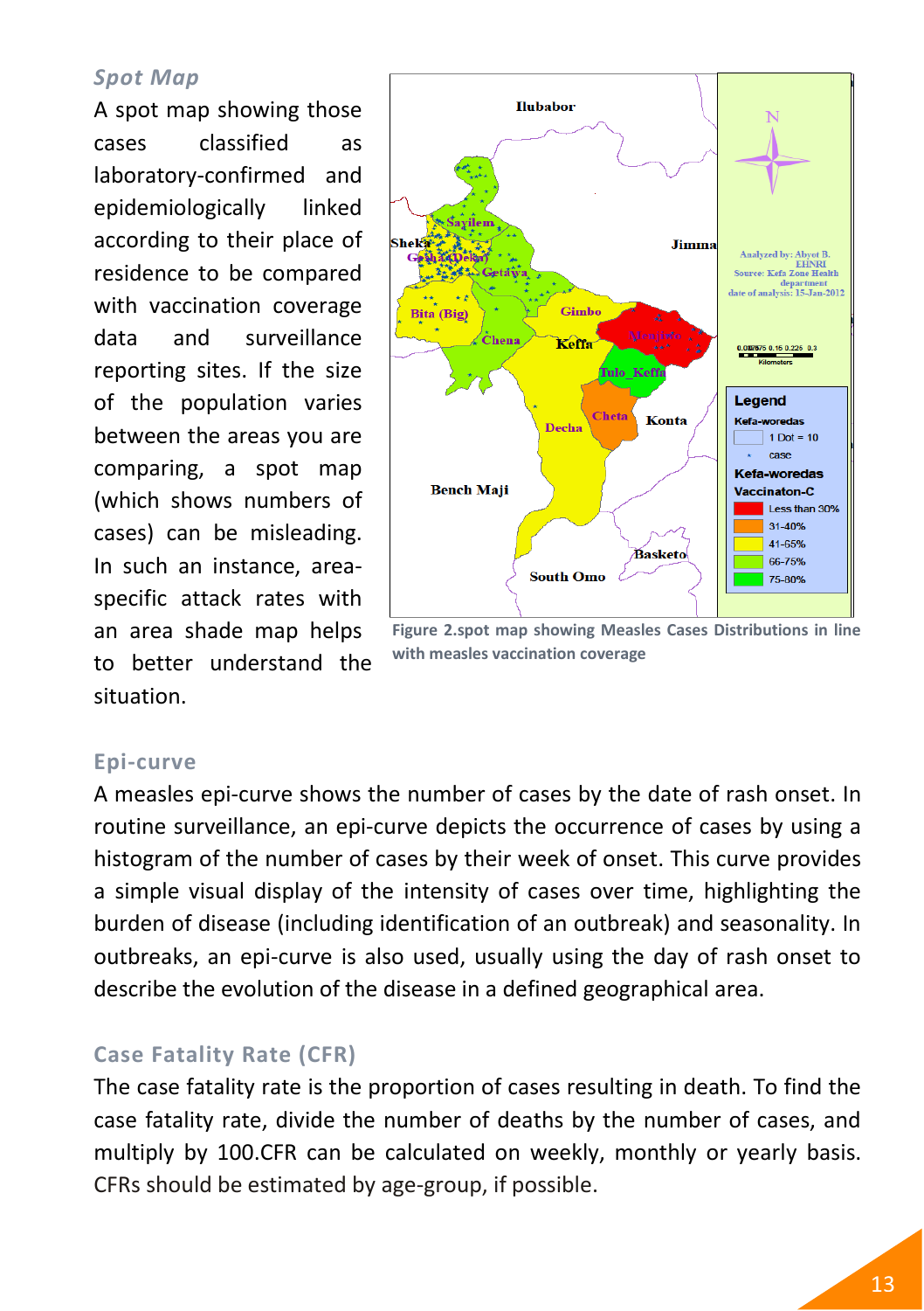### *Spot Map*

A spot map showing those cases classified as laboratory-confirmed and epidemiologically linked according to their place of residence to be compared with vaccination coverage data and surveillance reporting sites. If the size of the population varies between the areas you are comparing, a spot map (which shows numbers of cases) can be misleading. In such an instance, area-specific attack rates with an area shade map helps to better understand the situation.

**Figure 2.spot map showing Measles Cases Distributions in line with measles vaccination coverage**

### Epi-curve

A measles epi-curve shows the number of cases by the date of rash onset. In routine surveillance, an epi-curve depicts the occurrence of cases by using a histogram of the number of cases by their week of onset. This curve provides a simple visual display of the intensity of cases over time, highlighting the burden of disease (including identification of an outbreak) and seasonality. In outbreaks, an epi-curve is also used, usually using the day of rash onset to describe the evolution of the disease in a defined geographical area.

### Case Fatality Rate (CFR)

The case fatality rate is the proportion of cases resulting in death. To find the case fatality rate, divide the number of deaths by the number of cases, and multiply by 100.CFR can be calculated on weekly, monthly or yearly basis. CFRs should be estimated by age-group, if possible.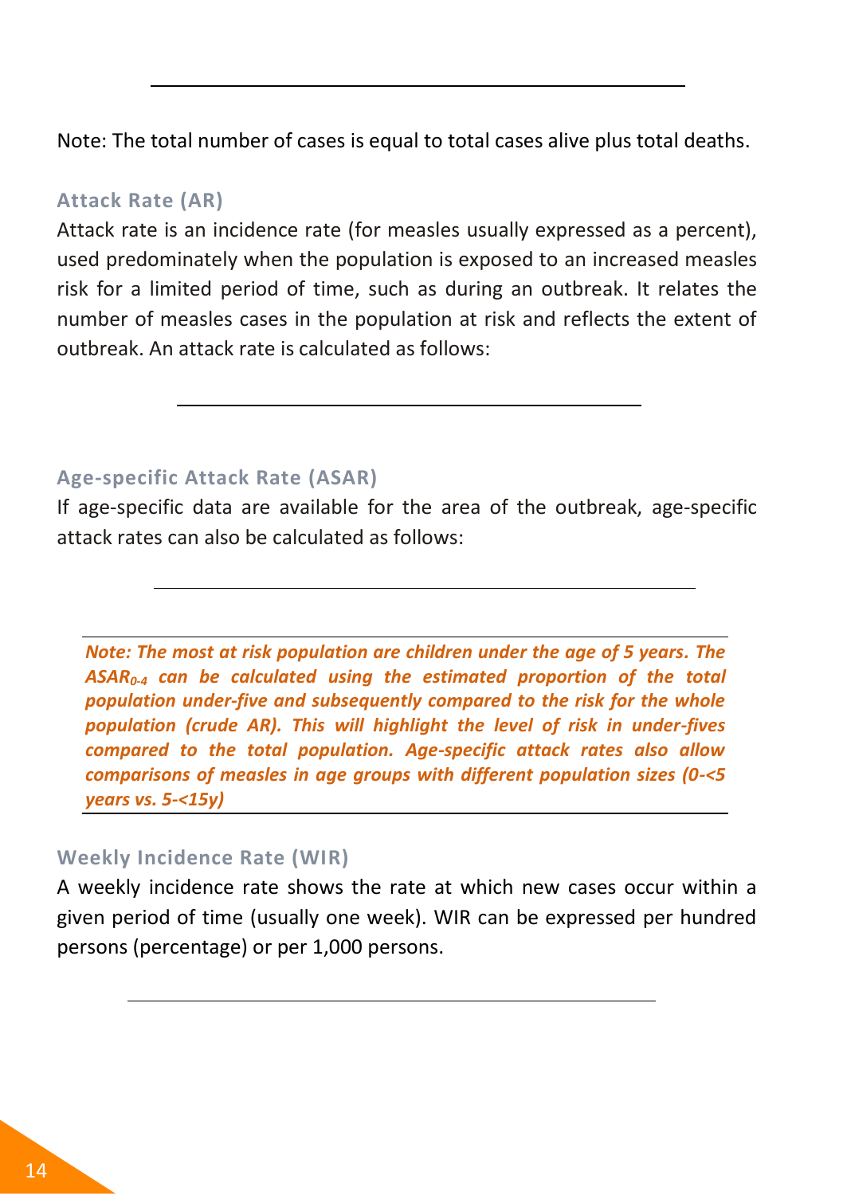Note: The total number of cases is equal to total cases alive plus total deaths.

### Attack Rate (AR)

Attack rate is an incidence rate (for measles usually expressed as a percent), used predominately when the population is exposed to an increased measles risk for a limited period of time, such as during an outbreak. It relates the number of measles cases in the population at risk and reflects the extent of outbreak. An attack rate is calculated as follows:

### Age-specific Attack Rate (ASAR)

If age-specific data are available for the area of the outbreak, age-specific attack rates can also be calculated as follows:

> ***Note: The most at risk population are children under the age of 5 years. The $ASAR_{0\text{-}4}$ can be calculated using the estimated proportion of the total population under-five and subsequently compared to the risk for the whole population (crude AR). This will highlight the level of risk in under-fives compared to the total population. Age-specific attack rates also allow comparisons of measles in age groups with different population sizes (0-<5 years vs. 5-<15y)***

### Weekly Incidence Rate (WIR)

A weekly incidence rate shows the rate at which new cases occur within a given period of time (usually one week). WIR can be expressed per hundred persons (percentage) or per 1,000 persons.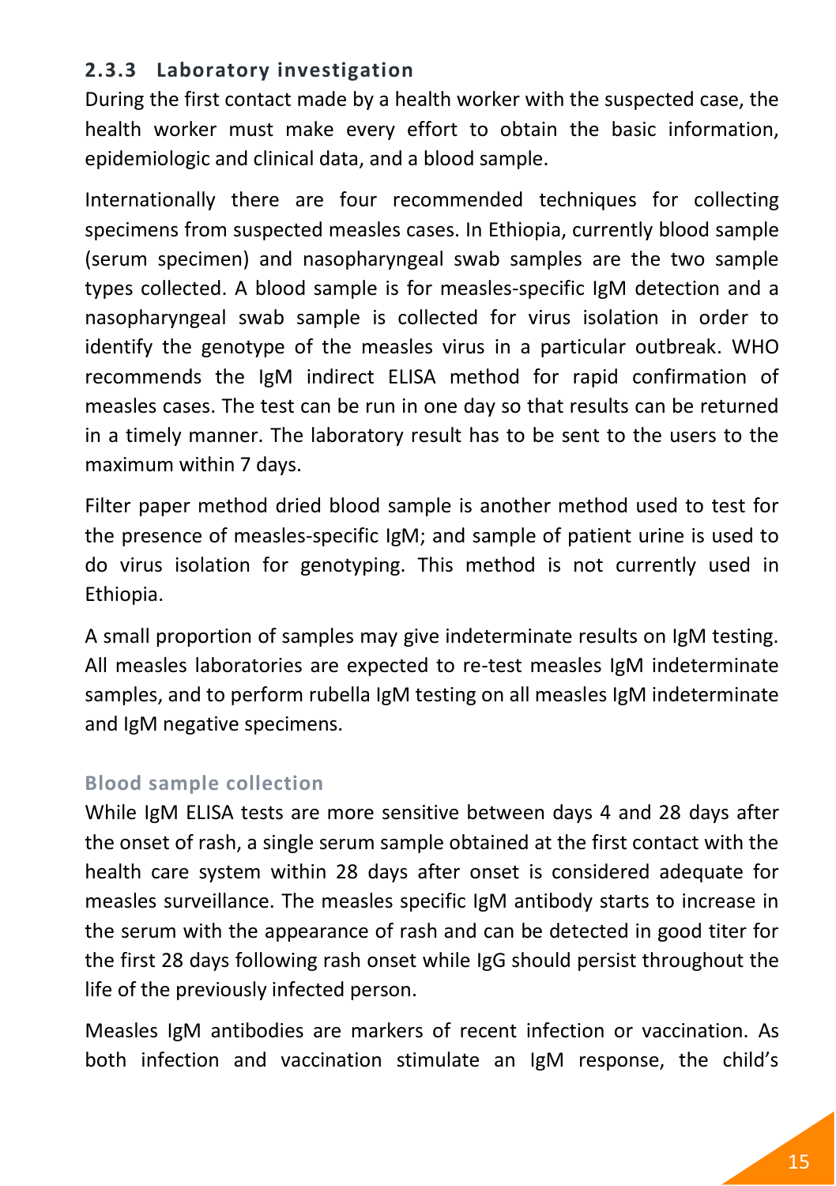### 2.3.3 Laboratory investigation

During the first contact made by a health worker with the suspected case, the health worker must make every effort to obtain the basic information, epidemiologic and clinical data, and a blood sample.

Internationally there are four recommended techniques for collecting specimens from suspected measles cases. In Ethiopia, currently blood sample (serum specimen) and nasopharyngeal swab samples are the two sample types collected. A blood sample is for measles-specific IgM detection and a nasopharyngeal swab sample is collected for virus isolation in order to identify the genotype of the measles virus in a particular outbreak. WHO recommends the IgM indirect ELISA method for rapid confirmation of measles cases. The test can be run in one day so that results can be returned in a timely manner. The laboratory result has to be sent to the users to the maximum within 7 days.

Filter paper method dried blood sample is another method used to test for the presence of measles-specific IgM; and sample of patient urine is used to do virus isolation for genotyping. This method is not currently used in Ethiopia.

A small proportion of samples may give indeterminate results on IgM testing. All measles laboratories are expected to re-test measles IgM indeterminate samples, and to perform rubella IgM testing on all measles IgM indeterminate and IgM negative specimens.

#### Blood sample collection

While IgM ELISA tests are more sensitive between days 4 and 28 days after the onset of rash, a single serum sample obtained at the first contact with the health care system within 28 days after onset is considered adequate for measles surveillance. The measles specific IgM antibody starts to increase in the serum with the appearance of rash and can be detected in good titer for the first 28 days following rash onset while IgG should persist throughout the life of the previously infected person.

Measles IgM antibodies are markers of recent infection or vaccination. As both infection and vaccination stimulate an IgM response, the child's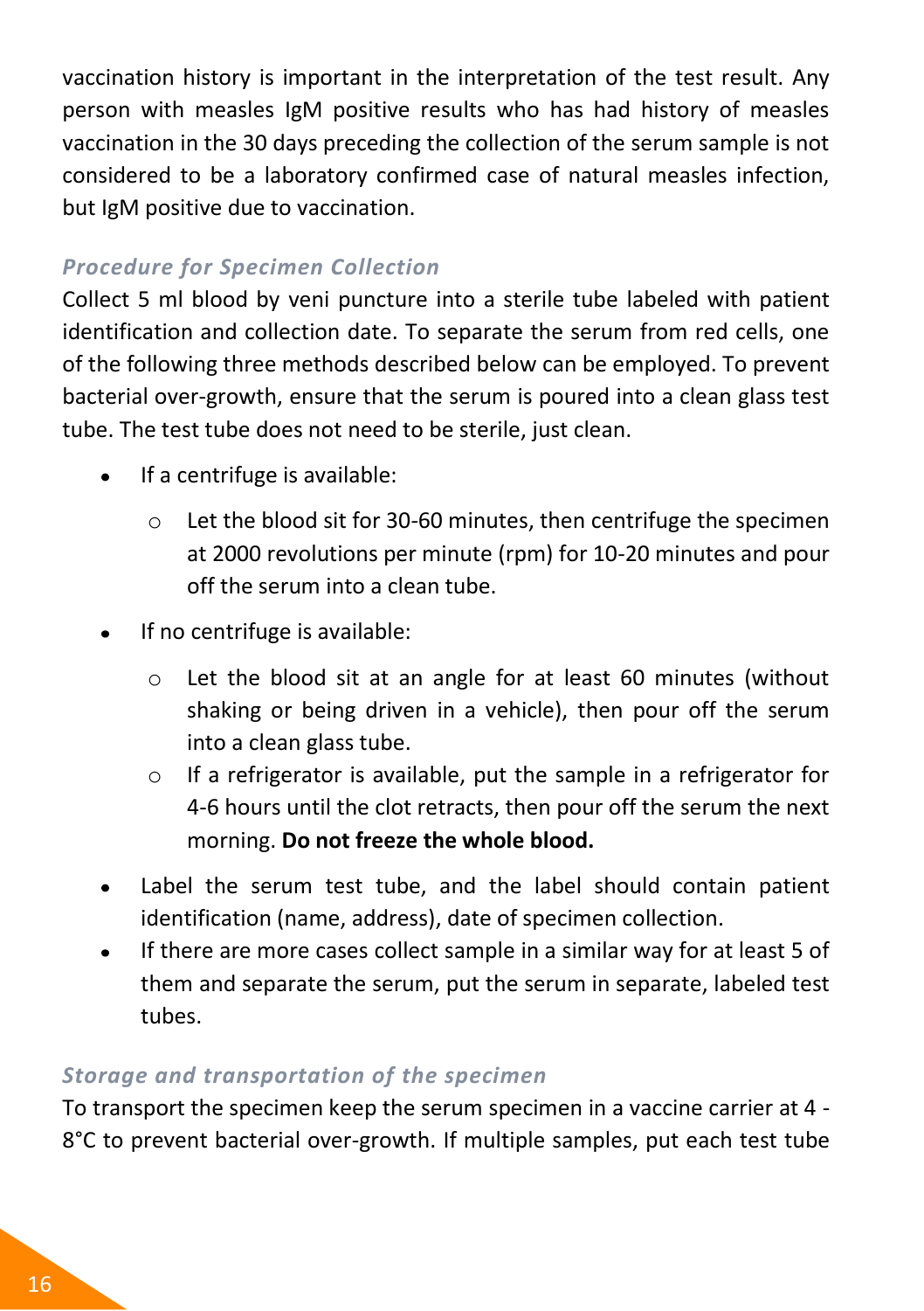vaccination history is important in the interpretation of the test result. Any person with measles IgM positive results who has had history of measles vaccination in the 30 days preceding the collection of the serum sample is not considered to be a laboratory confirmed case of natural measles infection, but IgM positive due to vaccination.

### *Procedure for Specimen Collection*

Collect 5 ml blood by veni puncture into a sterile tube labeled with patient identification and collection date. To separate the serum from red cells, one of the following three methods described below can be employed. To prevent bacterial over-growth, ensure that the serum is poured into a clean glass test tube. The test tube does not need to be sterile, just clean.

- If a centrifuge is available:
    - Let the blood sit for 30-60 minutes, then centrifuge the specimen at 2000 revolutions per minute (rpm) for 10-20 minutes and pour off the serum into a clean tube.
- If no centrifuge is available:
    - Let the blood sit at an angle for at least 60 minutes (without shaking or being driven in a vehicle), then pour off the serum into a clean glass tube.
    - If a refrigerator is available, put the sample in a refrigerator for 4-6 hours until the clot retracts, then pour off the serum the next morning. **Do not freeze the whole blood.**
- Label the serum test tube, and the label should contain patient identification (name, address), date of specimen collection.
- If there are more cases collect sample in a similar way for at least 5 of them and separate the serum, put the serum in separate, labeled test tubes.

### *Storage and transportation of the specimen*

To transport the specimen keep the serum specimen in a vaccine carrier at 4 - 8°C to prevent bacterial over-growth. If multiple samples, put each test tube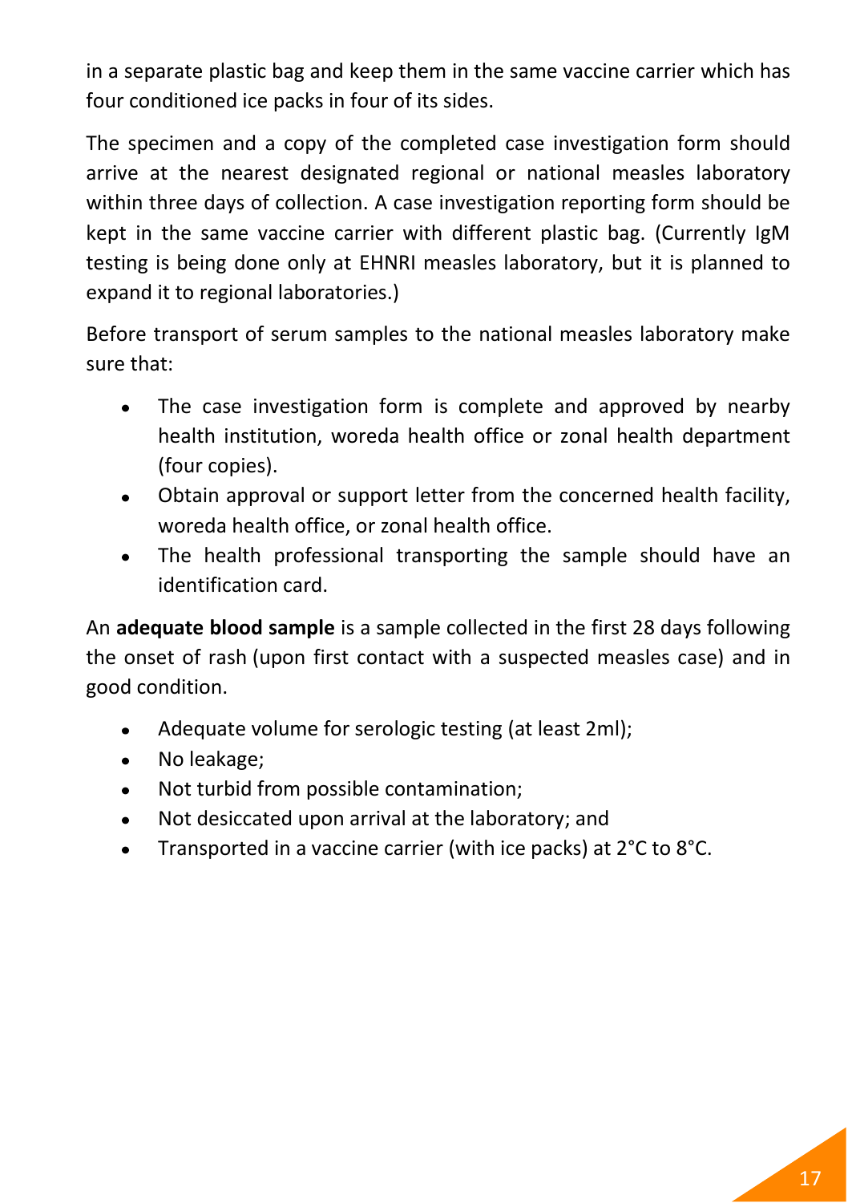in a separate plastic bag and keep them in the same vaccine carrier which has four conditioned ice packs in four of its sides.

The specimen and a copy of the completed case investigation form should arrive at the nearest designated regional or national measles laboratory within three days of collection. A case investigation reporting form should be kept in the same vaccine carrier with different plastic bag. (Currently IgM testing is being done only at EHNRI measles laboratory, but it is planned to expand it to regional laboratories.)

Before transport of serum samples to the national measles laboratory make sure that:

- The case investigation form is complete and approved by nearby health institution, woreda health office or zonal health department (four copies).
- Obtain approval or support letter from the concerned health facility, woreda health office, or zonal health office.
- The health professional transporting the sample should have an identification card.

An **adequate blood sample** is a sample collected in the first 28 days following the onset of rash (upon first contact with a suspected measles case) and in good condition.

- Adequate volume for serologic testing (at least 2ml);
- No leakage;
- Not turbid from possible contamination;
- Not desiccated upon arrival at the laboratory; and
- Transported in a vaccine carrier (with ice packs) at 2°C to 8°C.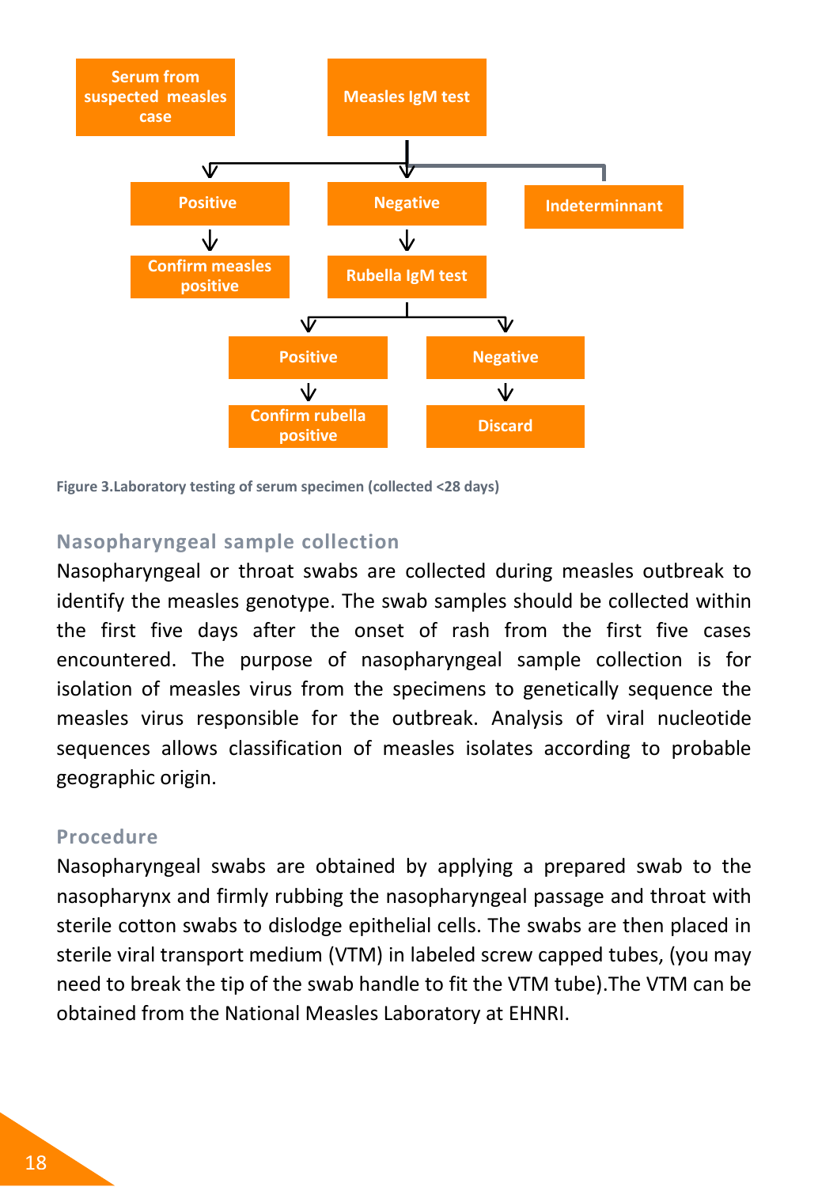Serum from suspected measles case

Measles IgM test

Positive → Confirm measles positive

Negative → Rubella IgM test

- Positive → Confirm rubella positive
- Negative → Discard

Indeterminnant

Figure 3.Laboratory testing of serum specimen (collected <28 days)

## Nasopharyngeal sample collection

Nasopharyngeal or throat swabs are collected during measles outbreak to identify the measles genotype. The swab samples should be collected within the first five days after the onset of rash from the first five cases encountered. The purpose of nasopharyngeal sample collection is for isolation of measles virus from the specimens to genetically sequence the measles virus responsible for the outbreak. Analysis of viral nucleotide sequences allows classification of measles isolates according to probable geographic origin.

## Procedure

Nasopharyngeal swabs are obtained by applying a prepared swab to the nasopharynx and firmly rubbing the nasopharyngeal passage and throat with sterile cotton swabs to dislodge epithelial cells. The swabs are then placed in sterile viral transport medium (VTM) in labeled screw capped tubes, (you may need to break the tip of the swab handle to fit the VTM tube).The VTM can be obtained from the National Measles Laboratory at EHNRI.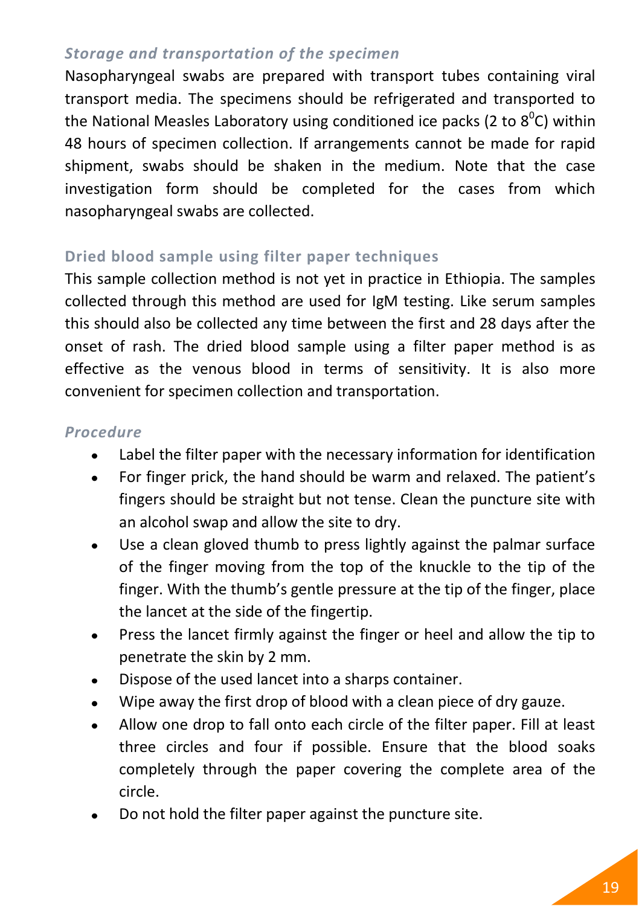### *Storage and transportation of the specimen*

Nasopharyngeal swabs are prepared with transport tubes containing viral transport media. The specimens should be refrigerated and transported to the National Measles Laboratory using conditioned ice packs (2 to $8^0$C) within 48 hours of specimen collection. If arrangements cannot be made for rapid shipment, swabs should be shaken in the medium. Note that the case investigation form should be completed for the cases from which nasopharyngeal swabs are collected.

### Dried blood sample using filter paper techniques

This sample collection method is not yet in practice in Ethiopia. The samples collected through this method are used for IgM testing. Like serum samples this should also be collected any time between the first and 28 days after the onset of rash. The dried blood sample using a filter paper method is as effective as the venous blood in terms of sensitivity. It is also more convenient for specimen collection and transportation.

### *Procedure*

- Label the filter paper with the necessary information for identification
- For finger prick, the hand should be warm and relaxed. The patient's fingers should be straight but not tense. Clean the puncture site with an alcohol swap and allow the site to dry.
- Use a clean gloved thumb to press lightly against the palmar surface of the finger moving from the top of the knuckle to the tip of the finger. With the thumb's gentle pressure at the tip of the finger, place the lancet at the side of the fingertip.
- Press the lancet firmly against the finger or heel and allow the tip to penetrate the skin by 2 mm.
- Dispose of the used lancet into a sharps container.
- Wipe away the first drop of blood with a clean piece of dry gauze.
- Allow one drop to fall onto each circle of the filter paper. Fill at least three circles and four if possible. Ensure that the blood soaks completely through the paper covering the complete area of the circle.
- Do not hold the filter paper against the puncture site.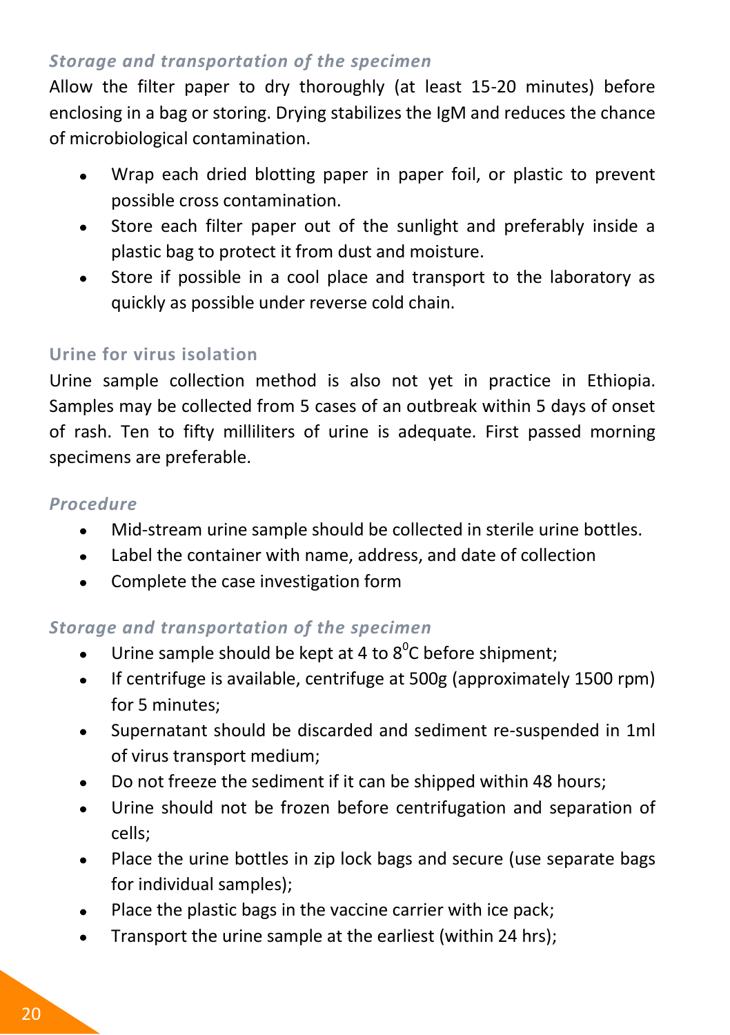### *Storage and transportation of the specimen*

Allow the filter paper to dry thoroughly (at least 15-20 minutes) before enclosing in a bag or storing. Drying stabilizes the IgM and reduces the chance of microbiological contamination.

- Wrap each dried blotting paper in paper foil, or plastic to prevent possible cross contamination.
- Store each filter paper out of the sunlight and preferably inside a plastic bag to protect it from dust and moisture.
- Store if possible in a cool place and transport to the laboratory as quickly as possible under reverse cold chain.

### Urine for virus isolation

Urine sample collection method is also not yet in practice in Ethiopia. Samples may be collected from 5 cases of an outbreak within 5 days of onset of rash. Ten to fifty milliliters of urine is adequate. First passed morning specimens are preferable.

### *Procedure*

- Mid-stream urine sample should be collected in sterile urine bottles.
- Label the container with name, address, and date of collection
- Complete the case investigation form

### *Storage and transportation of the specimen*

- Urine sample should be kept at 4 to $8^0$C before shipment;
- If centrifuge is available, centrifuge at 500g (approximately 1500 rpm) for 5 minutes;
- Supernatant should be discarded and sediment re-suspended in 1ml of virus transport medium;
- Do not freeze the sediment if it can be shipped within 48 hours;
- Urine should not be frozen before centrifugation and separation of cells;
- Place the urine bottles in zip lock bags and secure (use separate bags for individual samples);
- Place the plastic bags in the vaccine carrier with ice pack;
- Transport the urine sample at the earliest (within 24 hrs);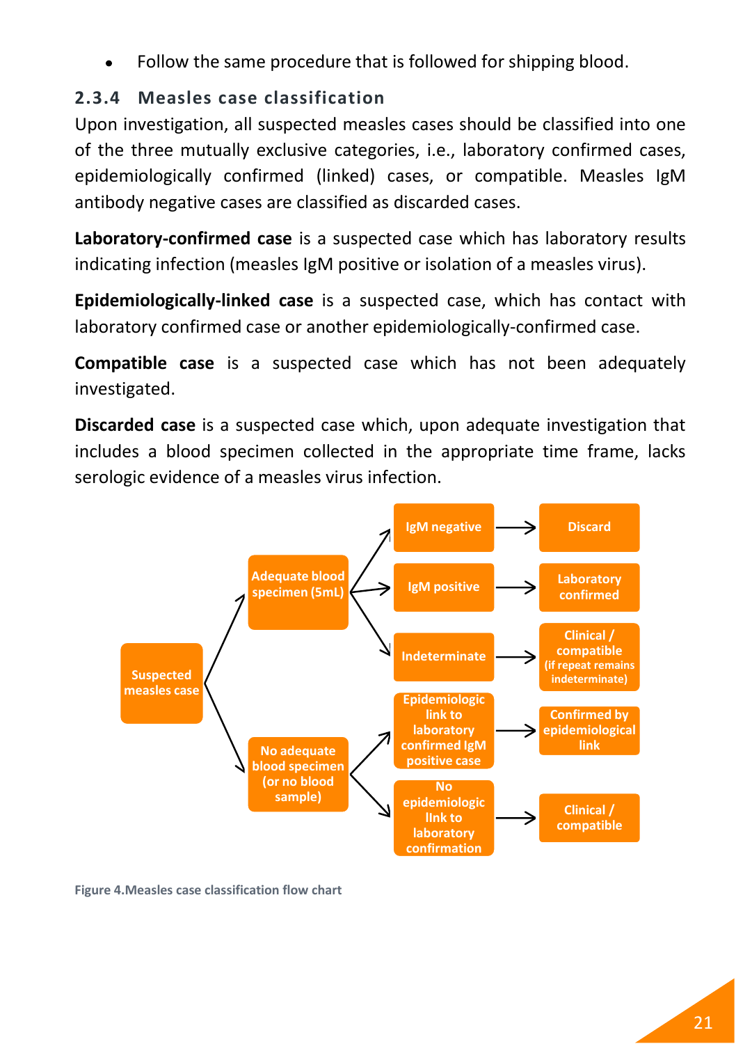- Follow the same procedure that is followed for shipping blood.

### 2.3.4 Measles case classification

Upon investigation, all suspected measles cases should be classified into one of the three mutually exclusive categories, i.e., laboratory confirmed cases, epidemiologically confirmed (linked) cases, or compatible. Measles IgM antibody negative cases are classified as discarded cases.

**Laboratory-confirmed case** is a suspected case which has laboratory results indicating infection (measles IgM positive or isolation of a measles virus).

**Epidemiologically-linked case** is a suspected case, which has contact with laboratory confirmed case or another epidemiologically-confirmed case.

**Compatible case** is a suspected case which has not been adequately investigated.

**Discarded case** is a suspected case which, upon adequate investigation that includes a blood specimen collected in the appropriate time frame, lacks serologic evidence of a measles virus infection.

- Suspected measles case
  - Adequate blood specimen (5mL)
    - IgM negative → Discard
    - IgM positive → Laboratory confirmed
    - Indeterminate → Clinical / compatible (if repeat remains indeterminate)
  - No adequate blood specimen (or no blood sample)
    - Epidemiologic link to laboratory confirmed IgM positive case → Confirmed by epidemiological link
    - No epidemiologic link to laboratory confirmation → Clinical / compatible

Figure 4.Measles case classification flow chart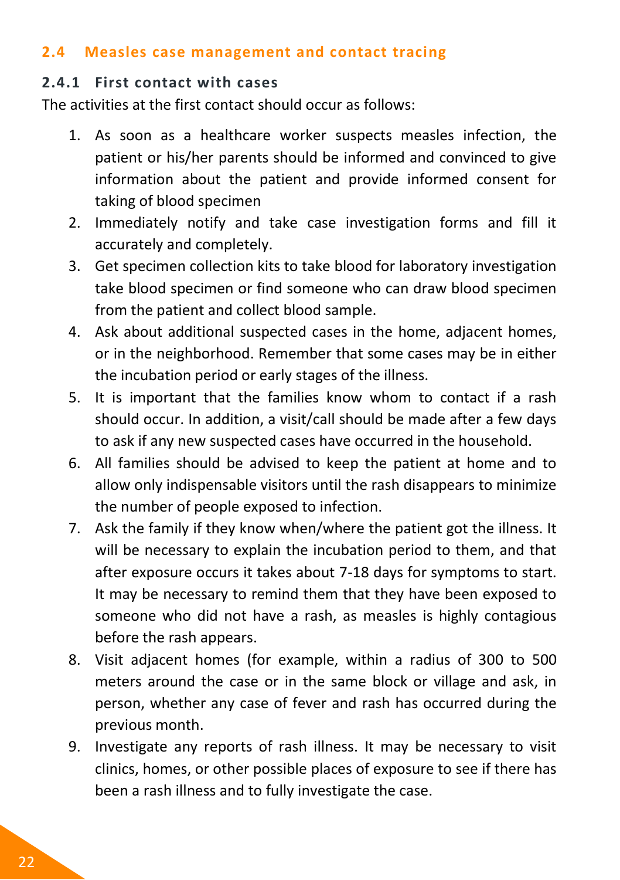## 2.4 Measles case management and contact tracing

### 2.4.1 First contact with cases

The activities at the first contact should occur as follows:

1. As soon as a healthcare worker suspects measles infection, the patient or his/her parents should be informed and convinced to give information about the patient and provide informed consent for taking of blood specimen
2. Immediately notify and take case investigation forms and fill it accurately and completely.
3. Get specimen collection kits to take blood for laboratory investigation take blood specimen or find someone who can draw blood specimen from the patient and collect blood sample.
4. Ask about additional suspected cases in the home, adjacent homes, or in the neighborhood. Remember that some cases may be in either the incubation period or early stages of the illness.
5. It is important that the families know whom to contact if a rash should occur. In addition, a visit/call should be made after a few days to ask if any new suspected cases have occurred in the household.
6. All families should be advised to keep the patient at home and to allow only indispensable visitors until the rash disappears to minimize the number of people exposed to infection.
7. Ask the family if they know when/where the patient got the illness. It will be necessary to explain the incubation period to them, and that after exposure occurs it takes about 7-18 days for symptoms to start. It may be necessary to remind them that they have been exposed to someone who did not have a rash, as measles is highly contagious before the rash appears.
8. Visit adjacent homes (for example, within a radius of 300 to 500 meters around the case or in the same block or village and ask, in person, whether any case of fever and rash has occurred during the previous month.
9. Investigate any reports of rash illness. It may be necessary to visit clinics, homes, or other possible places of exposure to see if there has been a rash illness and to fully investigate the case.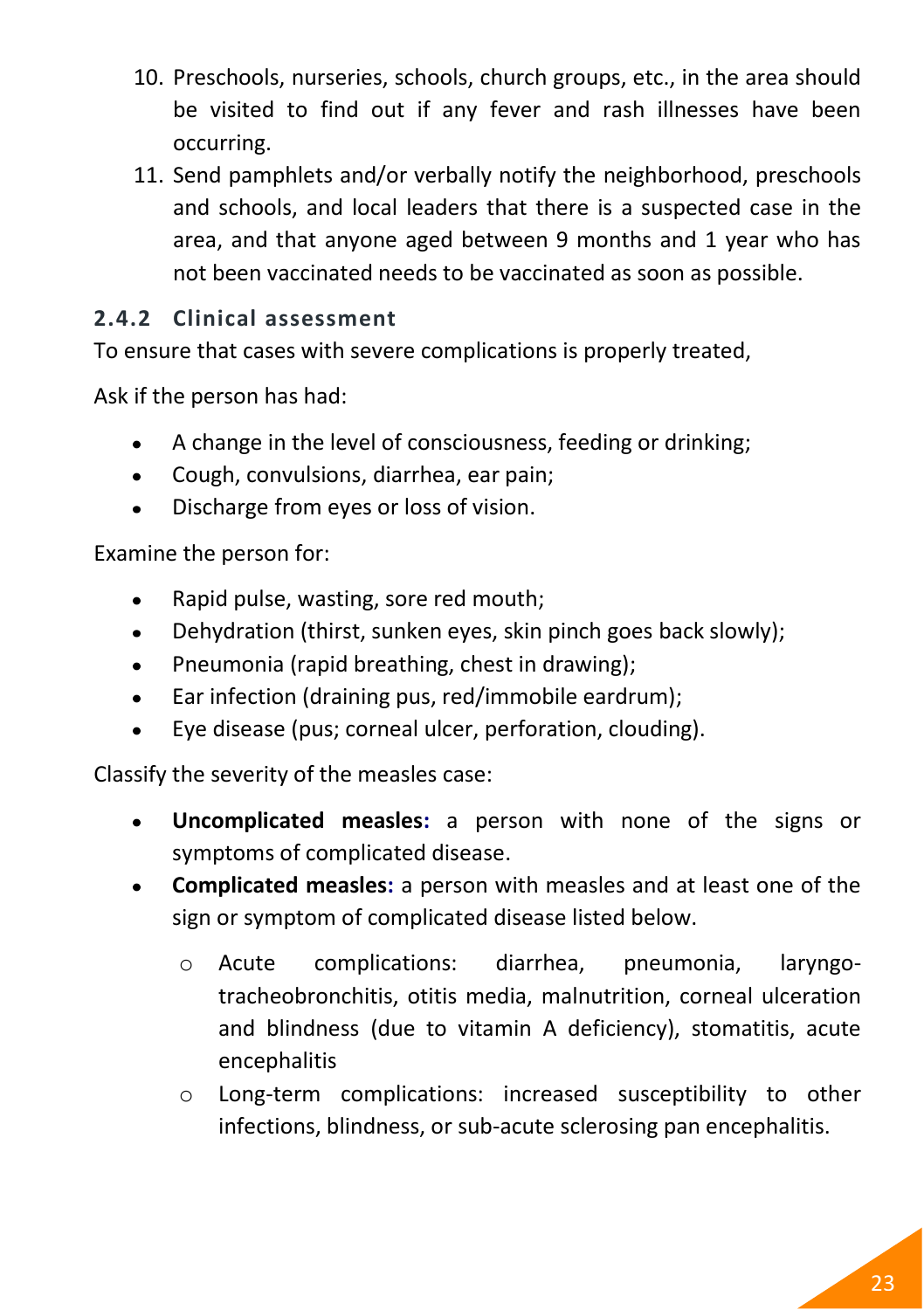10. Preschools, nurseries, schools, church groups, etc., in the area should be visited to find out if any fever and rash illnesses have been occurring.
11. Send pamphlets and/or verbally notify the neighborhood, preschools and schools, and local leaders that there is a suspected case in the area, and that anyone aged between 9 months and 1 year who has not been vaccinated needs to be vaccinated as soon as possible.

### 2.4.2 Clinical assessment

To ensure that cases with severe complications is properly treated,

Ask if the person has had:

- A change in the level of consciousness, feeding or drinking;
- Cough, convulsions, diarrhea, ear pain;
- Discharge from eyes or loss of vision.

Examine the person for:

- Rapid pulse, wasting, sore red mouth;
- Dehydration (thirst, sunken eyes, skin pinch goes back slowly);
- Pneumonia (rapid breathing, chest in drawing);
- Ear infection (draining pus, red/immobile eardrum);
- Eye disease (pus; corneal ulcer, perforation, clouding).

Classify the severity of the measles case:

- **Uncomplicated measles:** a person with none of the signs or symptoms of complicated disease.
- **Complicated measles:** a person with measles and at least one of the sign or symptom of complicated disease listed below.
  - Acute complications: diarrhea, pneumonia, laryngo-tracheobronchitis, otitis media, malnutrition, corneal ulceration and blindness (due to vitamin A deficiency), stomatitis, acute encephalitis
  - Long-term complications: increased susceptibility to other infections, blindness, or sub-acute sclerosing pan encephalitis.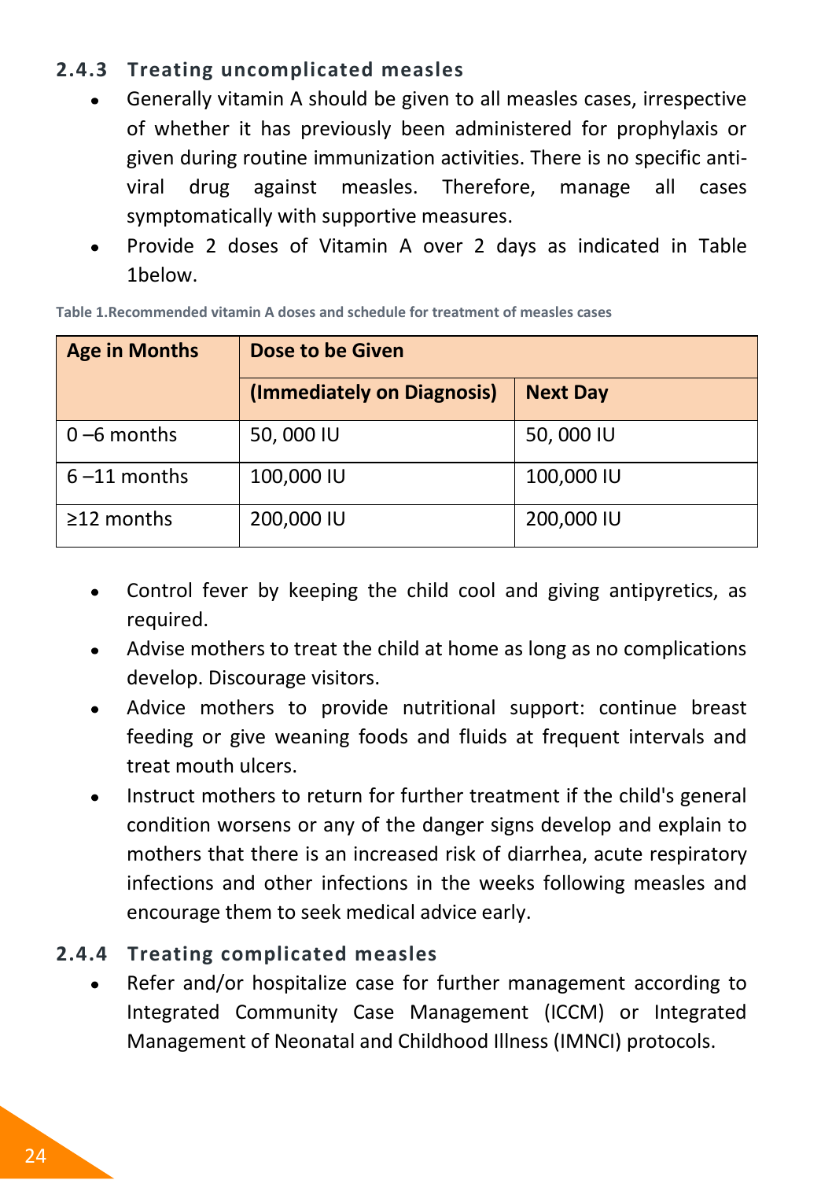### 2.4.3 Treating uncomplicated measles

- Generally vitamin A should be given to all measles cases, irrespective of whether it has previously been administered for prophylaxis or given during routine immunization activities. There is no specific anti-viral drug against measles. Therefore, manage all cases symptomatically with supportive measures.
- Provide 2 doses of Vitamin A over 2 days as indicated in Table 1below.

Table 1.Recommended vitamin A doses and schedule for treatment of measles cases

| Age in Months | Dose to be Given | |
|---|---|---|
| | (Immediately on Diagnosis) | Next Day |
| 0 –6 months | 50, 000 IU | 50, 000 IU |
| 6 –11 months | 100,000 IU | 100,000 IU |
| ≥12 months | 200,000 IU | 200,000 IU |

- Control fever by keeping the child cool and giving antipyretics, as required.
- Advise mothers to treat the child at home as long as no complications develop. Discourage visitors.
- Advice mothers to provide nutritional support: continue breast feeding or give weaning foods and fluids at frequent intervals and treat mouth ulcers.
- Instruct mothers to return for further treatment if the child's general condition worsens or any of the danger signs develop and explain to mothers that there is an increased risk of diarrhea, acute respiratory infections and other infections in the weeks following measles and encourage them to seek medical advice early.

### 2.4.4 Treating complicated measles

- Refer and/or hospitalize case for further management according to Integrated Community Case Management (ICCM) or Integrated Management of Neonatal and Childhood Illness (IMNCI) protocols.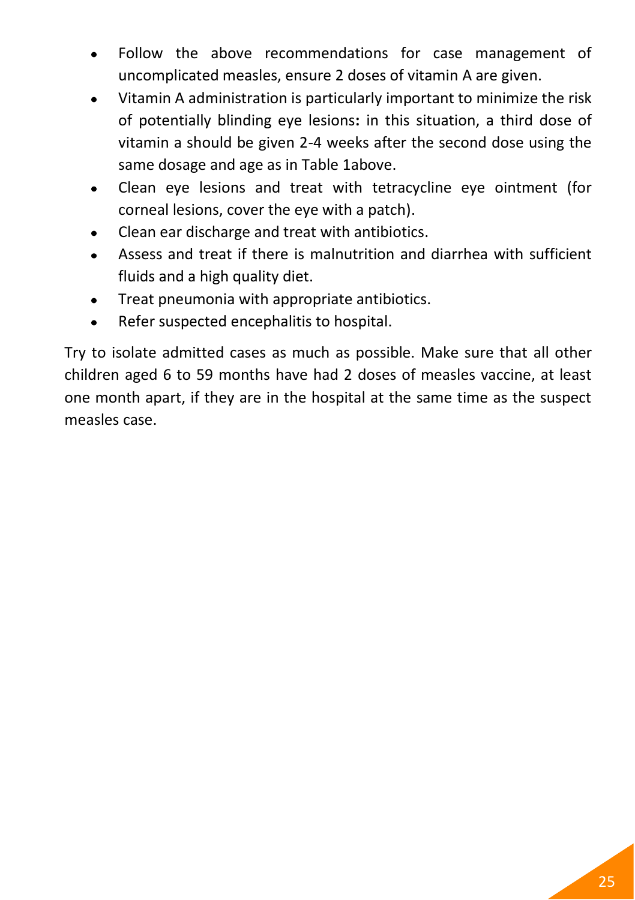- Follow the above recommendations for case management of uncomplicated measles, ensure 2 doses of vitamin A are given.
- Vitamin A administration is particularly important to minimize the risk of potentially blinding eye lesions**:** in this situation, a third dose of vitamin a should be given 2-4 weeks after the second dose using the same dosage and age as in Table 1above.
- Clean eye lesions and treat with tetracycline eye ointment (for corneal lesions, cover the eye with a patch).
- Clean ear discharge and treat with antibiotics.
- Assess and treat if there is malnutrition and diarrhea with sufficient fluids and a high quality diet.
- Treat pneumonia with appropriate antibiotics.
- Refer suspected encephalitis to hospital.

Try to isolate admitted cases as much as possible. Make sure that all other children aged 6 to 59 months have had 2 doses of measles vaccine, at least one month apart, if they are in the hospital at the same time as the suspect measles case.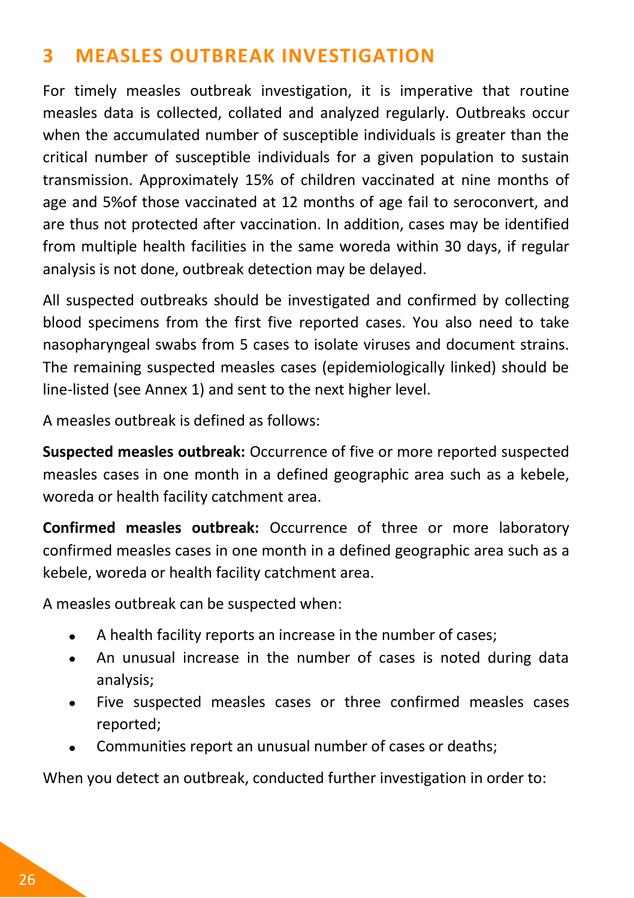# 3 MEASLES OUTBREAK INVESTIGATION

For timely measles outbreak investigation, it is imperative that routine measles data is collected, collated and analyzed regularly. Outbreaks occur when the accumulated number of susceptible individuals is greater than the critical number of susceptible individuals for a given population to sustain transmission. Approximately 15% of children vaccinated at nine months of age and 5%of those vaccinated at 12 months of age fail to seroconvert, and are thus not protected after vaccination. In addition, cases may be identified from multiple health facilities in the same woreda within 30 days, if regular analysis is not done, outbreak detection may be delayed.

All suspected outbreaks should be investigated and confirmed by collecting blood specimens from the first five reported cases. You also need to take nasopharyngeal swabs from 5 cases to isolate viruses and document strains. The remaining suspected measles cases (epidemiologically linked) should be line-listed (see Annex 1) and sent to the next higher level.

A measles outbreak is defined as follows:

**Suspected measles outbreak:** Occurrence of five or more reported suspected measles cases in one month in a defined geographic area such as a kebele, woreda or health facility catchment area.

**Confirmed measles outbreak:** Occurrence of three or more laboratory confirmed measles cases in one month in a defined geographic area such as a kebele, woreda or health facility catchment area.

A measles outbreak can be suspected when:

- A health facility reports an increase in the number of cases;
- An unusual increase in the number of cases is noted during data analysis;
- Five suspected measles cases or three confirmed measles cases reported;
- Communities report an unusual number of cases or deaths;

When you detect an outbreak, conducted further investigation in order to: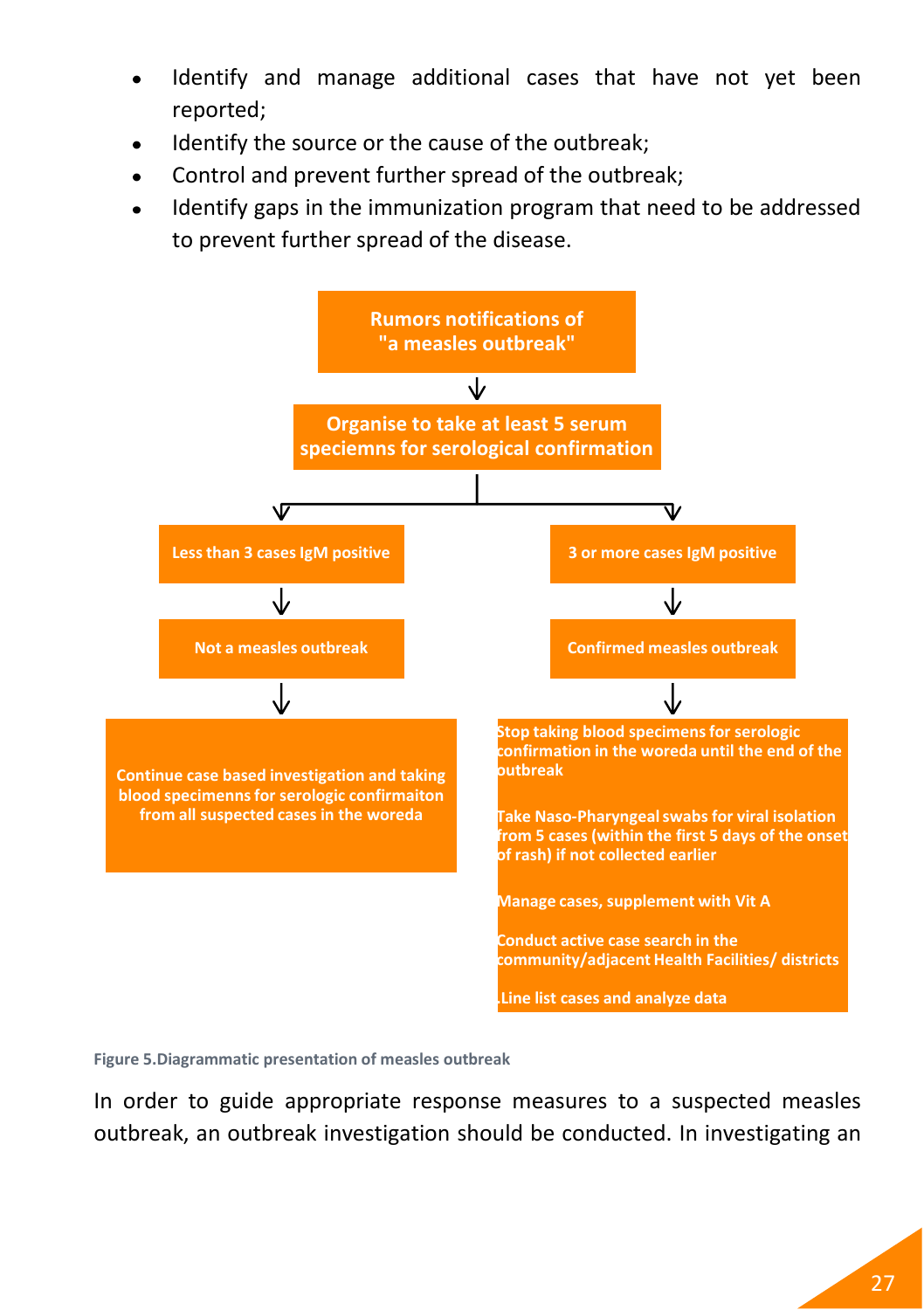- Identify and manage additional cases that have not yet been reported;
- Identify the source or the cause of the outbreak;
- Control and prevent further spread of the outbreak;
- Identify gaps in the immunization program that need to be addressed to prevent further spread of the disease.

**Rumors notifications of "a measles outbreak"**

↓

**Organise to take at least 5 serum speciemns for serological confirmation**

↓ (branches)

**Left branch:**

**Less than 3 cases IgM positive**

↓

**Not a measles outbreak**

↓

**Continue case based investigation and taking blood specimenns for serologic confirmaiton from all suspected cases in the woreda**

**Right branch:**

**3 or more cases IgM positive**

↓

**Confirmed measles outbreak**

↓

**Stop taking blood specimens for serologic confirmation in the woreda until the end of the outbreak**

**Take Naso-Pharyngeal swabs for viral isolation from 5 cases (within the first 5 days of the onset of rash) if not collected earlier**

**Manage cases, supplement with Vit A**

**Conduct active case search in the community/adjacent Health Facilities/ districts**

**Line list cases and analyze data**

**Figure 5.Diagrammatic presentation of measles outbreak**

In order to guide appropriate response measures to a suspected measles outbreak, an outbreak investigation should be conducted. In investigating an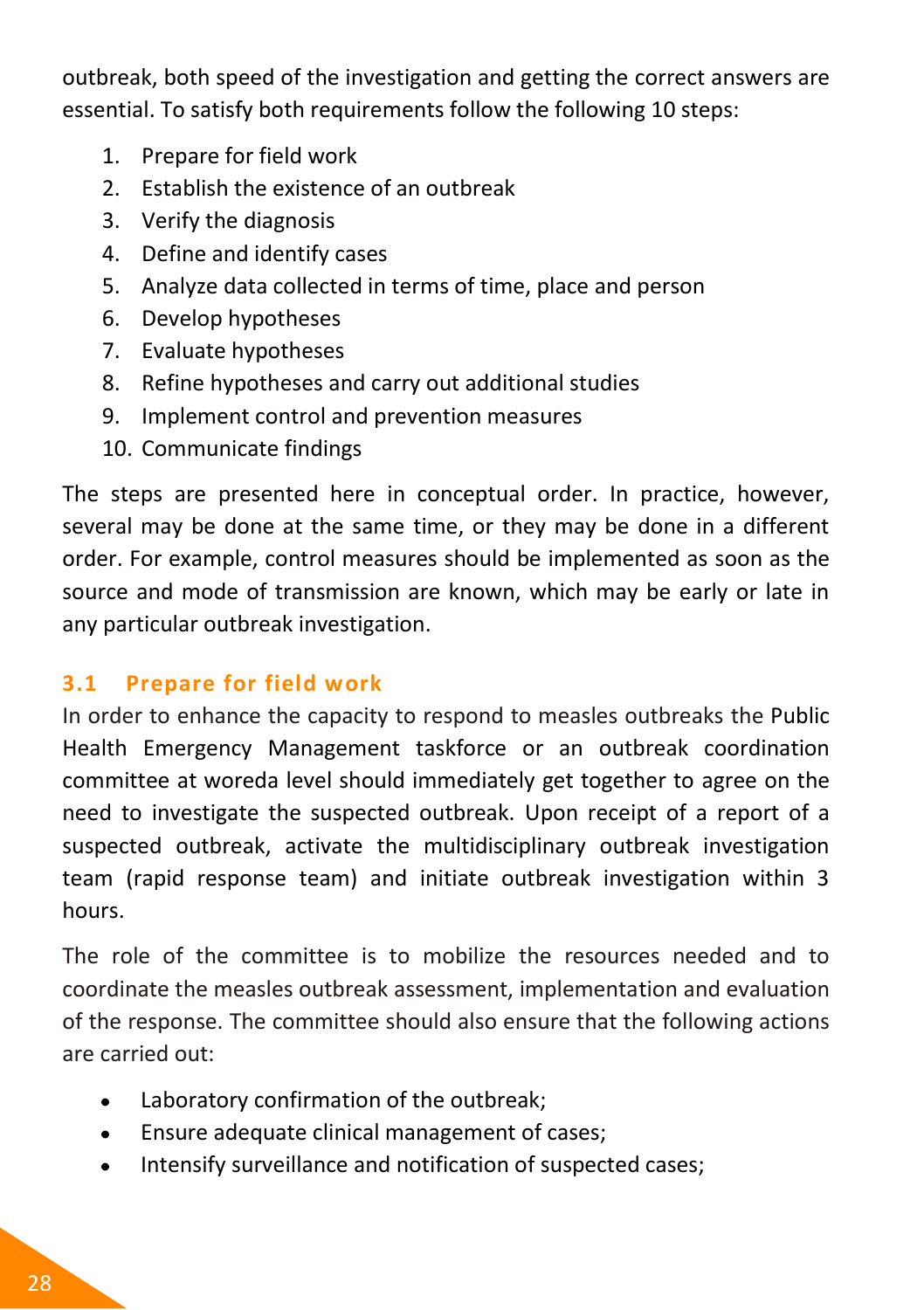outbreak, both speed of the investigation and getting the correct answers are essential. To satisfy both requirements follow the following 10 steps:

1. Prepare for field work
2. Establish the existence of an outbreak
3. Verify the diagnosis
4. Define and identify cases
5. Analyze data collected in terms of time, place and person
6. Develop hypotheses
7. Evaluate hypotheses
8. Refine hypotheses and carry out additional studies
9. Implement control and prevention measures
10. Communicate findings

The steps are presented here in conceptual order. In practice, however, several may be done at the same time, or they may be done in a different order. For example, control measures should be implemented as soon as the source and mode of transmission are known, which may be early or late in any particular outbreak investigation.

### 3.1 Prepare for field work

In order to enhance the capacity to respond to measles outbreaks the Public Health Emergency Management taskforce or an outbreak coordination committee at woreda level should immediately get together to agree on the need to investigate the suspected outbreak. Upon receipt of a report of a suspected outbreak, activate the multidisciplinary outbreak investigation team (rapid response team) and initiate outbreak investigation within 3 hours.

The role of the committee is to mobilize the resources needed and to coordinate the measles outbreak assessment, implementation and evaluation of the response. The committee should also ensure that the following actions are carried out:

- Laboratory confirmation of the outbreak;
- Ensure adequate clinical management of cases;
- Intensify surveillance and notification of suspected cases;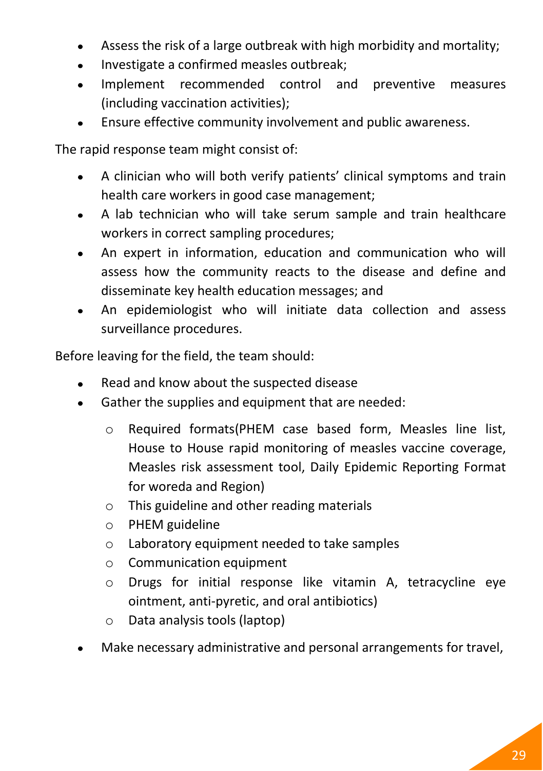- Assess the risk of a large outbreak with high morbidity and mortality;
- Investigate a confirmed measles outbreak;
- Implement recommended control and preventive measures (including vaccination activities);
- Ensure effective community involvement and public awareness.

The rapid response team might consist of:

- A clinician who will both verify patients' clinical symptoms and train health care workers in good case management;
- A lab technician who will take serum sample and train healthcare workers in correct sampling procedures;
- An expert in information, education and communication who will assess how the community reacts to the disease and define and disseminate key health education messages; and
- An epidemiologist who will initiate data collection and assess surveillance procedures.

Before leaving for the field, the team should:

- Read and know about the suspected disease
- Gather the supplies and equipment that are needed:
  - Required formats(PHEM case based form, Measles line list, House to House rapid monitoring of measles vaccine coverage, Measles risk assessment tool, Daily Epidemic Reporting Format for woreda and Region)
  - This guideline and other reading materials
  - PHEM guideline
  - Laboratory equipment needed to take samples
  - Communication equipment
  - Drugs for initial response like vitamin A, tetracycline eye ointment, anti-pyretic, and oral antibiotics)
  - Data analysis tools (laptop)
- Make necessary administrative and personal arrangements for travel,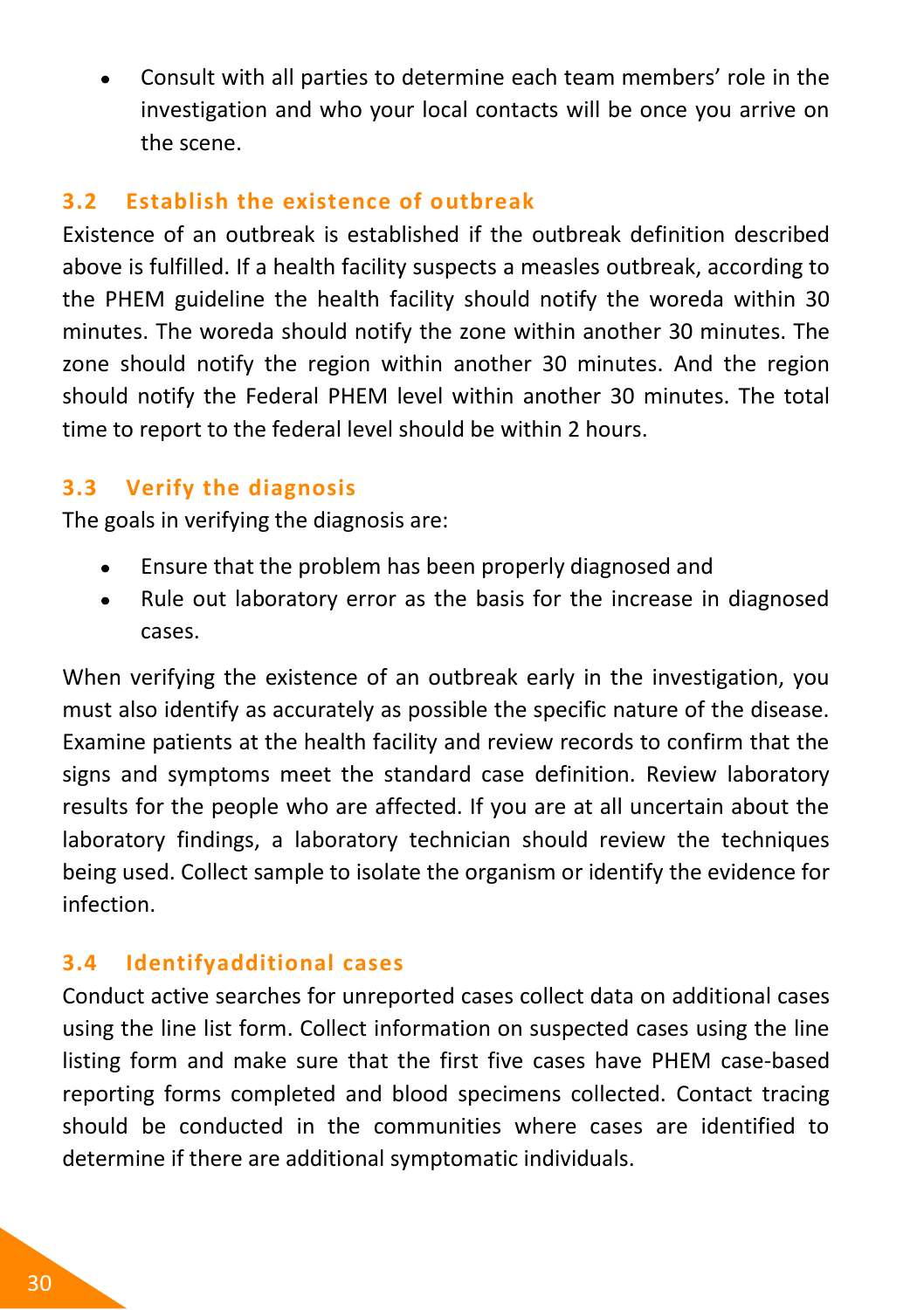- Consult with all parties to determine each team members' role in the investigation and who your local contacts will be once you arrive on the scene.

### 3.2 Establish the existence of outbreak

Existence of an outbreak is established if the outbreak definition described above is fulfilled. If a health facility suspects a measles outbreak, according to the PHEM guideline the health facility should notify the woreda within 30 minutes. The woreda should notify the zone within another 30 minutes. The zone should notify the region within another 30 minutes. And the region should notify the Federal PHEM level within another 30 minutes. The total time to report to the federal level should be within 2 hours.

### 3.3 Verify the diagnosis

The goals in verifying the diagnosis are:

- Ensure that the problem has been properly diagnosed and
- Rule out laboratory error as the basis for the increase in diagnosed cases.

When verifying the existence of an outbreak early in the investigation, you must also identify as accurately as possible the specific nature of the disease. Examine patients at the health facility and review records to confirm that the signs and symptoms meet the standard case definition. Review laboratory results for the people who are affected. If you are at all uncertain about the laboratory findings, a laboratory technician should review the techniques being used. Collect sample to isolate the organism or identify the evidence for infection.

### 3.4 Identifyadditional cases

Conduct active searches for unreported cases collect data on additional cases using the line list form. Collect information on suspected cases using the line listing form and make sure that the first five cases have PHEM case-based reporting forms completed and blood specimens collected. Contact tracing should be conducted in the communities where cases are identified to determine if there are additional symptomatic individuals.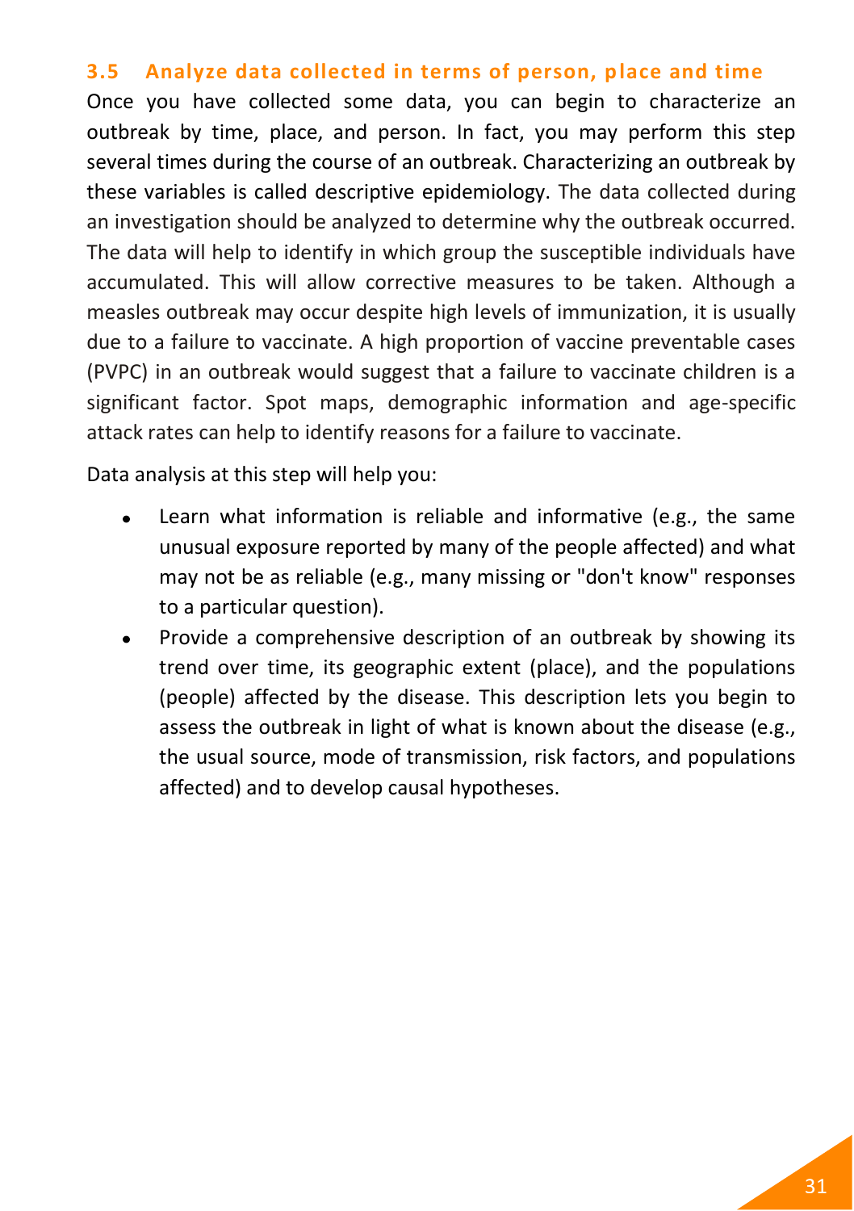### 3.5 Analyze data collected in terms of person, place and time

Once you have collected some data, you can begin to characterize an outbreak by time, place, and person. In fact, you may perform this step several times during the course of an outbreak. Characterizing an outbreak by these variables is called descriptive epidemiology. The data collected during an investigation should be analyzed to determine why the outbreak occurred. The data will help to identify in which group the susceptible individuals have accumulated. This will allow corrective measures to be taken. Although a measles outbreak may occur despite high levels of immunization, it is usually due to a failure to vaccinate. A high proportion of vaccine preventable cases (PVPC) in an outbreak would suggest that a failure to vaccinate children is a significant factor. Spot maps, demographic information and age-specific attack rates can help to identify reasons for a failure to vaccinate.

Data analysis at this step will help you:

- Learn what information is reliable and informative (e.g., the same unusual exposure reported by many of the people affected) and what may not be as reliable (e.g., many missing or "don't know" responses to a particular question).
- Provide a comprehensive description of an outbreak by showing its trend over time, its geographic extent (place), and the populations (people) affected by the disease. This description lets you begin to assess the outbreak in light of what is known about the disease (e.g., the usual source, mode of transmission, risk factors, and populations affected) and to develop causal hypotheses.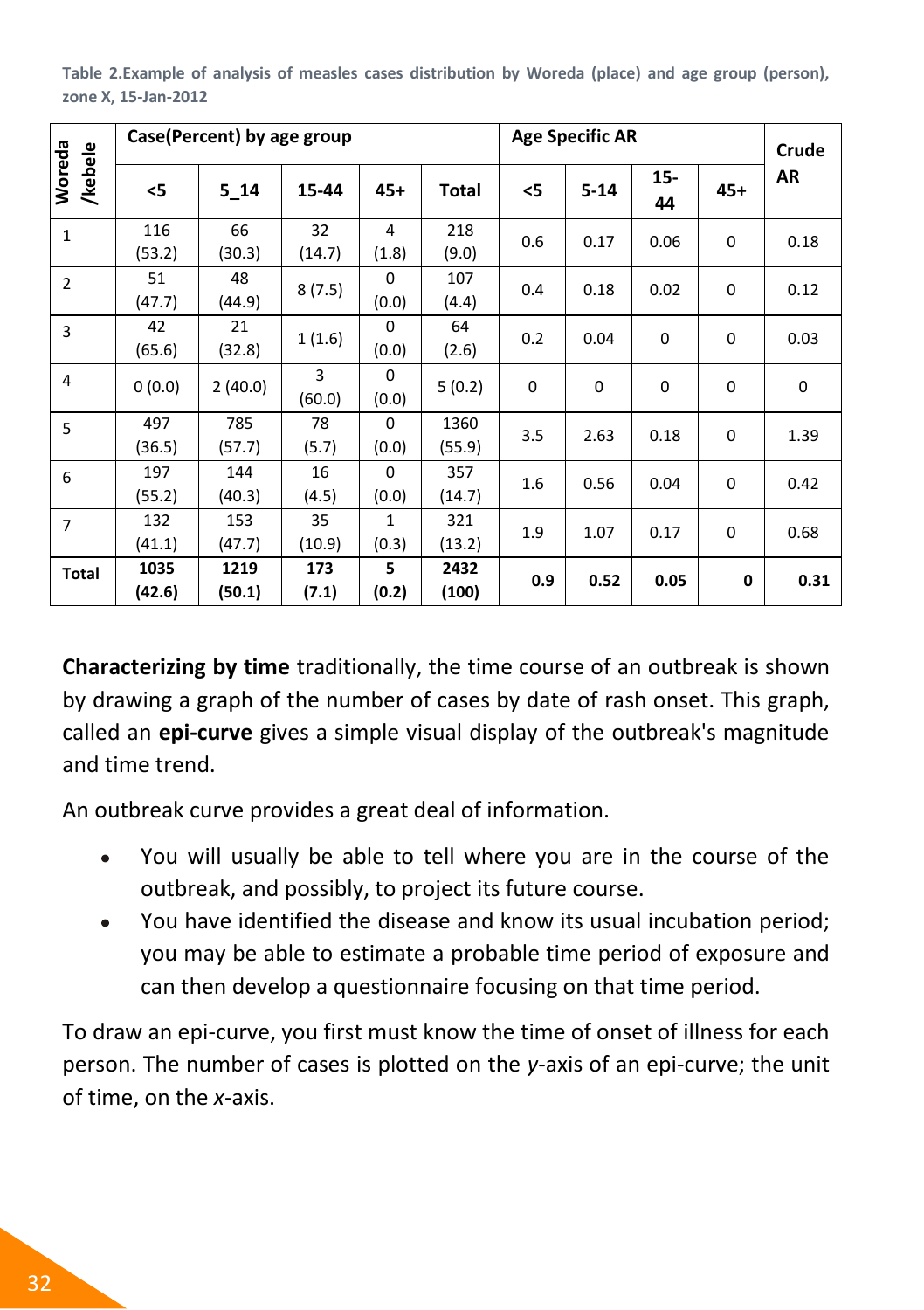**Table 2.Example of analysis of measles cases distribution by Woreda (place) and age group (person), zone X, 15-Jan-2012**

| Woreda /kebele | Case(Percent) by age group | | | | | Age Specific AR | | | | Crude AR |
|---|---|---|---|---|---|---|---|---|---|---|
| | <5 | 5_14 | 15-44 | 45+ | Total | <5 | 5-14 | 15-44 | 45+ | |
| 1 | 116 (53.2) | 66 (30.3) | 32 (14.7) | 4 (1.8) | 218 (9.0) | 0.6 | 0.17 | 0.06 | 0 | 0.18 |
| 2 | 51 (47.7) | 48 (44.9) | 8 (7.5) | 0 (0.0) | 107 (4.4) | 0.4 | 0.18 | 0.02 | 0 | 0.12 |
| 3 | 42 (65.6) | 21 (32.8) | 1 (1.6) | 0 (0.0) | 64 (2.6) | 0.2 | 0.04 | 0 | 0 | 0.03 |
| 4 | 0 (0.0) | 2 (40.0) | 3 (60.0) | 0 (0.0) | 5 (0.2) | 0 | 0 | 0 | 0 | 0 |
| 5 | 497 (36.5) | 785 (57.7) | 78 (5.7) | 0 (0.0) | 1360 (55.9) | 3.5 | 2.63 | 0.18 | 0 | 1.39 |
| 6 | 197 (55.2) | 144 (40.3) | 16 (4.5) | 0 (0.0) | 357 (14.7) | 1.6 | 0.56 | 0.04 | 0 | 0.42 |
| 7 | 132 (41.1) | 153 (47.7) | 35 (10.9) | 1 (0.3) | 321 (13.2) | 1.9 | 1.07 | 0.17 | 0 | 0.68 |
| **Total** | **1035 (42.6)** | **1219 (50.1)** | **173 (7.1)** | **5 (0.2)** | **2432 (100)** | **0.9** | **0.52** | **0.05** | **0** | **0.31** |

**Characterizing by time** traditionally, the time course of an outbreak is shown by drawing a graph of the number of cases by date of rash onset. This graph, called an **epi-curve** gives a simple visual display of the outbreak's magnitude and time trend.

An outbreak curve provides a great deal of information.

- You will usually be able to tell where you are in the course of the outbreak, and possibly, to project its future course.
- You have identified the disease and know its usual incubation period; you may be able to estimate a probable time period of exposure and can then develop a questionnaire focusing on that time period.

To draw an epi-curve, you first must know the time of onset of illness for each person. The number of cases is plotted on the *y*-axis of an epi-curve; the unit of time, on the *x*-axis.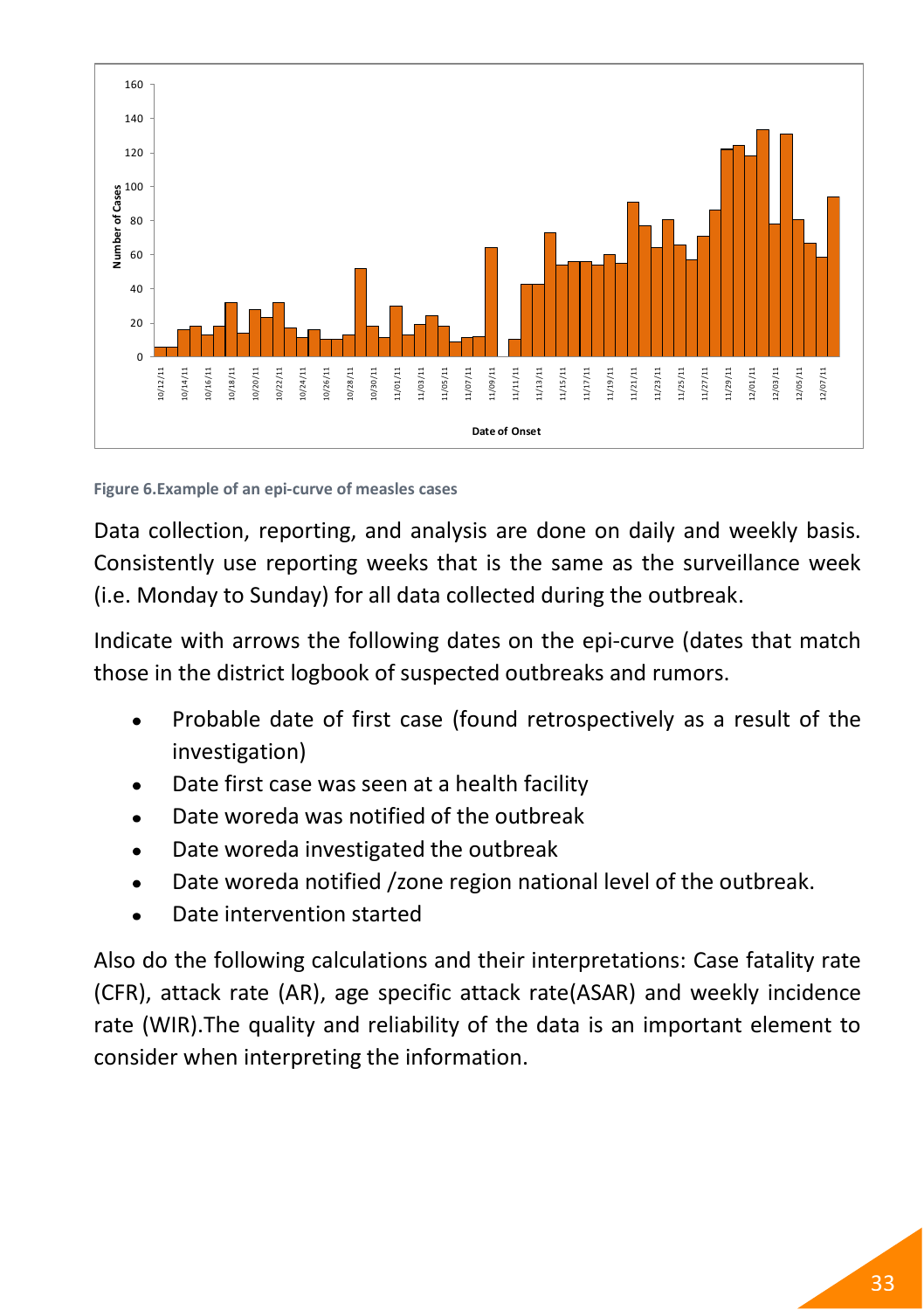Figure 6.Example of an epi-curve of measles cases

Data collection, reporting, and analysis are done on daily and weekly basis. Consistently use reporting weeks that is the same as the surveillance week (i.e. Monday to Sunday) for all data collected during the outbreak.

Indicate with arrows the following dates on the epi-curve (dates that match those in the district logbook of suspected outbreaks and rumors.

- Probable date of first case (found retrospectively as a result of the investigation)
- Date first case was seen at a health facility
- Date woreda was notified of the outbreak
- Date woreda investigated the outbreak
- Date woreda notified /zone region national level of the outbreak.
- Date intervention started

Also do the following calculations and their interpretations: Case fatality rate (CFR), attack rate (AR), age specific attack rate(ASAR) and weekly incidence rate (WIR).The quality and reliability of the data is an important element to consider when interpreting the information.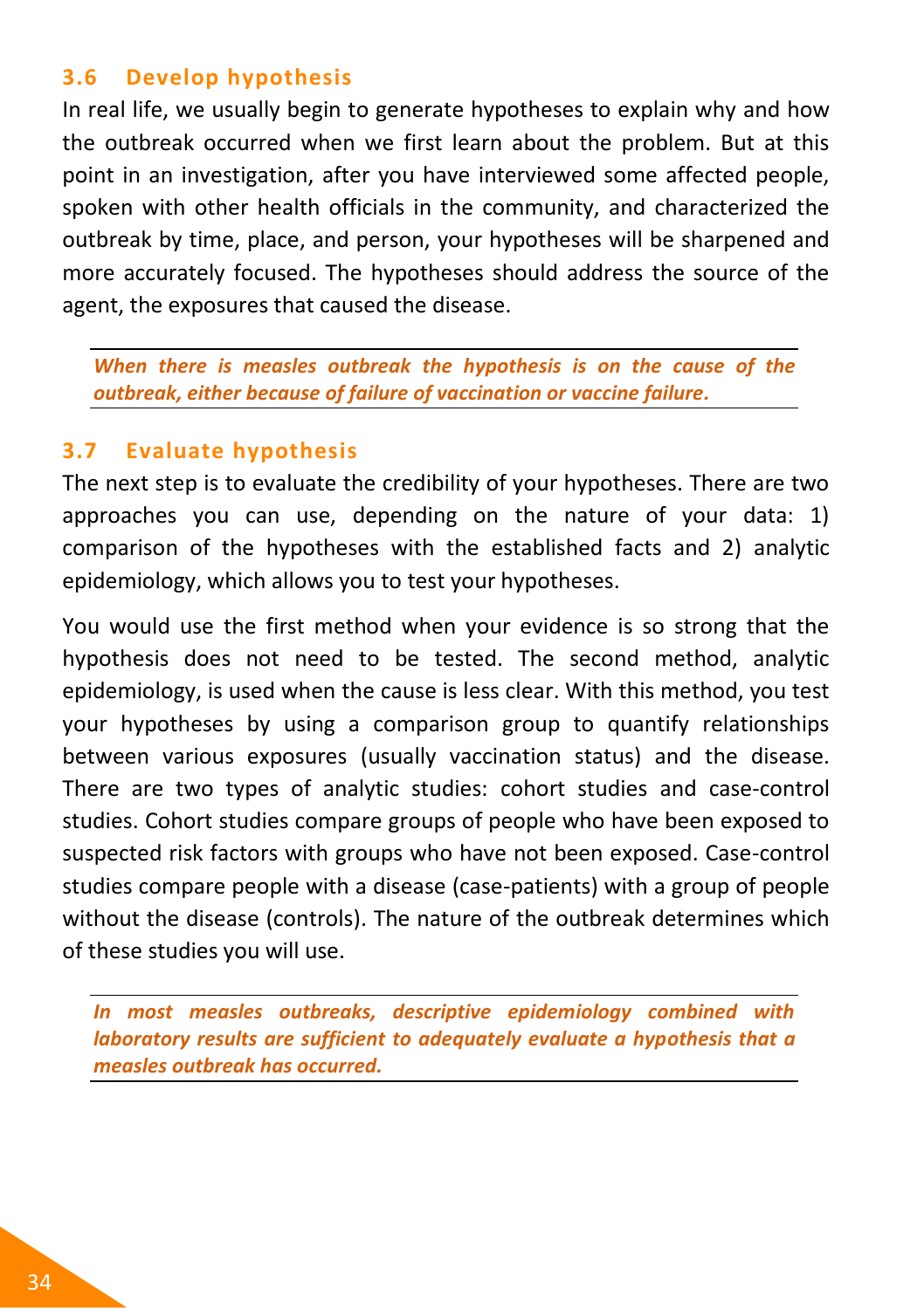### 3.6 Develop hypothesis

In real life, we usually begin to generate hypotheses to explain why and how the outbreak occurred when we first learn about the problem. But at this point in an investigation, after you have interviewed some affected people, spoken with other health officials in the community, and characterized the outbreak by time, place, and person, your hypotheses will be sharpened and more accurately focused. The hypotheses should address the source of the agent, the exposures that caused the disease.

***When there is measles outbreak the hypothesis is on the cause of the outbreak, either because of failure of vaccination or vaccine failure.***

### 3.7 Evaluate hypothesis

The next step is to evaluate the credibility of your hypotheses. There are two approaches you can use, depending on the nature of your data: 1) comparison of the hypotheses with the established facts and 2) analytic epidemiology, which allows you to test your hypotheses.

You would use the first method when your evidence is so strong that the hypothesis does not need to be tested. The second method, analytic epidemiology, is used when the cause is less clear. With this method, you test your hypotheses by using a comparison group to quantify relationships between various exposures (usually vaccination status) and the disease. There are two types of analytic studies: cohort studies and case-control studies. Cohort studies compare groups of people who have been exposed to suspected risk factors with groups who have not been exposed. Case-control studies compare people with a disease (case-patients) with a group of people without the disease (controls). The nature of the outbreak determines which of these studies you will use.

***In most measles outbreaks, descriptive epidemiology combined with laboratory results are sufficient to adequately evaluate a hypothesis that a measles outbreak has occurred.***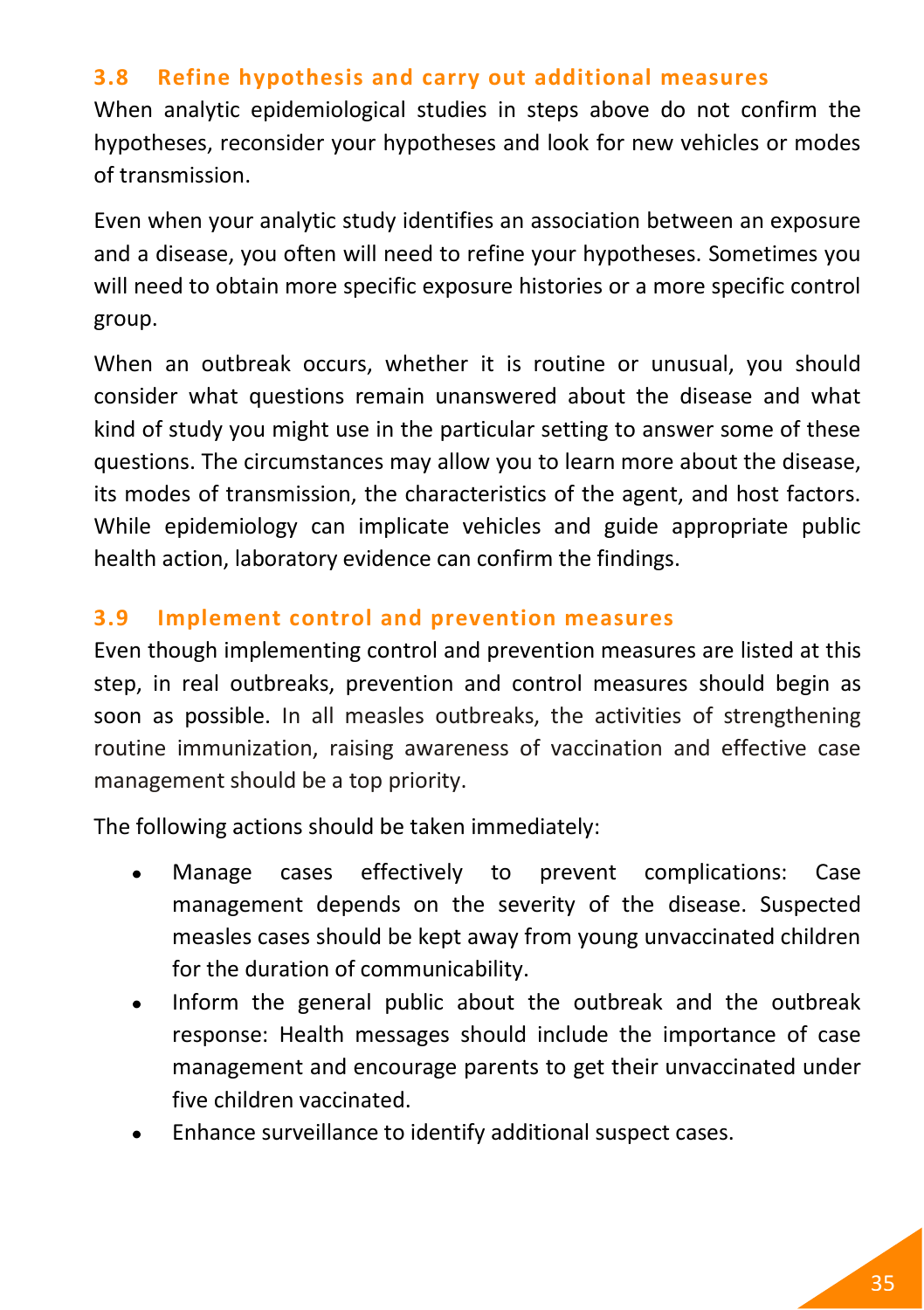### 3.8 Refine hypothesis and carry out additional measures

When analytic epidemiological studies in steps above do not confirm the hypotheses, reconsider your hypotheses and look for new vehicles or modes of transmission.

Even when your analytic study identifies an association between an exposure and a disease, you often will need to refine your hypotheses. Sometimes you will need to obtain more specific exposure histories or a more specific control group.

When an outbreak occurs, whether it is routine or unusual, you should consider what questions remain unanswered about the disease and what kind of study you might use in the particular setting to answer some of these questions. The circumstances may allow you to learn more about the disease, its modes of transmission, the characteristics of the agent, and host factors. While epidemiology can implicate vehicles and guide appropriate public health action, laboratory evidence can confirm the findings.

### 3.9 Implement control and prevention measures

Even though implementing control and prevention measures are listed at this step, in real outbreaks, prevention and control measures should begin as soon as possible. In all measles outbreaks, the activities of strengthening routine immunization, raising awareness of vaccination and effective case management should be a top priority.

The following actions should be taken immediately:

- Manage cases effectively to prevent complications: Case management depends on the severity of the disease. Suspected measles cases should be kept away from young unvaccinated children for the duration of communicability.
- Inform the general public about the outbreak and the outbreak response: Health messages should include the importance of case management and encourage parents to get their unvaccinated under five children vaccinated.
- Enhance surveillance to identify additional suspect cases.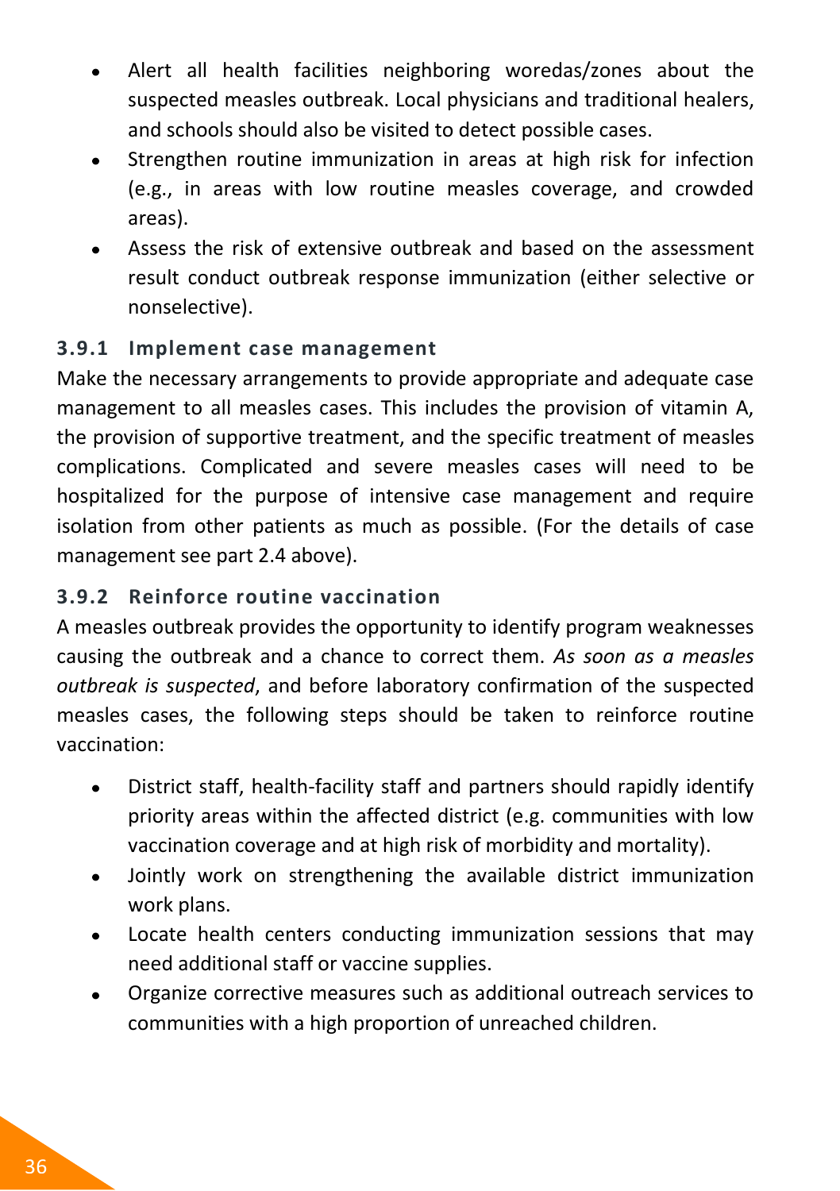- Alert all health facilities neighboring woredas/zones about the suspected measles outbreak. Local physicians and traditional healers, and schools should also be visited to detect possible cases.
- Strengthen routine immunization in areas at high risk for infection (e.g., in areas with low routine measles coverage, and crowded areas).
- Assess the risk of extensive outbreak and based on the assessment result conduct outbreak response immunization (either selective or nonselective).

### 3.9.1 Implement case management

Make the necessary arrangements to provide appropriate and adequate case management to all measles cases. This includes the provision of vitamin A, the provision of supportive treatment, and the specific treatment of measles complications. Complicated and severe measles cases will need to be hospitalized for the purpose of intensive case management and require isolation from other patients as much as possible. (For the details of case management see part 2.4 above).

### 3.9.2 Reinforce routine vaccination

A measles outbreak provides the opportunity to identify program weaknesses causing the outbreak and a chance to correct them. *As soon as a measles outbreak is suspected*, and before laboratory confirmation of the suspected measles cases, the following steps should be taken to reinforce routine vaccination:

- District staff, health-facility staff and partners should rapidly identify priority areas within the affected district (e.g. communities with low vaccination coverage and at high risk of morbidity and mortality).
- Jointly work on strengthening the available district immunization work plans.
- Locate health centers conducting immunization sessions that may need additional staff or vaccine supplies.
- Organize corrective measures such as additional outreach services to communities with a high proportion of unreached children.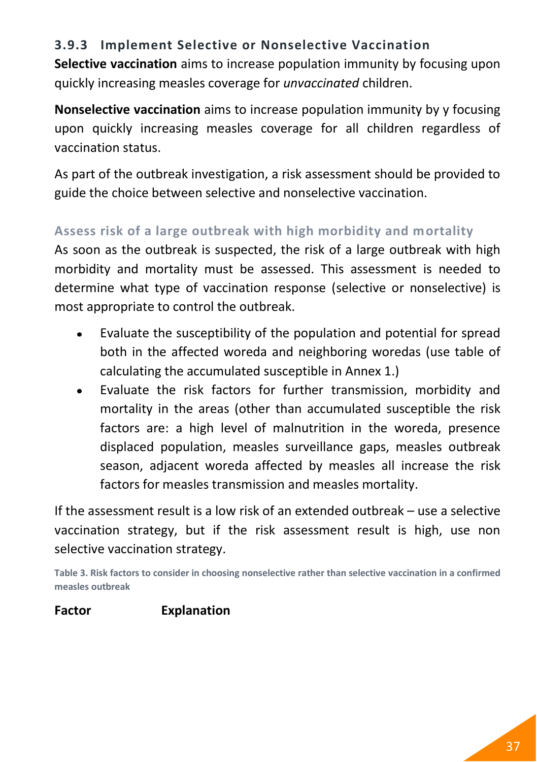### 3.9.3 Implement Selective or Nonselective Vaccination

**Selective vaccination** aims to increase population immunity by focusing upon quickly increasing measles coverage for *unvaccinated* children.

**Nonselective vaccination** aims to increase population immunity by y focusing upon quickly increasing measles coverage for all children regardless of vaccination status.

As part of the outbreak investigation, a risk assessment should be provided to guide the choice between selective and nonselective vaccination.

#### Assess risk of a large outbreak with high morbidity and mortality

As soon as the outbreak is suspected, the risk of a large outbreak with high morbidity and mortality must be assessed. This assessment is needed to determine what type of vaccination response (selective or nonselective) is most appropriate to control the outbreak.

- Evaluate the susceptibility of the population and potential for spread both in the affected woreda and neighboring woredas (use table of calculating the accumulated susceptible in Annex 1.)
- Evaluate the risk factors for further transmission, morbidity and mortality in the areas (other than accumulated susceptible the risk factors are: a high level of malnutrition in the woreda, presence displaced population, measles surveillance gaps, measles outbreak season, adjacent woreda affected by measles all increase the risk factors for measles transmission and measles mortality.

If the assessment result is a low risk of an extended outbreak – use a selective vaccination strategy, but if the risk assessment result is high, use non selective vaccination strategy.

**Table 3. Risk factors to consider in choosing nonselective rather than selective vaccination in a confirmed measles outbreak**

| Factor | Explanation |
| --- | --- |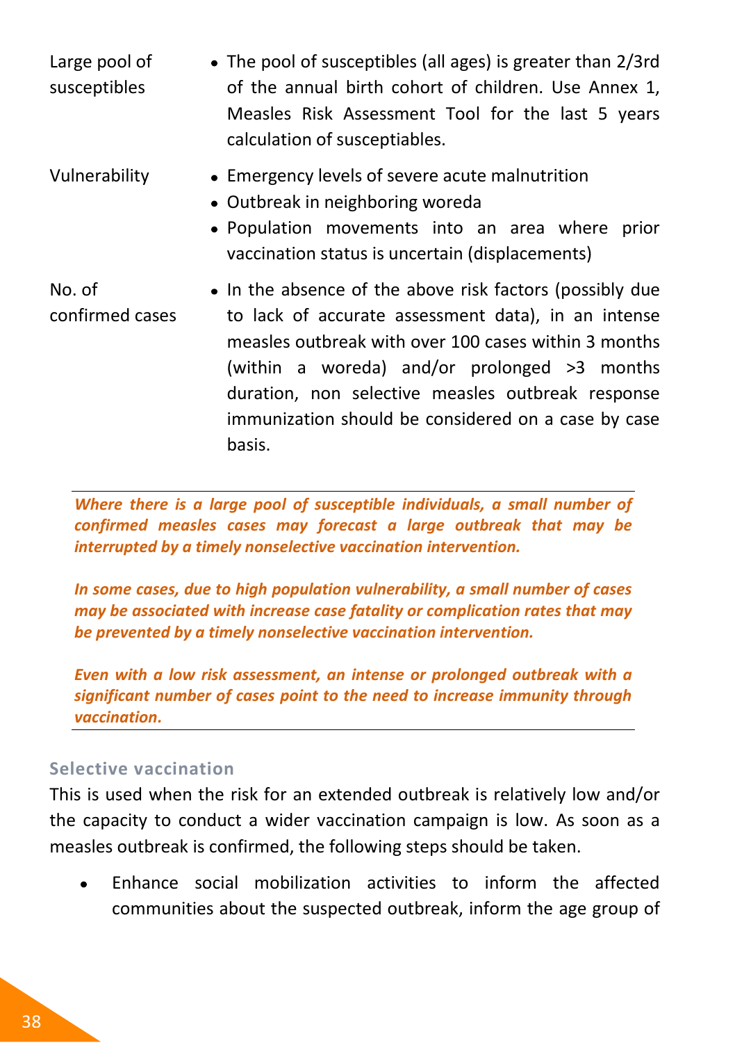| | |
|---|---|
| Large pool of susceptibles | • The pool of susceptibles (all ages) is greater than 2/3rd of the annual birth cohort of children. Use Annex 1, Measles Risk Assessment Tool for the last 5 years calculation of susceptiables. |
| Vulnerability | • Emergency levels of severe acute malnutrition<br>• Outbreak in neighboring woreda<br>• Population movements into an area where prior vaccination status is uncertain (displacements) |
| No. of confirmed cases | • In the absence of the above risk factors (possibly due to lack of accurate assessment data), in an intense measles outbreak with over 100 cases within 3 months (within a woreda) and/or prolonged >3 months duration, non selective measles outbreak response immunization should be considered on a case by case basis. |

***Where there is a large pool of susceptible individuals, a small number of confirmed measles cases may forecast a large outbreak that may be interrupted by a timely nonselective vaccination intervention.***

***In some cases, due to high population vulnerability, a small number of cases may be associated with increase case fatality or complication rates that may be prevented by a timely nonselective vaccination intervention.***

***Even with a low risk assessment, an intense or prolonged outbreak with a significant number of cases point to the need to increase immunity through vaccination.***

### Selective vaccination

This is used when the risk for an extended outbreak is relatively low and/or the capacity to conduct a wider vaccination campaign is low. As soon as a measles outbreak is confirmed, the following steps should be taken.

- Enhance social mobilization activities to inform the affected communities about the suspected outbreak, inform the age group of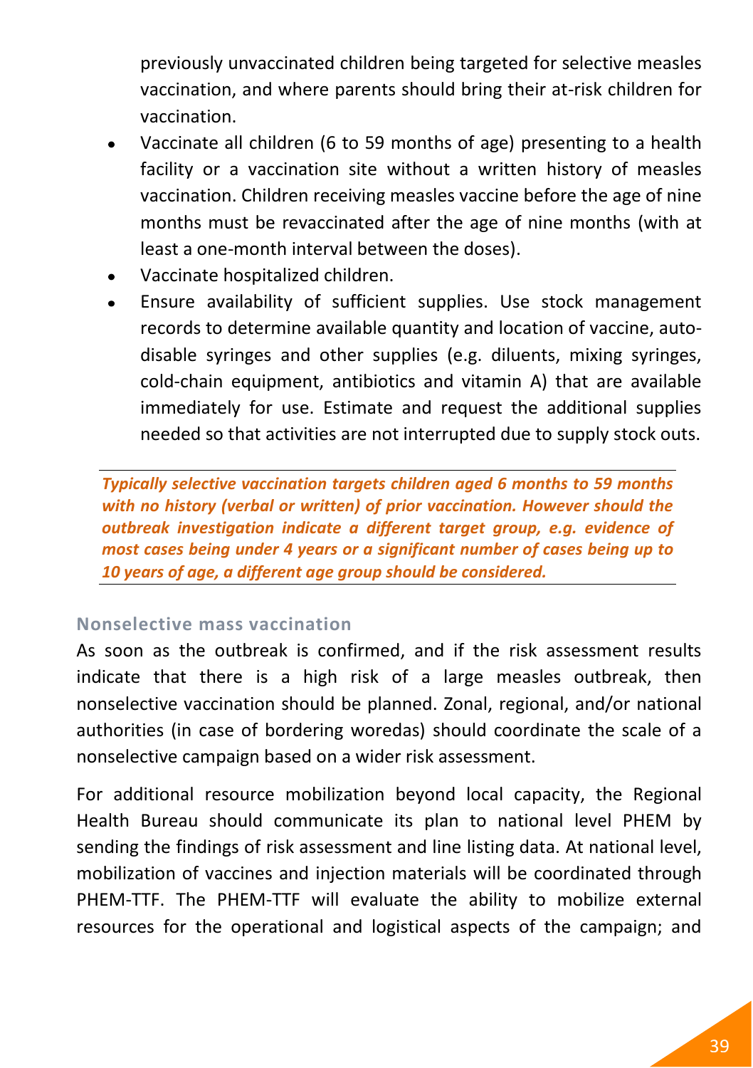previously unvaccinated children being targeted for selective measles vaccination, and where parents should bring their at-risk children for vaccination.

- Vaccinate all children (6 to 59 months of age) presenting to a health facility or a vaccination site without a written history of measles vaccination. Children receiving measles vaccine before the age of nine months must be revaccinated after the age of nine months (with at least a one-month interval between the doses).
- Vaccinate hospitalized children.
- Ensure availability of sufficient supplies. Use stock management records to determine available quantity and location of vaccine, auto-disable syringes and other supplies (e.g. diluents, mixing syringes, cold-chain equipment, antibiotics and vitamin A) that are available immediately for use. Estimate and request the additional supplies needed so that activities are not interrupted due to supply stock outs.

***Typically selective vaccination targets children aged 6 months to 59 months with no history (verbal or written) of prior vaccination. However should the outbreak investigation indicate a different target group, e.g. evidence of most cases being under 4 years or a significant number of cases being up to 10 years of age, a different age group should be considered.***

### Nonselective mass vaccination

As soon as the outbreak is confirmed, and if the risk assessment results indicate that there is a high risk of a large measles outbreak, then nonselective vaccination should be planned. Zonal, regional, and/or national authorities (in case of bordering woredas) should coordinate the scale of a nonselective campaign based on a wider risk assessment.

For additional resource mobilization beyond local capacity, the Regional Health Bureau should communicate its plan to national level PHEM by sending the findings of risk assessment and line listing data. At national level, mobilization of vaccines and injection materials will be coordinated through PHEM-TTF. The PHEM-TTF will evaluate the ability to mobilize external resources for the operational and logistical aspects of the campaign; and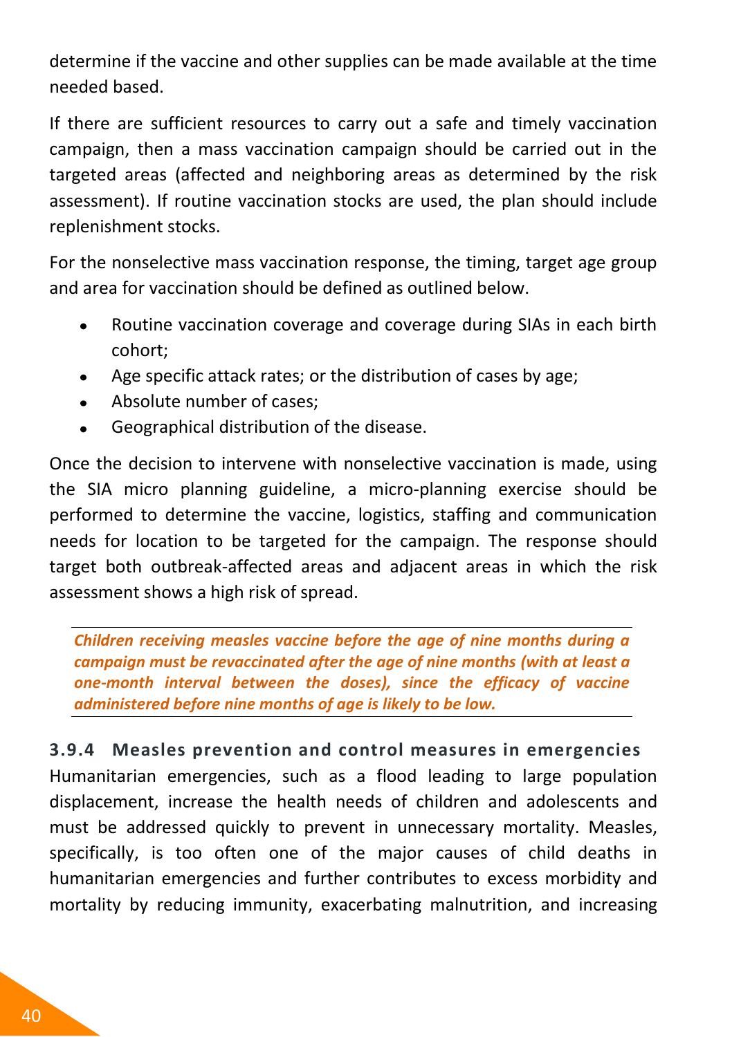determine if the vaccine and other supplies can be made available at the time needed based.

If there are sufficient resources to carry out a safe and timely vaccination campaign, then a mass vaccination campaign should be carried out in the targeted areas (affected and neighboring areas as determined by the risk assessment). If routine vaccination stocks are used, the plan should include replenishment stocks.

For the nonselective mass vaccination response, the timing, target age group and area for vaccination should be defined as outlined below.

- Routine vaccination coverage and coverage during SIAs in each birth cohort;
- Age specific attack rates; or the distribution of cases by age;
- Absolute number of cases;
- Geographical distribution of the disease.

Once the decision to intervene with nonselective vaccination is made, using the SIA micro planning guideline, a micro-planning exercise should be performed to determine the vaccine, logistics, staffing and communication needs for location to be targeted for the campaign. The response should target both outbreak-affected areas and adjacent areas in which the risk assessment shows a high risk of spread.

***Children receiving measles vaccine before the age of nine months during a campaign must be revaccinated after the age of nine months (with at least a one-month interval between the doses), since the efficacy of vaccine administered before nine months of age is likely to be low.***

### 3.9.4 Measles prevention and control measures in emergencies

Humanitarian emergencies, such as a flood leading to large population displacement, increase the health needs of children and adolescents and must be addressed quickly to prevent in unnecessary mortality. Measles, specifically, is too often one of the major causes of child deaths in humanitarian emergencies and further contributes to excess morbidity and mortality by reducing immunity, exacerbating malnutrition, and increasing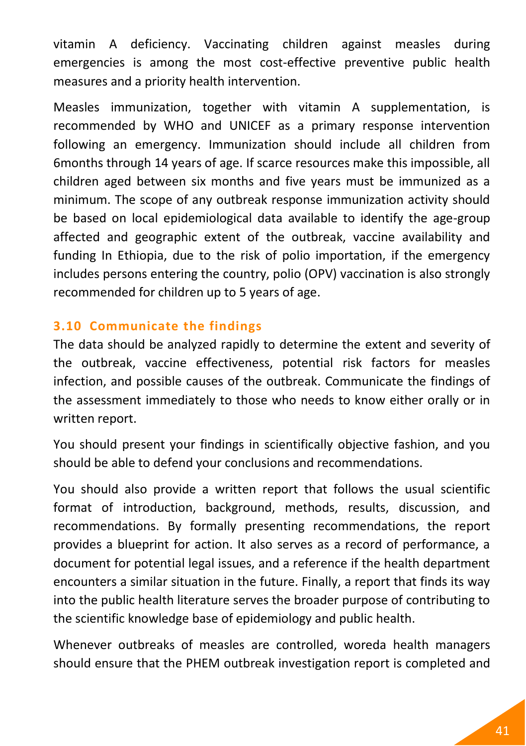vitamin A deficiency. Vaccinating children against measles during emergencies is among the most cost-effective preventive public health measures and a priority health intervention.

Measles immunization, together with vitamin A supplementation, is recommended by WHO and UNICEF as a primary response intervention following an emergency. Immunization should include all children from 6months through 14 years of age. If scarce resources make this impossible, all children aged between six months and five years must be immunized as a minimum. The scope of any outbreak response immunization activity should be based on local epidemiological data available to identify the age-group affected and geographic extent of the outbreak, vaccine availability and funding In Ethiopia, due to the risk of polio importation, if the emergency includes persons entering the country, polio (OPV) vaccination is also strongly recommended for children up to 5 years of age.

### 3.10 Communicate the findings

The data should be analyzed rapidly to determine the extent and severity of the outbreak, vaccine effectiveness, potential risk factors for measles infection, and possible causes of the outbreak. Communicate the findings of the assessment immediately to those who needs to know either orally or in written report.

You should present your findings in scientifically objective fashion, and you should be able to defend your conclusions and recommendations.

You should also provide a written report that follows the usual scientific format of introduction, background, methods, results, discussion, and recommendations. By formally presenting recommendations, the report provides a blueprint for action. It also serves as a record of performance, a document for potential legal issues, and a reference if the health department encounters a similar situation in the future. Finally, a report that finds its way into the public health literature serves the broader purpose of contributing to the scientific knowledge base of epidemiology and public health.

Whenever outbreaks of measles are controlled, woreda health managers should ensure that the PHEM outbreak investigation report is completed and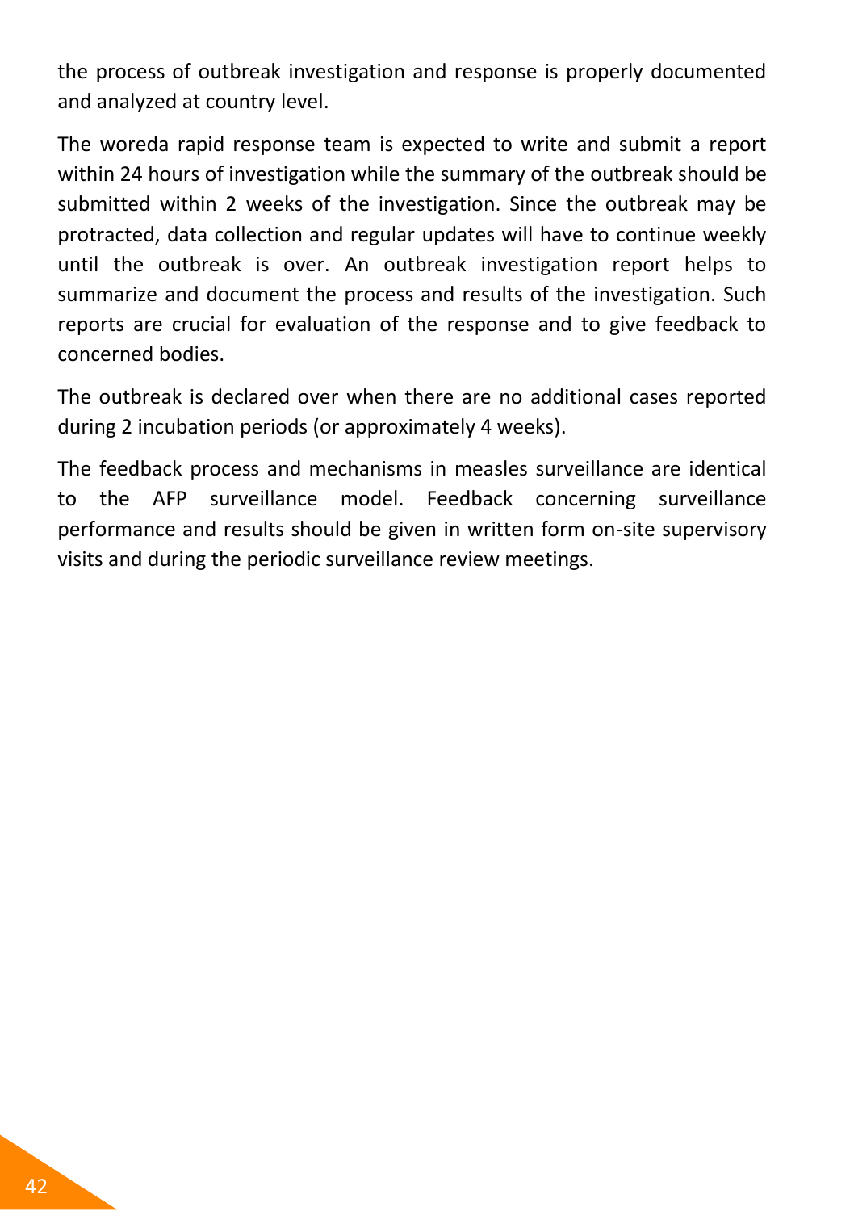the process of outbreak investigation and response is properly documented and analyzed at country level.

The woreda rapid response team is expected to write and submit a report within 24 hours of investigation while the summary of the outbreak should be submitted within 2 weeks of the investigation. Since the outbreak may be protracted, data collection and regular updates will have to continue weekly until the outbreak is over. An outbreak investigation report helps to summarize and document the process and results of the investigation. Such reports are crucial for evaluation of the response and to give feedback to concerned bodies.

The outbreak is declared over when there are no additional cases reported during 2 incubation periods (or approximately 4 weeks).

The feedback process and mechanisms in measles surveillance are identical to the AFP surveillance model. Feedback concerning surveillance performance and results should be given in written form on-site supervisory visits and during the periodic surveillance review meetings.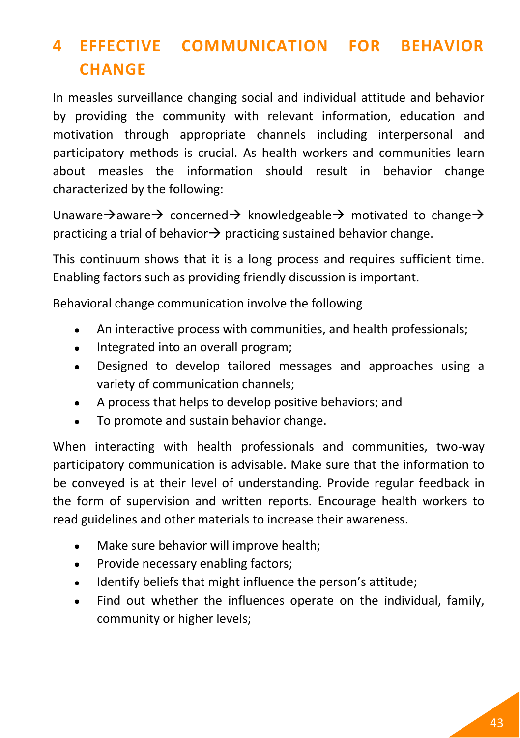# 4 EFFECTIVE COMMUNICATION FOR BEHAVIOR CHANGE

In measles surveillance changing social and individual attitude and behavior by providing the community with relevant information, education and motivation through appropriate channels including interpersonal and participatory methods is crucial. As health workers and communities learn about measles the information should result in behavior change characterized by the following:

Unaware→aware→ concerned→ knowledgeable→ motivated to change→ practicing a trial of behavior→ practicing sustained behavior change.

This continuum shows that it is a long process and requires sufficient time. Enabling factors such as providing friendly discussion is important.

Behavioral change communication involve the following

- An interactive process with communities, and health professionals;
- Integrated into an overall program;
- Designed to develop tailored messages and approaches using a variety of communication channels;
- A process that helps to develop positive behaviors; and
- To promote and sustain behavior change.

When interacting with health professionals and communities, two-way participatory communication is advisable. Make sure that the information to be conveyed is at their level of understanding. Provide regular feedback in the form of supervision and written reports. Encourage health workers to read guidelines and other materials to increase their awareness.

- Make sure behavior will improve health;
- Provide necessary enabling factors;
- Identify beliefs that might influence the person's attitude;
- Find out whether the influences operate on the individual, family, community or higher levels;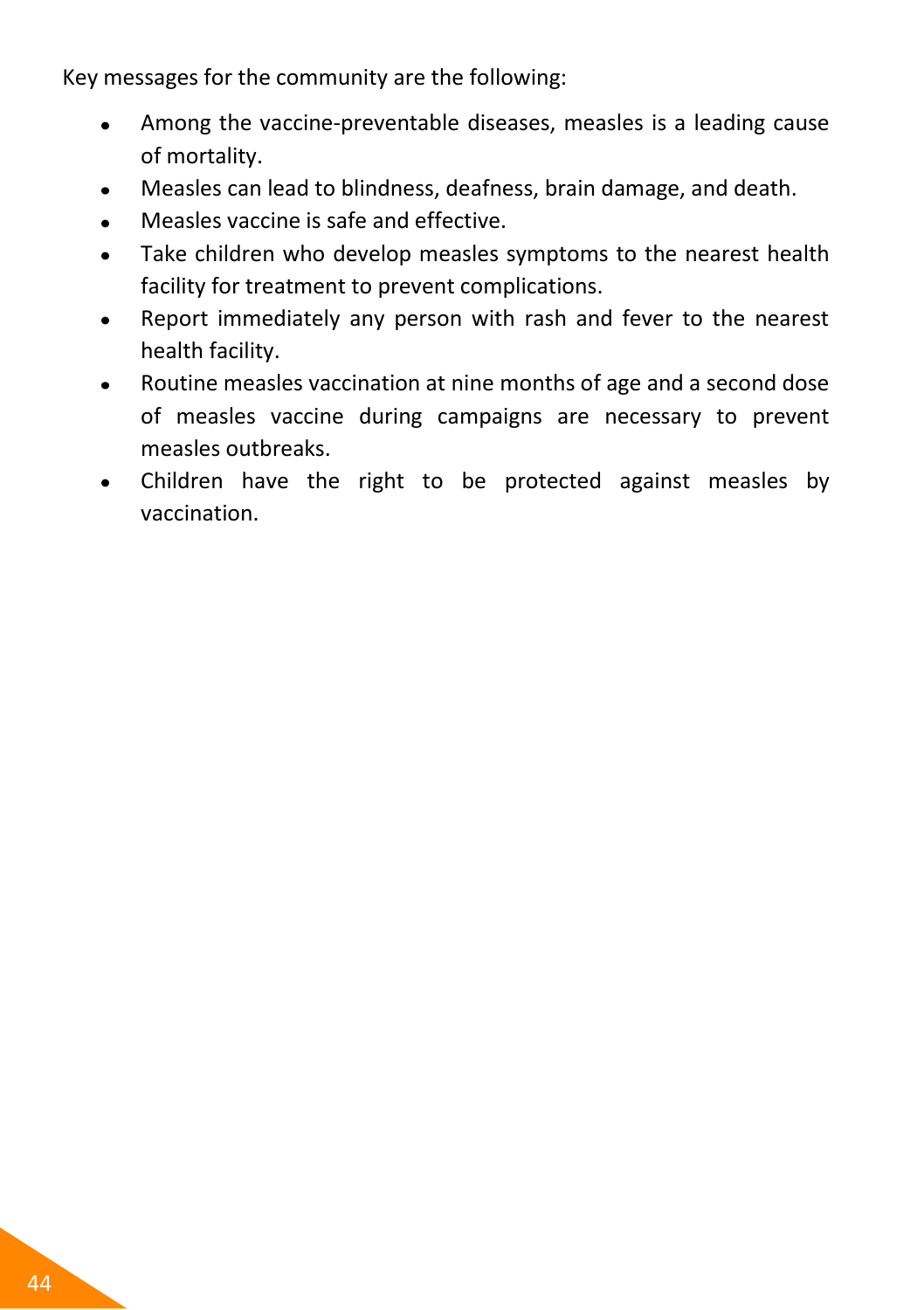Key messages for the community are the following:

- Among the vaccine-preventable diseases, measles is a leading cause of mortality.
- Measles can lead to blindness, deafness, brain damage, and death.
- Measles vaccine is safe and effective.
- Take children who develop measles symptoms to the nearest health facility for treatment to prevent complications.
- Report immediately any person with rash and fever to the nearest health facility.
- Routine measles vaccination at nine months of age and a second dose of measles vaccine during campaigns are necessary to prevent measles outbreaks.
- Children have the right to be protected against measles by vaccination.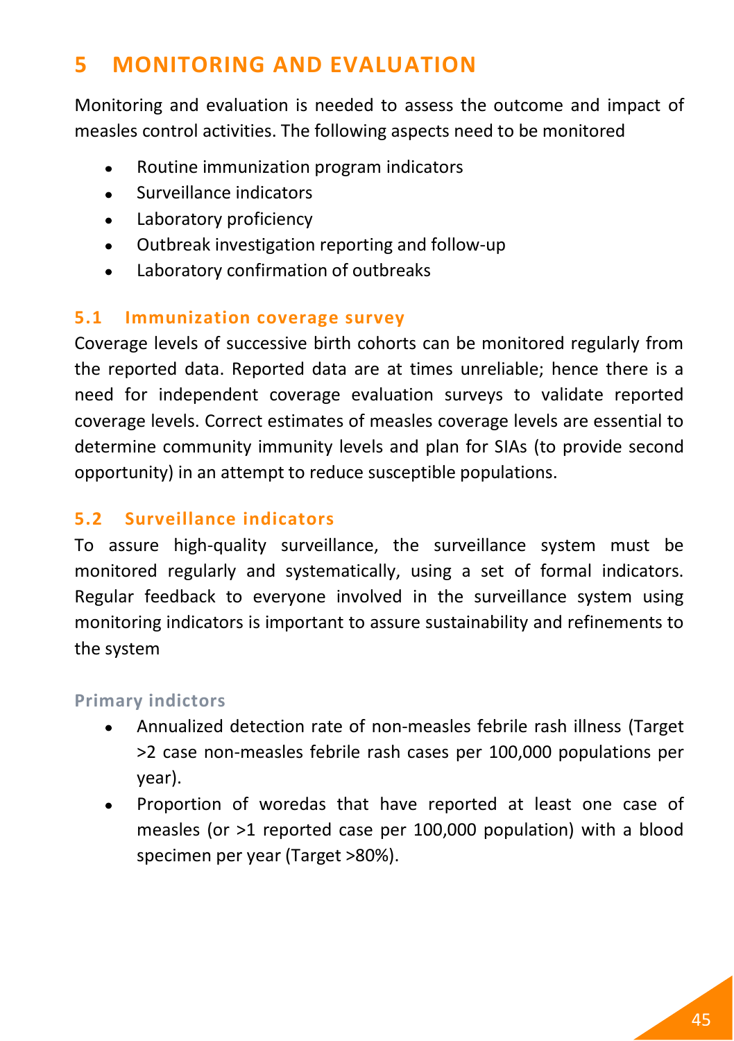# 5 MONITORING AND EVALUATION

Monitoring and evaluation is needed to assess the outcome and impact of measles control activities. The following aspects need to be monitored

- Routine immunization program indicators
- Surveillance indicators
- Laboratory proficiency
- Outbreak investigation reporting and follow-up
- Laboratory confirmation of outbreaks

## 5.1 Immunization coverage survey

Coverage levels of successive birth cohorts can be monitored regularly from the reported data. Reported data are at times unreliable; hence there is a need for independent coverage evaluation surveys to validate reported coverage levels. Correct estimates of measles coverage levels are essential to determine community immunity levels and plan for SIAs (to provide second opportunity) in an attempt to reduce susceptible populations.

## 5.2 Surveillance indicators

To assure high-quality surveillance, the surveillance system must be monitored regularly and systematically, using a set of formal indicators. Regular feedback to everyone involved in the surveillance system using monitoring indicators is important to assure sustainability and refinements to the system

### Primary indictors

- Annualized detection rate of non-measles febrile rash illness (Target >2 case non-measles febrile rash cases per 100,000 populations per year).
- Proportion of woredas that have reported at least one case of measles (or >1 reported case per 100,000 population) with a blood specimen per year (Target >80%).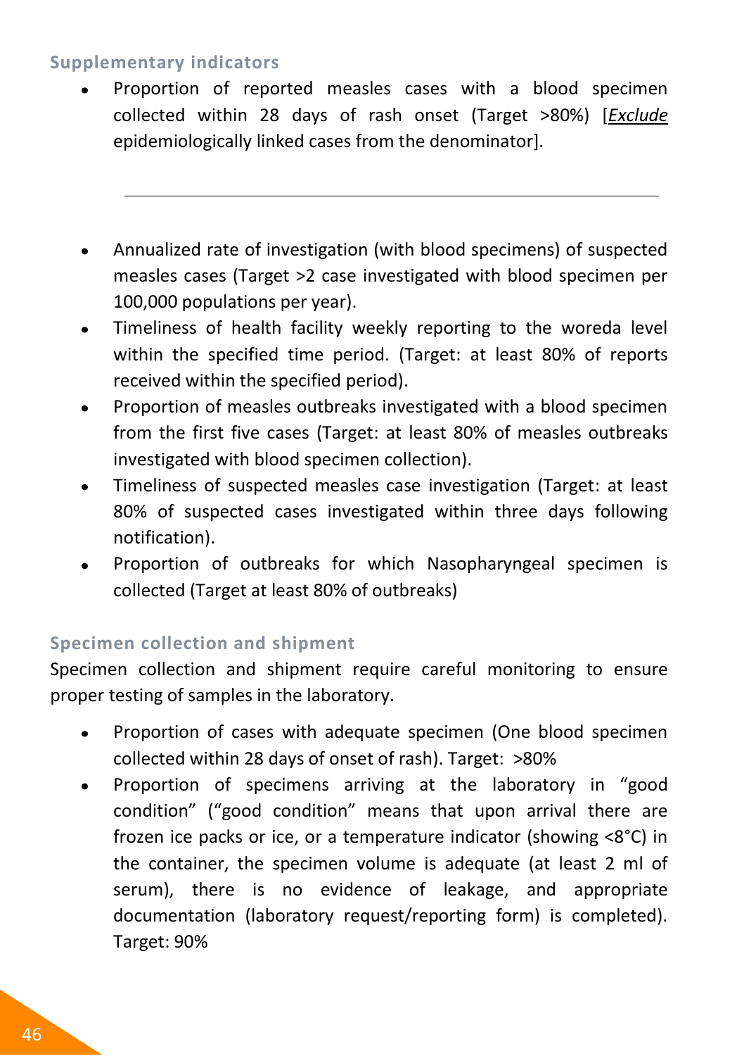### Supplementary indicators

- Proportion of reported measles cases with a blood specimen collected within 28 days of rash onset (Target >80%) [*Exclude* epidemiologically linked cases from the denominator].

---

- Annualized rate of investigation (with blood specimens) of suspected measles cases (Target >2 case investigated with blood specimen per 100,000 populations per year).
- Timeliness of health facility weekly reporting to the woreda level within the specified time period. (Target: at least 80% of reports received within the specified period).
- Proportion of measles outbreaks investigated with a blood specimen from the first five cases (Target: at least 80% of measles outbreaks investigated with blood specimen collection).
- Timeliness of suspected measles case investigation (Target: at least 80% of suspected cases investigated within three days following notification).
- Proportion of outbreaks for which Nasopharyngeal specimen is collected (Target at least 80% of outbreaks)

### Specimen collection and shipment

Specimen collection and shipment require careful monitoring to ensure proper testing of samples in the laboratory.

- Proportion of cases with adequate specimen (One blood specimen collected within 28 days of onset of rash). Target: >80%
- Proportion of specimens arriving at the laboratory in "good condition" ("good condition" means that upon arrival there are frozen ice packs or ice, or a temperature indicator (showing <8°C) in the container, the specimen volume is adequate (at least 2 ml of serum), there is no evidence of leakage, and appropriate documentation (laboratory request/reporting form) is completed). Target: 90%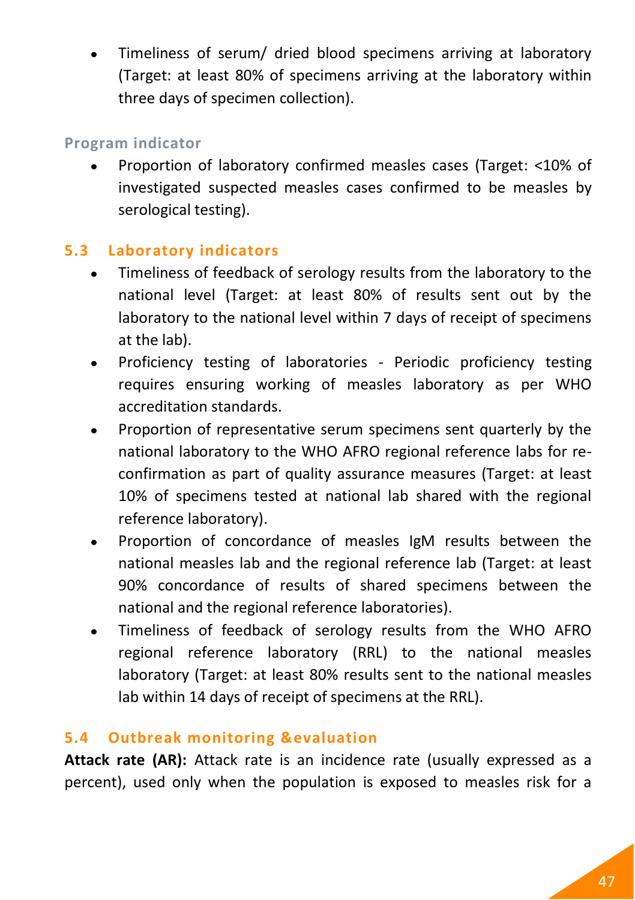- Timeliness of serum/ dried blood specimens arriving at laboratory (Target: at least 80% of specimens arriving at the laboratory within three days of specimen collection).

**Program indicator**

- Proportion of laboratory confirmed measles cases (Target: <10% of investigated suspected measles cases confirmed to be measles by serological testing).

## 5.3 Laboratory indicators

- Timeliness of feedback of serology results from the laboratory to the national level (Target: at least 80% of results sent out by the laboratory to the national level within 7 days of receipt of specimens at the lab).
- Proficiency testing of laboratories - Periodic proficiency testing requires ensuring working of measles laboratory as per WHO accreditation standards.
- Proportion of representative serum specimens sent quarterly by the national laboratory to the WHO AFRO regional reference labs for re-confirmation as part of quality assurance measures (Target: at least 10% of specimens tested at national lab shared with the regional reference laboratory).
- Proportion of concordance of measles IgM results between the national measles lab and the regional reference lab (Target: at least 90% concordance of results of shared specimens between the national and the regional reference laboratories).
- Timeliness of feedback of serology results from the WHO AFRO regional reference laboratory (RRL) to the national measles laboratory (Target: at least 80% results sent to the national measles lab within 14 days of receipt of specimens at the RRL).

## 5.4 Outbreak monitoring &evaluation

**Attack rate (AR):** Attack rate is an incidence rate (usually expressed as a percent), used only when the population is exposed to measles risk for a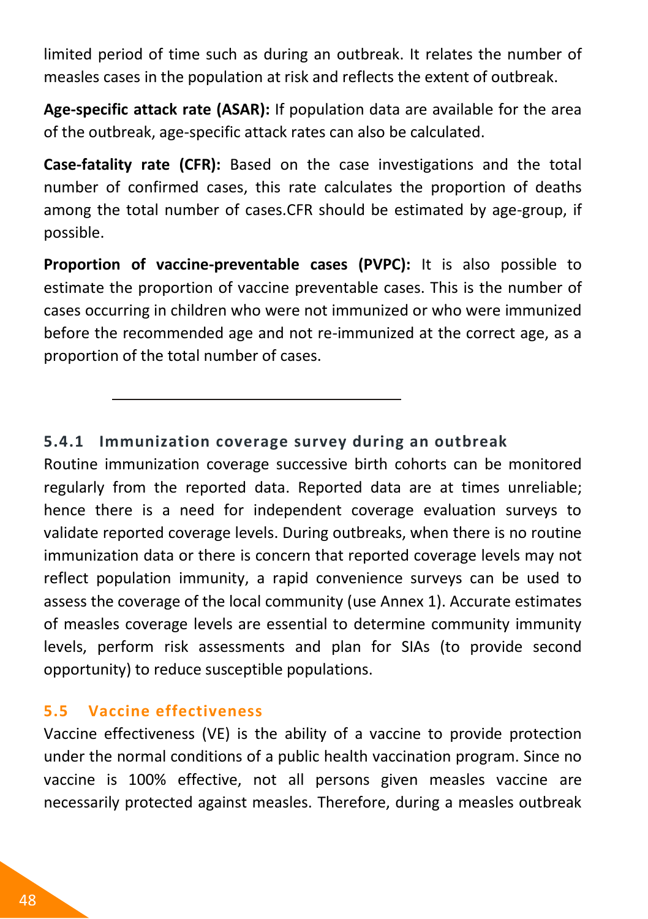limited period of time such as during an outbreak. It relates the number of measles cases in the population at risk and reflects the extent of outbreak.

**Age-specific attack rate (ASAR):** If population data are available for the area of the outbreak, age-specific attack rates can also be calculated.

**Case-fatality rate (CFR):** Based on the case investigations and the total number of confirmed cases, this rate calculates the proportion of deaths among the total number of cases.CFR should be estimated by age-group, if possible.

**Proportion of vaccine-preventable cases (PVPC):** It is also possible to estimate the proportion of vaccine preventable cases. This is the number of cases occurring in children who were not immunized or who were immunized before the recommended age and not re-immunized at the correct age, as a proportion of the total number of cases.

---

### 5.4.1 Immunization coverage survey during an outbreak

Routine immunization coverage successive birth cohorts can be monitored regularly from the reported data. Reported data are at times unreliable; hence there is a need for independent coverage evaluation surveys to validate reported coverage levels. During outbreaks, when there is no routine immunization data or there is concern that reported coverage levels may not reflect population immunity, a rapid convenience surveys can be used to assess the coverage of the local community (use Annex 1). Accurate estimates of measles coverage levels are essential to determine community immunity levels, perform risk assessments and plan for SIAs (to provide second opportunity) to reduce susceptible populations.

## 5.5 Vaccine effectiveness

Vaccine effectiveness (VE) is the ability of a vaccine to provide protection under the normal conditions of a public health vaccination program. Since no vaccine is 100% effective, not all persons given measles vaccine are necessarily protected against measles. Therefore, during a measles outbreak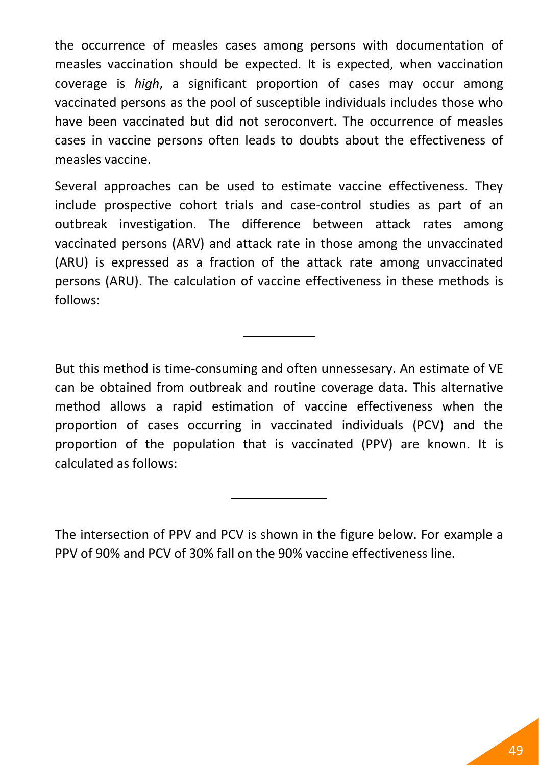the occurrence of measles cases among persons with documentation of measles vaccination should be expected. It is expected, when vaccination coverage is *high*, a significant proportion of cases may occur among vaccinated persons as the pool of susceptible individuals includes those who have been vaccinated but did not seroconvert. The occurrence of measles cases in vaccine persons often leads to doubts about the effectiveness of measles vaccine.

Several approaches can be used to estimate vaccine effectiveness. They include prospective cohort trials and case-control studies as part of an outbreak investigation. The difference between attack rates among vaccinated persons (ARV) and attack rate in those among the unvaccinated (ARU) is expressed as a fraction of the attack rate among unvaccinated persons (ARU). The calculation of vaccine effectiveness in these methods is follows:

But this method is time-consuming and often unnessesary. An estimate of VE can be obtained from outbreak and routine coverage data. This alternative method allows a rapid estimation of vaccine effectiveness when the proportion of cases occurring in vaccinated individuals (PCV) and the proportion of the population that is vaccinated (PPV) are known. It is calculated as follows:

The intersection of PPV and PCV is shown in the figure below. For example a PPV of 90% and PCV of 30% fall on the 90% vaccine effectiveness line.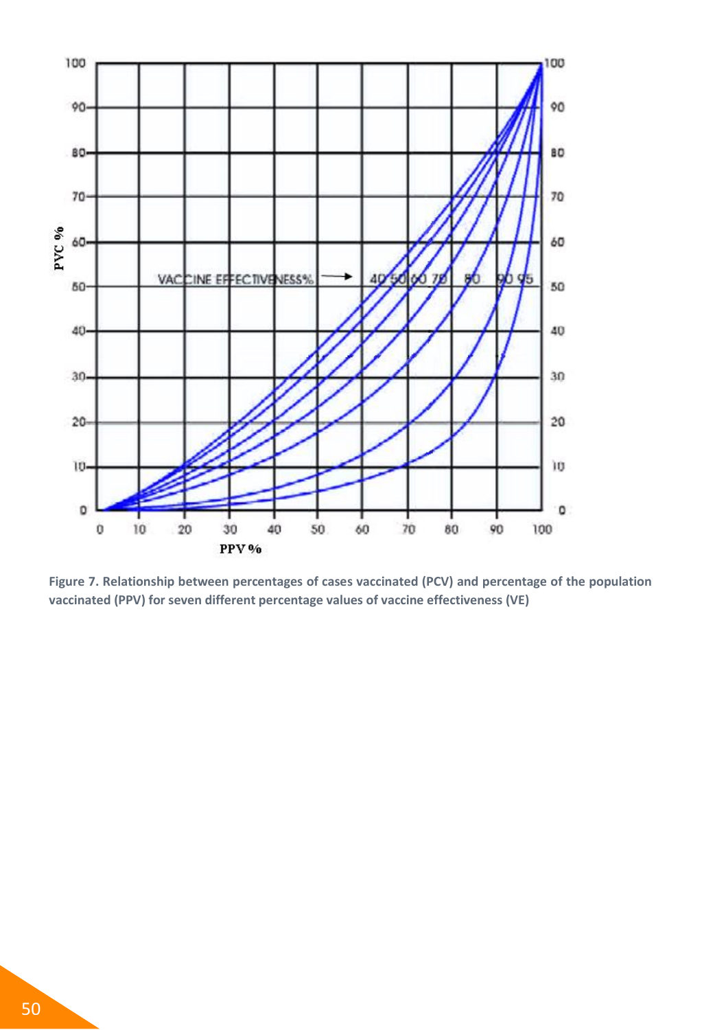Figure 7. Relationship between percentages of cases vaccinated (PCV) and percentage of the population vaccinated (PPV) for seven different percentage values of vaccine effectiveness (VE)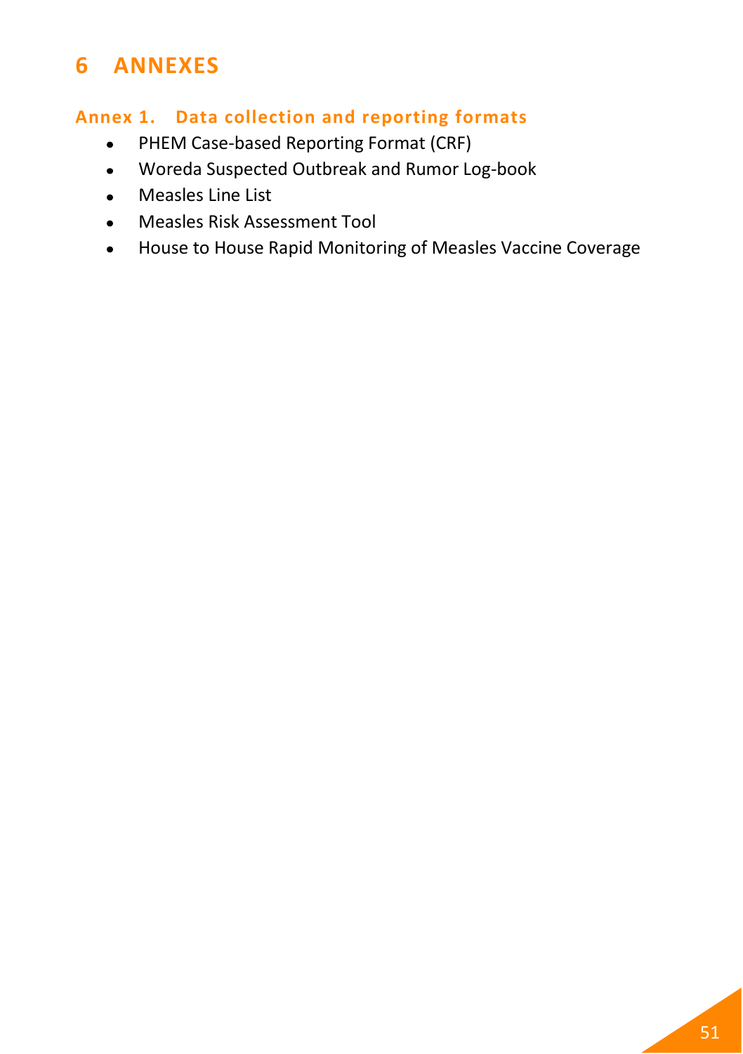# 6 ANNEXES

## Annex 1. Data collection and reporting formats

- PHEM Case-based Reporting Format (CRF)
- Woreda Suspected Outbreak and Rumor Log-book
- Measles Line List
- Measles Risk Assessment Tool
- House to House Rapid Monitoring of Measles Vaccine Coverage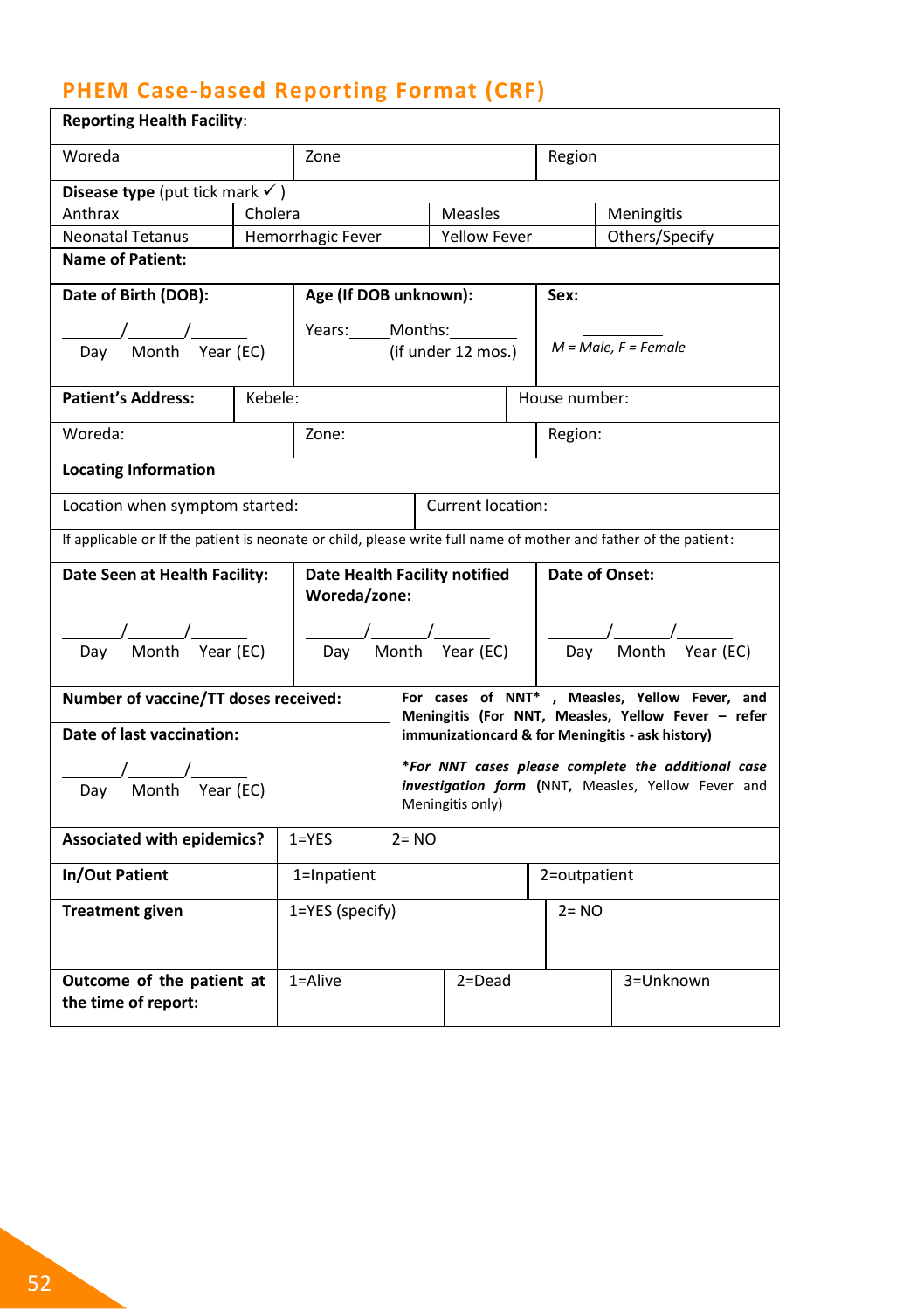## PHEM Case-based Reporting Format (CRF)

| **Reporting Health Facility**: | | |
|---|---|---|
| Woreda | Zone | Region |

**Disease type** (put tick mark ✓ )

| Anthrax | Cholera | Measles | Meningitis |
|---|---|---|---|
| Neonatal Tetanus | Hemorrhagic Fever | Yellow Fever | Others/Specify |

| **Name of Patient:** | | |
|---|---|---|
| **Date of Birth (DOB):**<br>\_\_\_\_\_\_/\_\_\_\_\_\_/\_\_\_\_\_\_<br>Day Month Year (EC) | **Age (If DOB unknown):**<br>Years:\_\_\_\_\_Months:\_\_\_\_\_\_\_\_<br>(if under 12 mos.) | **Sex:**<br>\_\_\_\_\_\_\_\_\_\_<br>*M = Male, F = Female* |

| **Patient's Address:** | Kebele: | House number: |
|---|---|---|
| Woreda: | Zone: | Region: |

| **Locating Information** | |
|---|---|
| Location when symptom started: | Current location: |
| If applicable or If the patient is neonate or child, please write full name of mother and father of the patient: | |

| **Date Seen at Health Facility:** | **Date Health Facility notified Woreda/zone:** | **Date of Onset:** |
|---|---|---|
| \_\_\_\_\_\_/\_\_\_\_\_\_/\_\_\_\_\_\_<br>Day Month Year (EC) | \_\_\_\_\_\_/\_\_\_\_\_\_/\_\_\_\_\_\_<br>Day Month Year (EC) | \_\_\_\_\_\_/\_\_\_\_\_\_/\_\_\_\_\_\_<br>Day Month Year (EC) |

| | |
|---|---|
| **Number of vaccine/TT doses received:** | **For cases of NNT\* , Measles, Yellow Fever, and Meningitis (For NNT, Measles, Yellow Fever – refer immunizationcard & for Meningitis - ask history)**<br><br>***For NNT cases please complete the additional case investigation form** (NNT, Measles, Yellow Fever and Meningitis only) |
| **Date of last vaccination:**<br>\_\_\_\_\_\_/\_\_\_\_\_\_/\_\_\_\_\_\_<br>Day Month Year (EC) | |

| | | | |
|---|---|---|---|
| **Associated with epidemics?** | 1=YES | 2= NO | |
| **In/Out Patient** | 1=Inpatient | 2=outpatient | |
| **Treatment given** | 1=YES (specify) | 2= NO | |
| **Outcome of the patient at the time of report:** | 1=Alive | 2=Dead | 3=Unknown |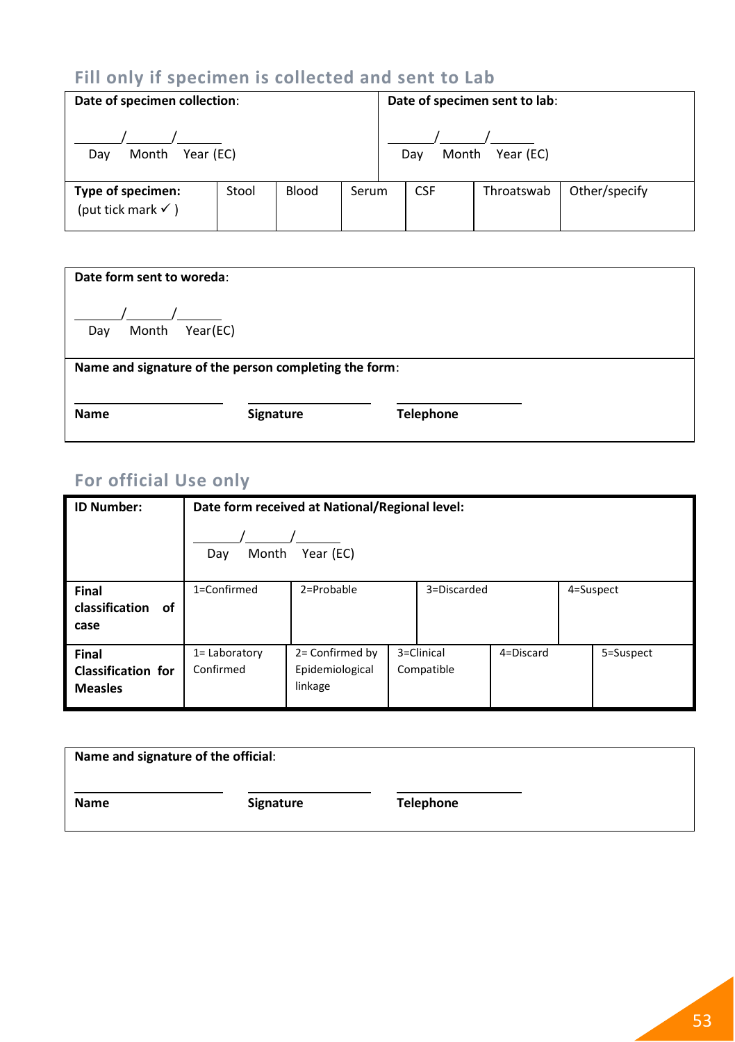## Fill only if specimen is collected and sent to Lab

| **Date of specimen collection**:<br><br>_____/_____/_____<br>Day Month Year (EC) | | | | **Date of specimen sent to lab**:<br><br>_____/_____/_____<br>Day Month Year (EC) | | |
|---|---|---|---|---|---|---|
| **Type of specimen:** (put tick mark ✓ ) | Stool | Blood | Serum | CSF | Throatswab | Other/specify |

| **Date form sent to woreda**:<br><br>_____/_____/_____<br>Day Month Year(EC) | | |
|---|---|---|
| **Name and signature of the person completing the form**: | | |
| **Name** ____________ | **Signature** ____________ | **Telephone** ____________ |

## For official Use only

| **ID Number:** | **Date form received at National/Regional level:**<br><br>_____/_____/_____<br>Day Month Year (EC) | | | | |
|---|---|---|---|---|---|
| **Final classification of case** | 1=Confirmed | 2=Probable | 3=Discarded | | 4=Suspect |
| **Final Classification for Measles** | 1= Laboratory Confirmed | 2= Confirmed by Epidemiological linkage | 3=Clinical Compatible | 4=Discard | 5=Suspect |

| **Name and signature of the official**: | | |
|---|---|---|
| **Name** ____________ | **Signature** ____________ | **Telephone** ____________ |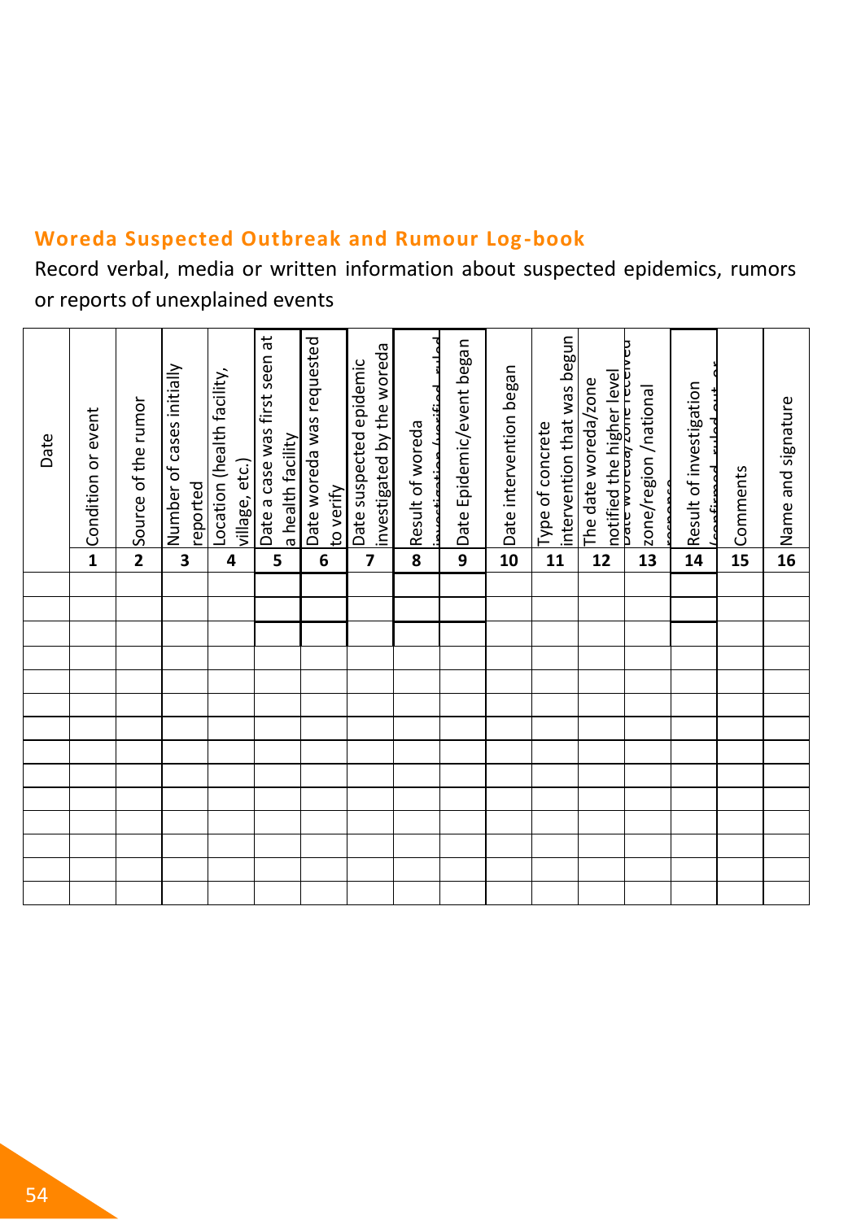## Woreda Suspected Outbreak and Rumour Log-book

Record verbal, media or written information about suspected epidemics, rumors or reports of unexplained events

| Date | Condition or event | Source of the rumor | Number of cases initially reported | Location (health facility, village, etc.) | Date a case was first seen at a health facility | Date woreda was requested to verify | Date suspected epidemic investigated by the woreda | Result of woreda investigation (verified, ruled | Date Epidemic/event began | Date intervention began | Type of concrete intervention that was begun | The date woreda/zone notified the higher level | Date woreda/zone received zone/region /national response | Result of investigation (confirmed, ruled out or | Comments | Name and signature |
|---|---|---|---|---|---|---|---|---|---|---|---|---|---|---|---|---|
| | 1 | 2 | 3 | 4 | 5 | 6 | 7 | 8 | 9 | 10 | 11 | 12 | 13 | 14 | 15 | 16 |
| | | | | | | | | | | | | | | | | |
| | | | | | | | | | | | | | | | | |
| | | | | | | | | | | | | | | | | |
| | | | | | | | | | | | | | | | | |
| | | | | | | | | | | | | | | | | |
| | | | | | | | | | | | | | | | | |
| | | | | | | | | | | | | | | | | |
| | | | | | | | | | | | | | | | | |
| | | | | | | | | | | | | | | | | |
| | | | | | | | | | | | | | | | | |
| | | | | | | | | | | | | | | | | |
| | | | | | | | | | | | | | | | | |
| | | | | | | | | | | | | | | | | |
| | | | | | | | | | | | | | | | | |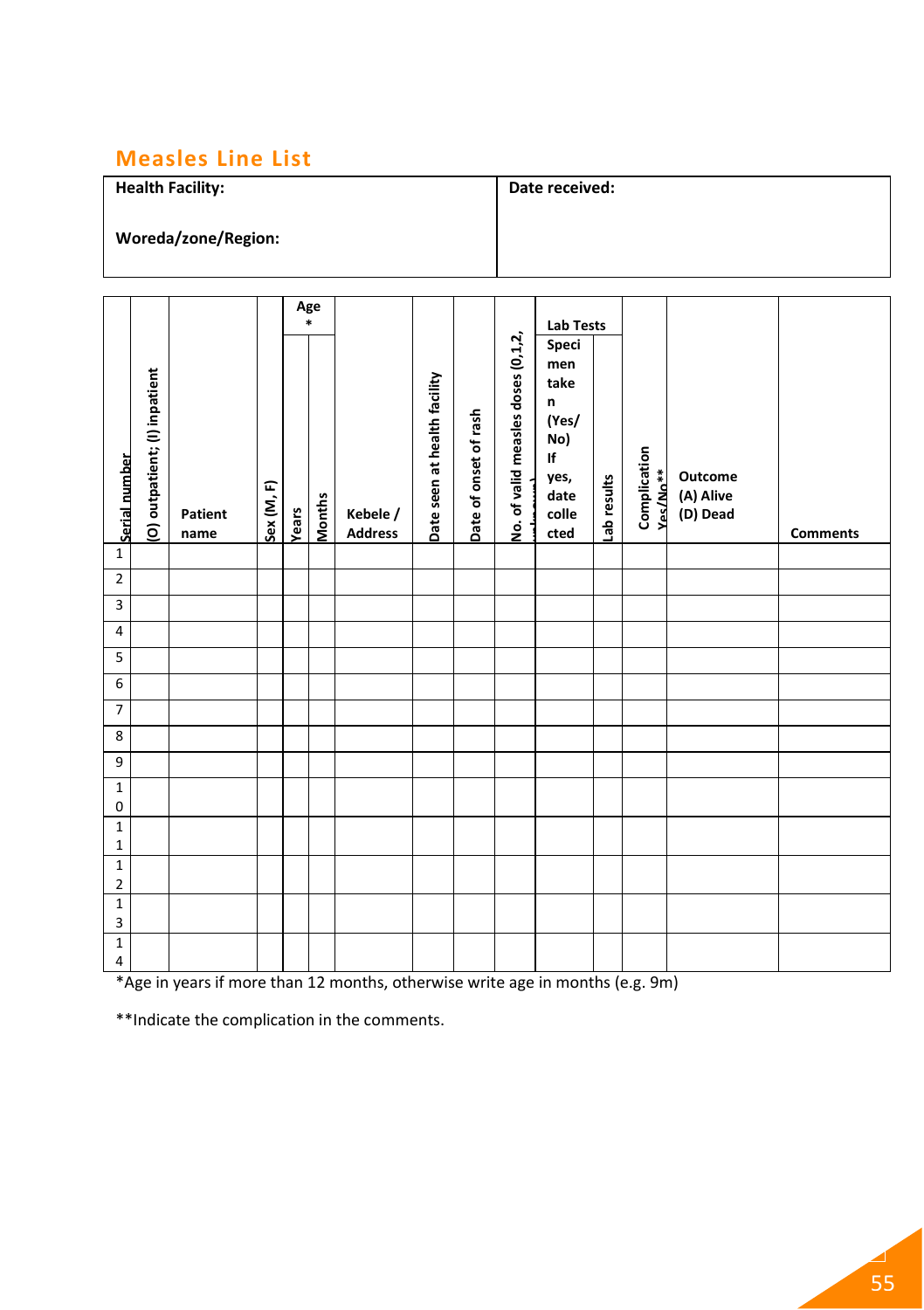## Measles Line List

| Health Facility: <br><br> Woreda/zone/Region: | Date received: |
|---|---|

| Serial number | (O) outpatient; (I) inpatient | Patient name | Sex (M, F) | Age * | | Kebele / Address | Date seen at health facility | Date of onset of rash | No. of valid measles doses (0,1,2, unknown) | Lab Tests | | Complication Yes/No** | Outcome (A) Alive (D) Dead | Comments |
|---|---|---|---|---|---|---|---|---|---|---|---|---|---|---|
| | | | | Years | Months | | | | | Specimen taken (Yes/ No) If yes, date collected | Lab results | | | |
| 1 | | | | | | | | | | | | | | |
| 2 | | | | | | | | | | | | | | |
| 3 | | | | | | | | | | | | | | |
| 4 | | | | | | | | | | | | | | |
| 5 | | | | | | | | | | | | | | |
| 6 | | | | | | | | | | | | | | |
| 7 | | | | | | | | | | | | | | |
| 8 | | | | | | | | | | | | | | |
| 9 | | | | | | | | | | | | | | |
| 10 | | | | | | | | | | | | | | |
| 11 | | | | | | | | | | | | | | |
| 12 | | | | | | | | | | | | | | |
| 13 | | | | | | | | | | | | | | |
| 14 | | | | | | | | | | | | | | |

*Age in years if more than 12 months, otherwise write age in months (e.g. 9m)

**Indicate the complication in the comments.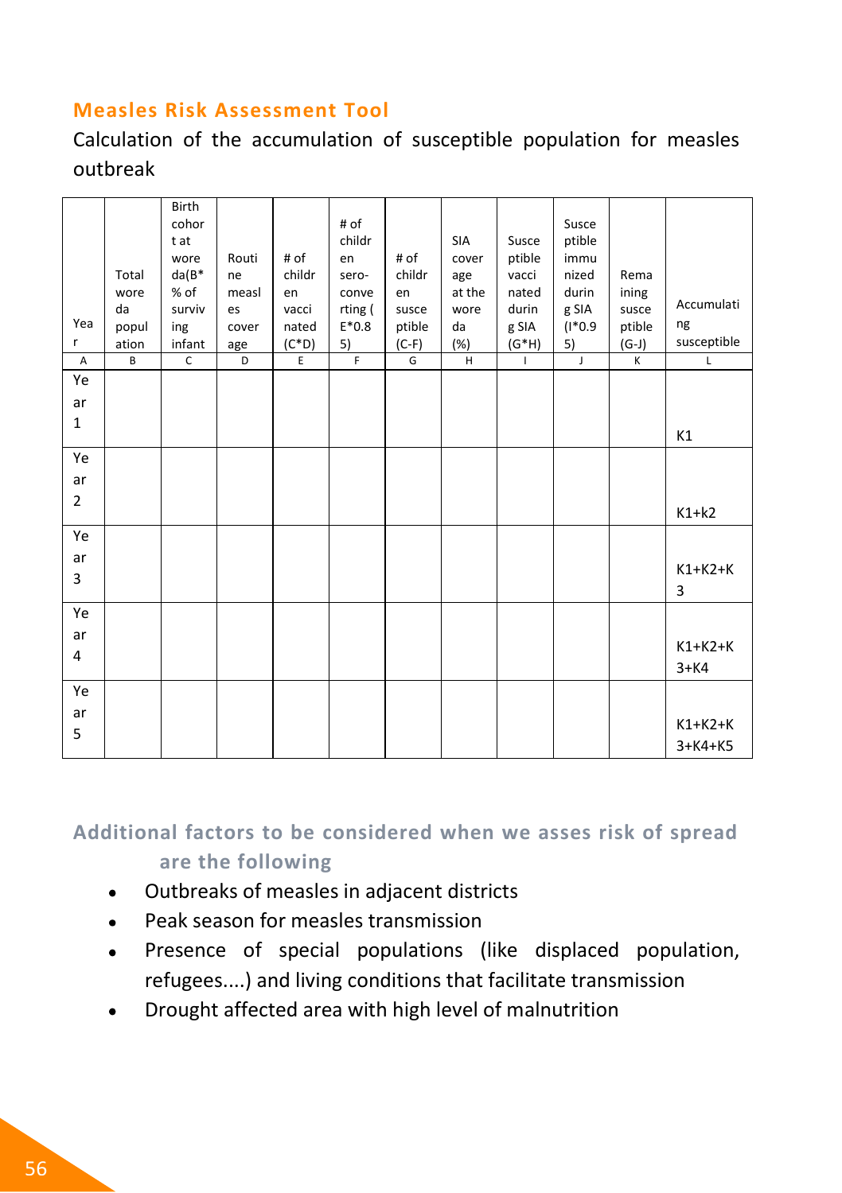## Measles Risk Assessment Tool

Calculation of the accumulation of susceptible population for measles outbreak

| Year | Total woreda population | Birth cohort at woreda(B*% of surviving infant | Routine measles coverage | # of children vaccinated (C*D) | # of children sero-converting ( E*0.85) | # of children susceptible (C-F) | SIA coverage at the woreda (%) | Susceptible vaccinated during SIA (G*H) | Susceptible immunized during SIA (I*0.95) | Remaining susceptible (G-J) | Accumulating susceptible |
|---|---|---|---|---|---|---|---|---|---|---|---|
| A | B | C | D | E | F | G | H | I | J | K | L |
| Year 1 | | | | | | | | | | | K1 |
| Year 2 | | | | | | | | | | | K1+k2 |
| Year 3 | | | | | | | | | | | K1+K2+K3 |
| Year 4 | | | | | | | | | | | K1+K2+K3+K4 |
| Year 5 | | | | | | | | | | | K1+K2+K3+K4+K5 |

### Additional factors to be considered when we asses risk of spread are the following

- Outbreaks of measles in adjacent districts
- Peak season for measles transmission
- Presence of special populations (like displaced population, refugees....) and living conditions that facilitate transmission
- Drought affected area with high level of malnutrition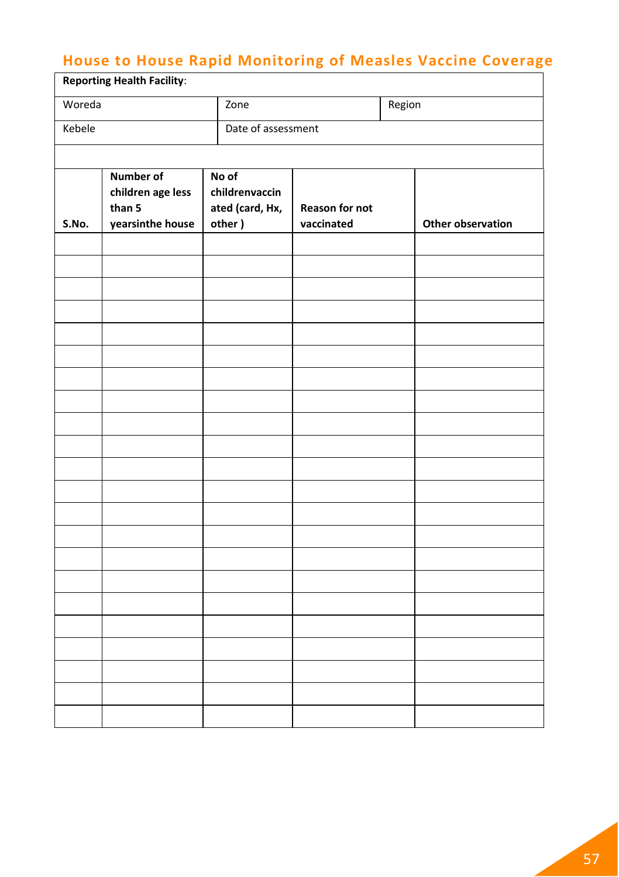## House to House Rapid Monitoring of Measles Vaccine Coverage

| **Reporting Health Facility**: | | |
|---|---|---|
| Woreda | Zone | Region |
| Kebele | Date of assessment | |

| S.No. | Number of children age less than 5 yearsinthe house | No of childrenvaccinated (card, Hx, other ) | Reason for not vaccinated | Other observation |
|---|---|---|---|---|
| | | | | |
| | | | | |
| | | | | |
| | | | | |
| | | | | |
| | | | | |
| | | | | |
| | | | | |
| | | | | |
| | | | | |
| | | | | |
| | | | | |
| | | | | |
| | | | | |
| | | | | |
| | | | | |
| | | | | |
| | | | | |
| | | | | |
| | | | | |
| | | | | |
| | | | | |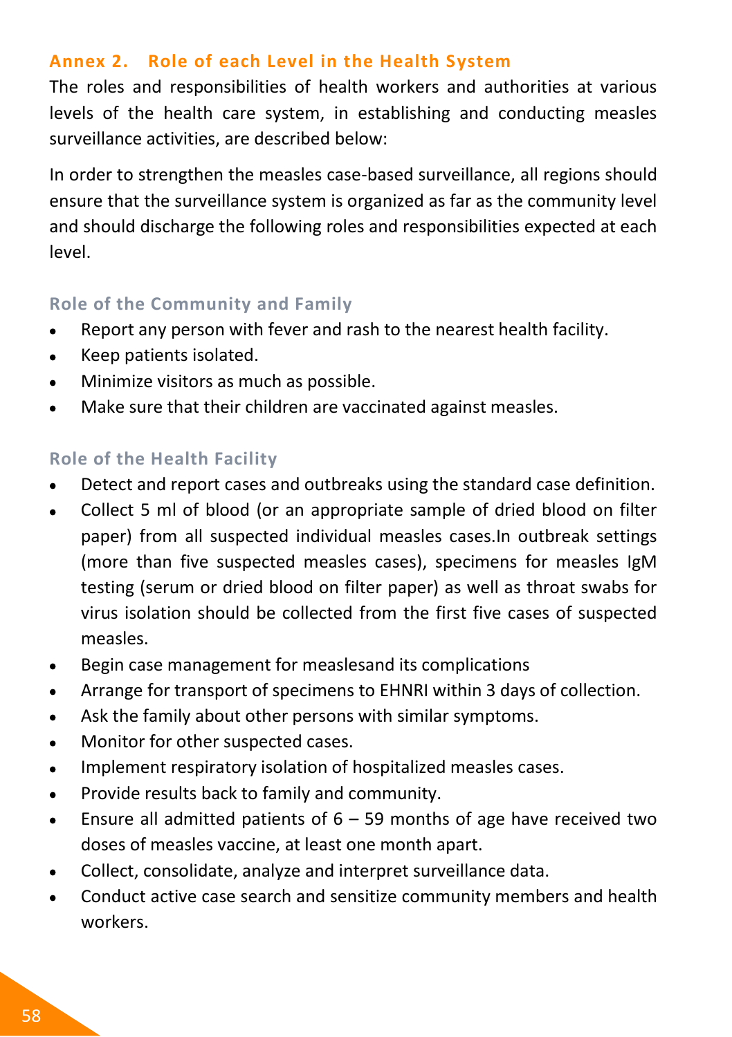## Annex 2. Role of each Level in the Health System

The roles and responsibilities of health workers and authorities at various levels of the health care system, in establishing and conducting measles surveillance activities, are described below:

In order to strengthen the measles case-based surveillance, all regions should ensure that the surveillance system is organized as far as the community level and should discharge the following roles and responsibilities expected at each level.

### Role of the Community and Family

- Report any person with fever and rash to the nearest health facility.
- Keep patients isolated.
- Minimize visitors as much as possible.
- Make sure that their children are vaccinated against measles.

### Role of the Health Facility

- Detect and report cases and outbreaks using the standard case definition.
- Collect 5 ml of blood (or an appropriate sample of dried blood on filter paper) from all suspected individual measles cases.In outbreak settings (more than five suspected measles cases), specimens for measles IgM testing (serum or dried blood on filter paper) as well as throat swabs for virus isolation should be collected from the first five cases of suspected measles.
- Begin case management for measlesand its complications
- Arrange for transport of specimens to EHNRI within 3 days of collection.
- Ask the family about other persons with similar symptoms.
- Monitor for other suspected cases.
- Implement respiratory isolation of hospitalized measles cases.
- Provide results back to family and community.
- Ensure all admitted patients of 6 – 59 months of age have received two doses of measles vaccine, at least one month apart.
- Collect, consolidate, analyze and interpret surveillance data.
- Conduct active case search and sensitize community members and health workers.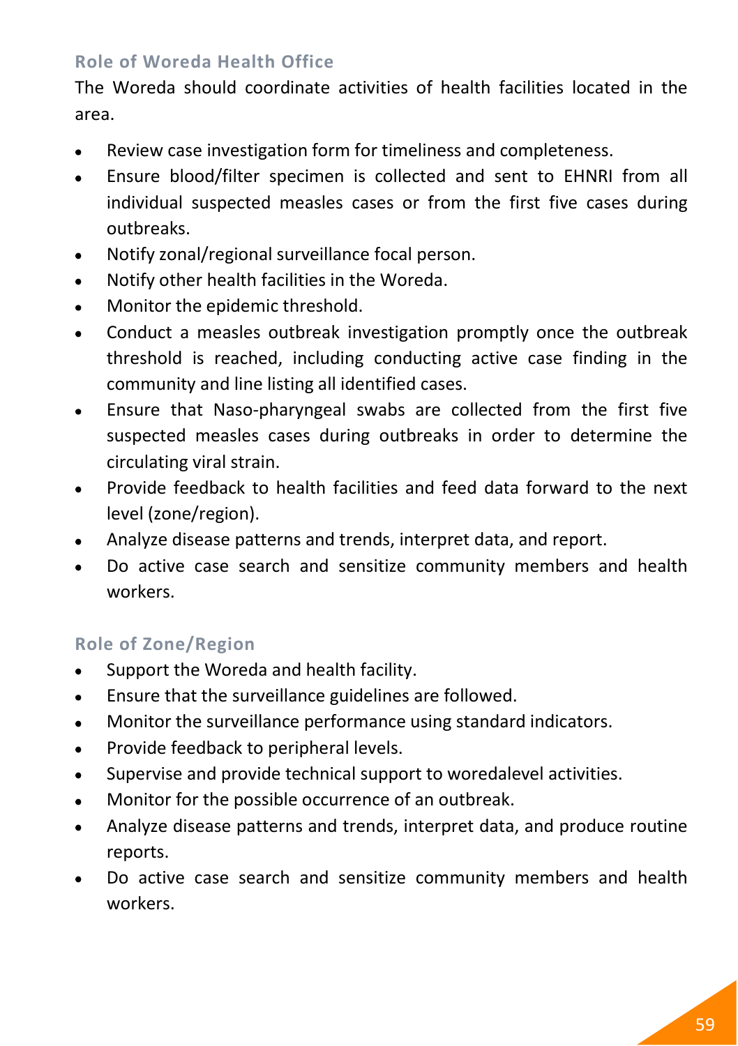### Role of Woreda Health Office

The Woreda should coordinate activities of health facilities located in the area.

- Review case investigation form for timeliness and completeness.
- Ensure blood/filter specimen is collected and sent to EHNRI from all individual suspected measles cases or from the first five cases during outbreaks.
- Notify zonal/regional surveillance focal person.
- Notify other health facilities in the Woreda.
- Monitor the epidemic threshold.
- Conduct a measles outbreak investigation promptly once the outbreak threshold is reached, including conducting active case finding in the community and line listing all identified cases.
- Ensure that Naso-pharyngeal swabs are collected from the first five suspected measles cases during outbreaks in order to determine the circulating viral strain.
- Provide feedback to health facilities and feed data forward to the next level (zone/region).
- Analyze disease patterns and trends, interpret data, and report.
- Do active case search and sensitize community members and health workers.

### Role of Zone/Region

- Support the Woreda and health facility.
- Ensure that the surveillance guidelines are followed.
- Monitor the surveillance performance using standard indicators.
- Provide feedback to peripheral levels.
- Supervise and provide technical support to woredalevel activities.
- Monitor for the possible occurrence of an outbreak.
- Analyze disease patterns and trends, interpret data, and produce routine reports.
- Do active case search and sensitize community members and health workers.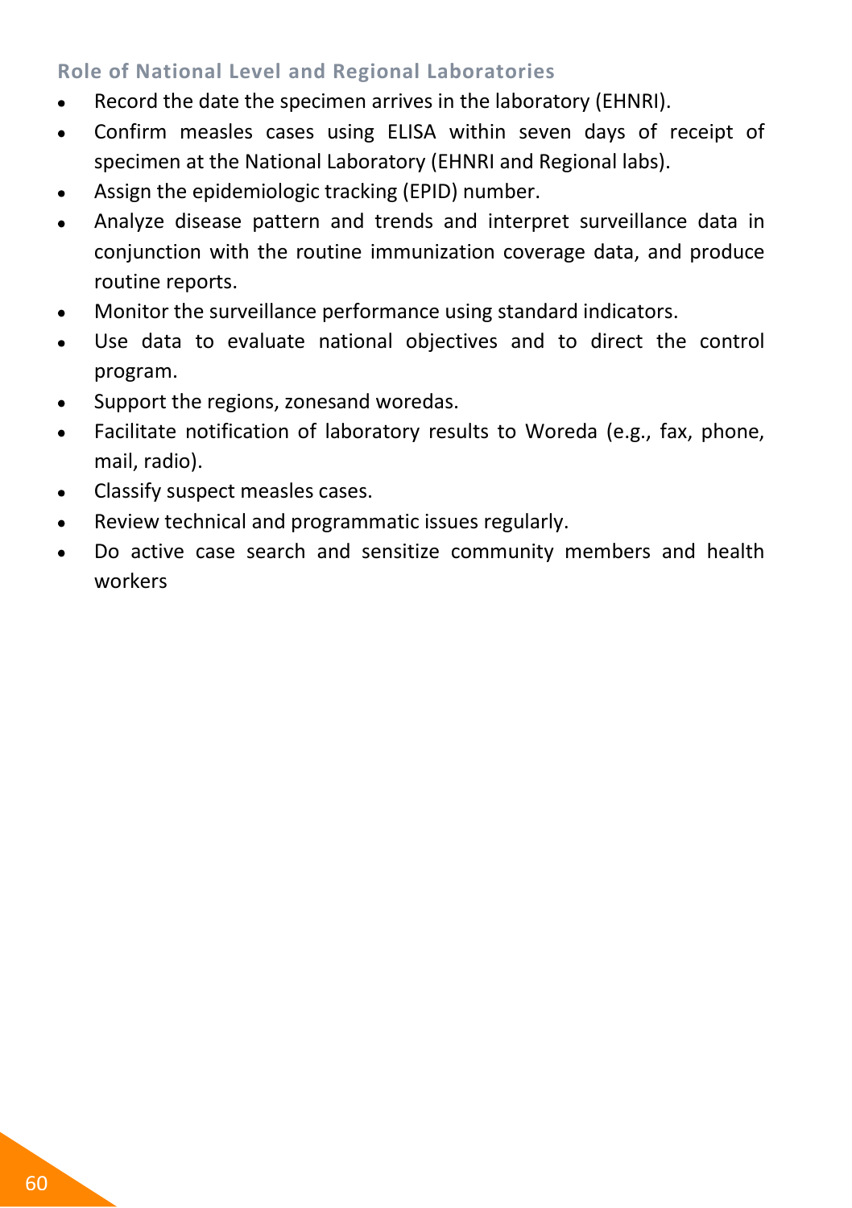### Role of National Level and Regional Laboratories

- Record the date the specimen arrives in the laboratory (EHNRI).
- Confirm measles cases using ELISA within seven days of receipt of specimen at the National Laboratory (EHNRI and Regional labs).
- Assign the epidemiologic tracking (EPID) number.
- Analyze disease pattern and trends and interpret surveillance data in conjunction with the routine immunization coverage data, and produce routine reports.
- Monitor the surveillance performance using standard indicators.
- Use data to evaluate national objectives and to direct the control program.
- Support the regions, zonesand woredas.
- Facilitate notification of laboratory results to Woreda (e.g., fax, phone, mail, radio).
- Classify suspect measles cases.
- Review technical and programmatic issues regularly.
- Do active case search and sensitize community members and health workers